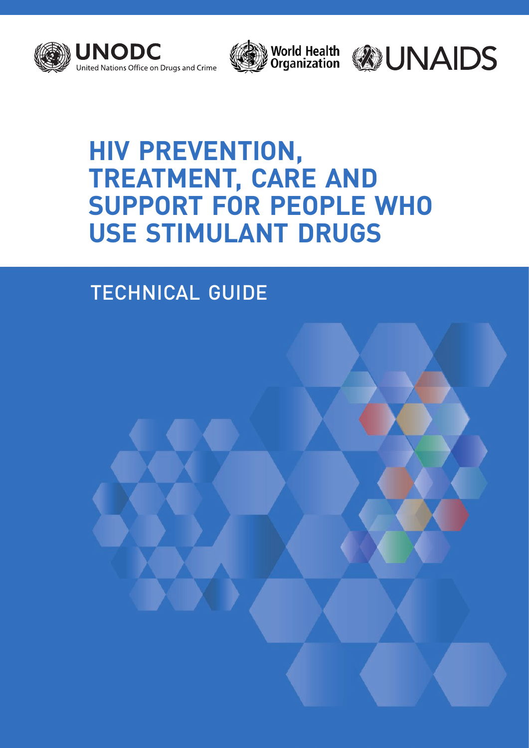UNODC
United Nations Office on Drugs and Crime

World Health Organization

UNAIDS

# HIV PREVENTION, TREATMENT, CARE AND SUPPORT FOR PEOPLE WHO USE STIMULANT DRUGS

## TECHNICAL GUIDE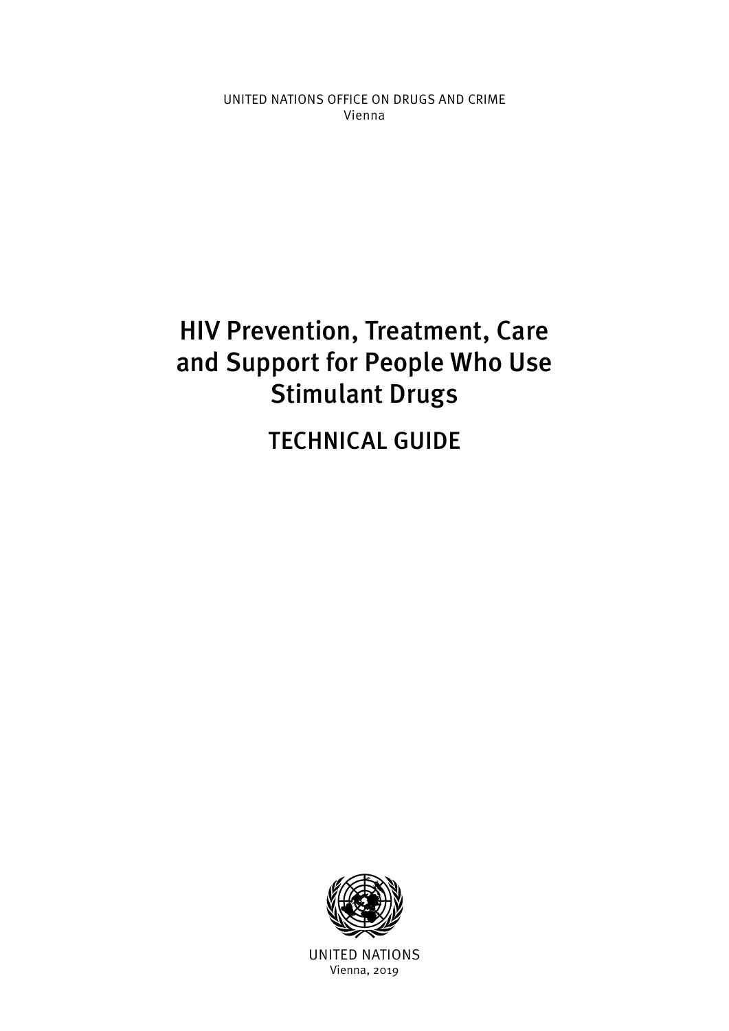UNITED NATIONS OFFICE ON DRUGS AND CRIME
Vienna

# HIV Prevention, Treatment, Care and Support for People Who Use Stimulant Drugs

## TECHNICAL GUIDE

UNITED NATIONS
Vienna, 2019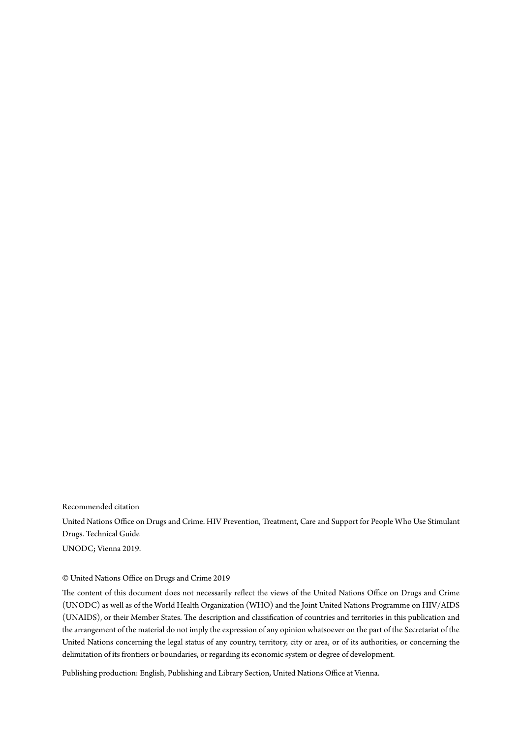Recommended citation

United Nations Office on Drugs and Crime. HIV Prevention, Treatment, Care and Support for People Who Use Stimulant Drugs. Technical Guide

UNODC; Vienna 2019.

© United Nations Office on Drugs and Crime 2019

The content of this document does not necessarily reflect the views of the United Nations Office on Drugs and Crime (UNODC) as well as of the World Health Organization (WHO) and the Joint United Nations Programme on HIV/AIDS (UNAIDS), or their Member States. The description and classification of countries and territories in this publication and the arrangement of the material do not imply the expression of any opinion whatsoever on the part of the Secretariat of the United Nations concerning the legal status of any country, territory, city or area, or of its authorities, or concerning the delimitation of its frontiers or boundaries, or regarding its economic system or degree of development.

Publishing production: English, Publishing and Library Section, United Nations Office at Vienna.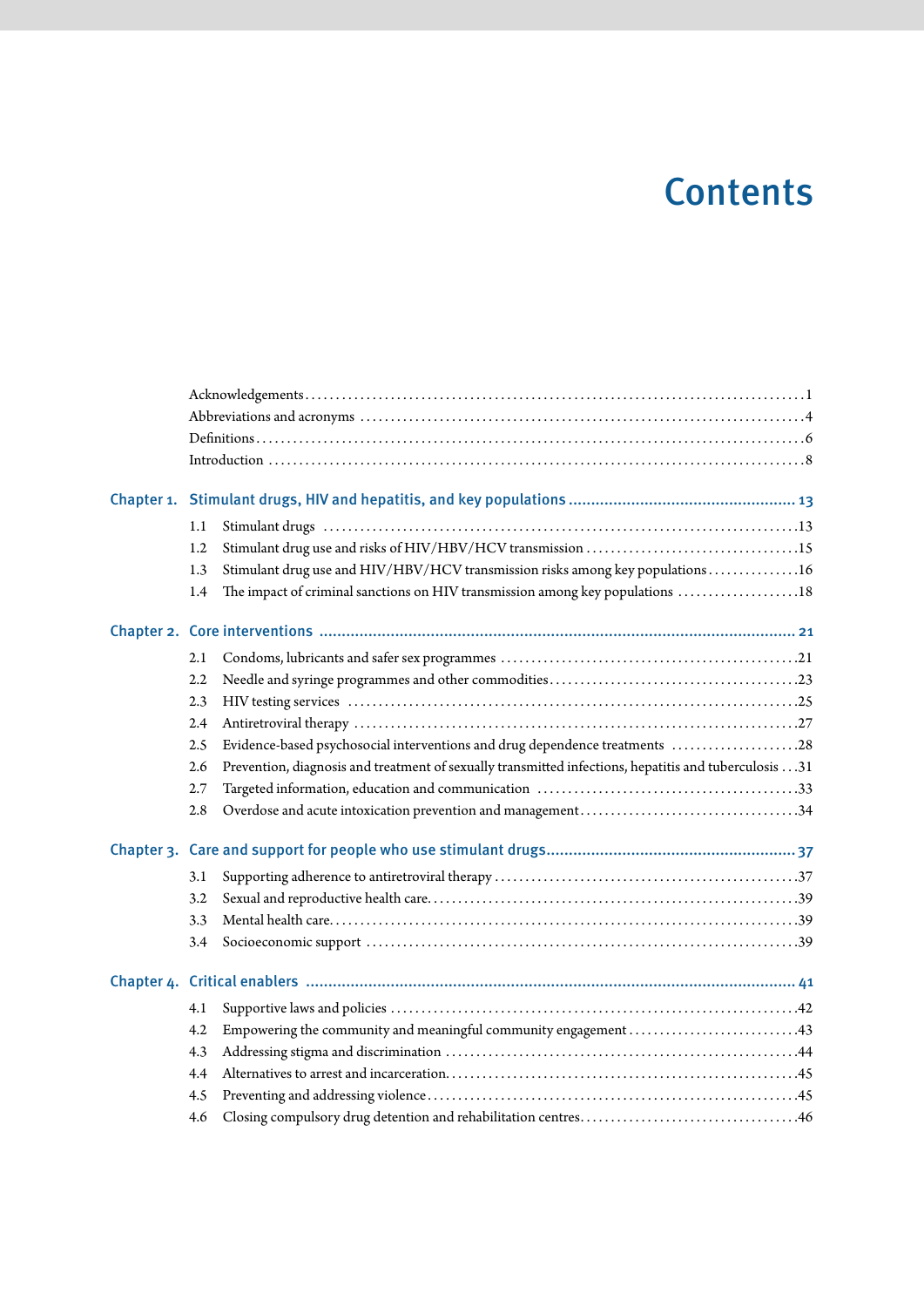# Contents

Acknowledgements ..... 1
Abbreviations and acronyms ..... 4
Definitions ..... 6
Introduction ..... 8

**Chapter 1. Stimulant drugs, HIV and hepatitis, and key populations ..... 13**

1.1 Stimulant drugs ..... 13
1.2 Stimulant drug use and risks of HIV/HBV/HCV transmission ..... 15
1.3 Stimulant drug use and HIV/HBV/HCV transmission risks among key populations ..... 16
1.4 The impact of criminal sanctions on HIV transmission among key populations ..... 18

**Chapter 2. Core interventions ..... 21**

2.1 Condoms, lubricants and safer sex programmes ..... 21
2.2 Needle and syringe programmes and other commodities ..... 23
2.3 HIV testing services ..... 25
2.4 Antiretroviral therapy ..... 27
2.5 Evidence-based psychosocial interventions and drug dependence treatments ..... 28
2.6 Prevention, diagnosis and treatment of sexually transmitted infections, hepatitis and tuberculosis ..... 31
2.7 Targeted information, education and communication ..... 33
2.8 Overdose and acute intoxication prevention and management ..... 34

**Chapter 3. Care and support for people who use stimulant drugs ..... 37**

3.1 Supporting adherence to antiretroviral therapy ..... 37
3.2 Sexual and reproductive health care ..... 39
3.3 Mental health care ..... 39
3.4 Socioeconomic support ..... 39

**Chapter 4. Critical enablers ..... 41**

4.1 Supportive laws and policies ..... 42
4.2 Empowering the community and meaningful community engagement ..... 43
4.3 Addressing stigma and discrimination ..... 44
4.4 Alternatives to arrest and incarceration ..... 45
4.5 Preventing and addressing violence ..... 45
4.6 Closing compulsory drug detention and rehabilitation centres ..... 46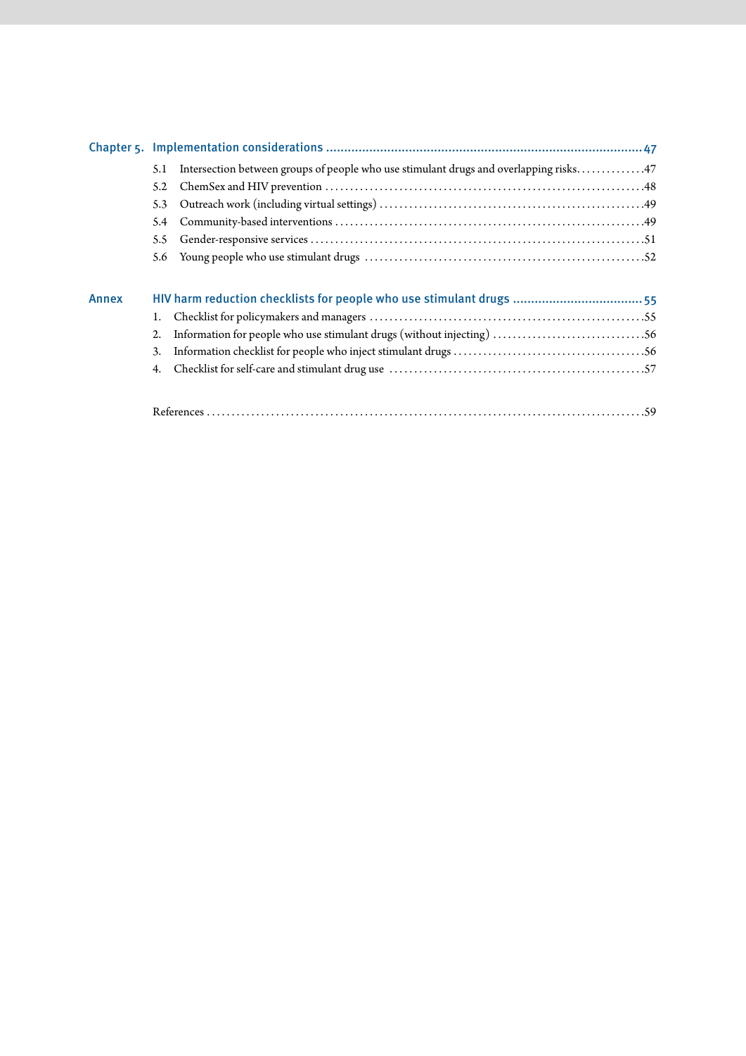**Chapter 5. Implementation considerations** .......... 47

- 5.1 Intersection between groups of people who use stimulant drugs and overlapping risks .......... 47
- 5.2 ChemSex and HIV prevention .......... 48
- 5.3 Outreach work (including virtual settings) .......... 49
- 5.4 Community-based interventions .......... 49
- 5.5 Gender-responsive services .......... 51
- 5.6 Young people who use stimulant drugs .......... 52

**Annex HIV harm reduction checklists for people who use stimulant drugs** .......... 55

1. Checklist for policymakers and managers .......... 55
2. Information for people who use stimulant drugs (without injecting) .......... 56
3. Information checklist for people who inject stimulant drugs .......... 56
4. Checklist for self-care and stimulant drug use .......... 57

References .......... 59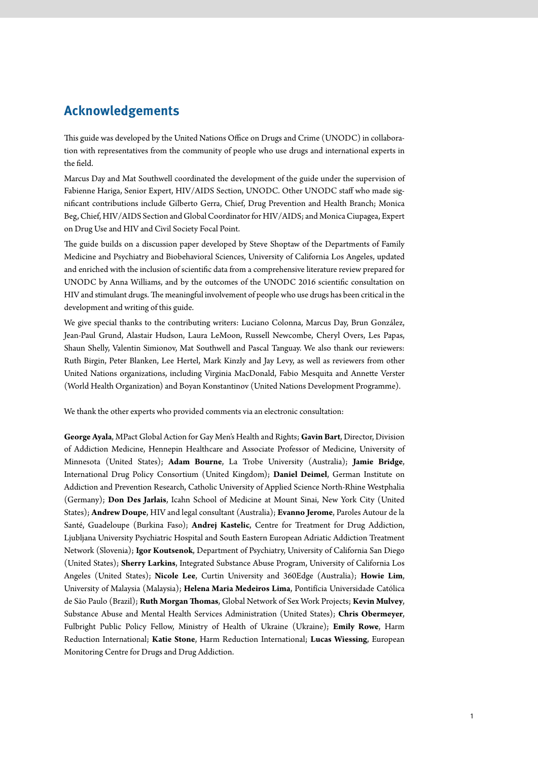## Acknowledgements

This guide was developed by the United Nations Office on Drugs and Crime (UNODC) in collaboration with representatives from the community of people who use drugs and international experts in the field.

Marcus Day and Mat Southwell coordinated the development of the guide under the supervision of Fabienne Hariga, Senior Expert, HIV/AIDS Section, UNODC. Other UNODC staff who made significant contributions include Gilberto Gerra, Chief, Drug Prevention and Health Branch; Monica Beg, Chief, HIV/AIDS Section and Global Coordinator for HIV/AIDS; and Monica Ciupagea, Expert on Drug Use and HIV and Civil Society Focal Point.

The guide builds on a discussion paper developed by Steve Shoptaw of the Departments of Family Medicine and Psychiatry and Biobehavioral Sciences, University of California Los Angeles, updated and enriched with the inclusion of scientific data from a comprehensive literature review prepared for UNODC by Anna Williams, and by the outcomes of the UNODC 2016 scientific consultation on HIV and stimulant drugs. The meaningful involvement of people who use drugs has been critical in the development and writing of this guide.

We give special thanks to the contributing writers: Luciano Colonna, Marcus Day, Brun González, Jean-Paul Grund, Alastair Hudson, Laura LeMoon, Russell Newcombe, Cheryl Overs, Les Papas, Shaun Shelly, Valentin Simionov, Mat Southwell and Pascal Tanguay. We also thank our reviewers: Ruth Birgin, Peter Blanken, Lee Hertel, Mark Kinzly and Jay Levy, as well as reviewers from other United Nations organizations, including Virginia MacDonald, Fabio Mesquita and Annette Verster (World Health Organization) and Boyan Konstantinov (United Nations Development Programme).

We thank the other experts who provided comments via an electronic consultation:

**George Ayala**, MPact Global Action for Gay Men's Health and Rights; **Gavin Bart**, Director, Division of Addiction Medicine, Hennepin Healthcare and Associate Professor of Medicine, University of Minnesota (United States); **Adam Bourne**, La Trobe University (Australia); **Jamie Bridge**, International Drug Policy Consortium (United Kingdom); **Daniel Deimel**, German Institute on Addiction and Prevention Research, Catholic University of Applied Science North-Rhine Westphalia (Germany); **Don Des Jarlais**, Icahn School of Medicine at Mount Sinai, New York City (United States); **Andrew Doupe**, HIV and legal consultant (Australia); **Evanno Jerome**, Paroles Autour de la Santé, Guadeloupe (Burkina Faso); **Andrej Kastelic**, Centre for Treatment for Drug Addiction, Ljubljana University Psychiatric Hospital and South Eastern European Adriatic Addiction Treatment Network (Slovenia); **Igor Koutsenok**, Department of Psychiatry, University of California San Diego (United States); **Sherry Larkins**, Integrated Substance Abuse Program, University of California Los Angeles (United States); **Nicole Lee**, Curtin University and 360Edge (Australia); **Howie Lim**, University of Malaysia (Malaysia); **Helena Maria Medeiros Lima**, Pontifícia Universidade Católica de São Paulo (Brazil); **Ruth Morgan Thomas**, Global Network of Sex Work Projects; **Kevin Mulvey**, Substance Abuse and Mental Health Services Administration (United States); **Chris Obermeyer**, Fulbright Public Policy Fellow, Ministry of Health of Ukraine (Ukraine); **Emily Rowe**, Harm Reduction International; **Katie Stone**, Harm Reduction International; **Lucas Wiessing**, European Monitoring Centre for Drugs and Drug Addiction.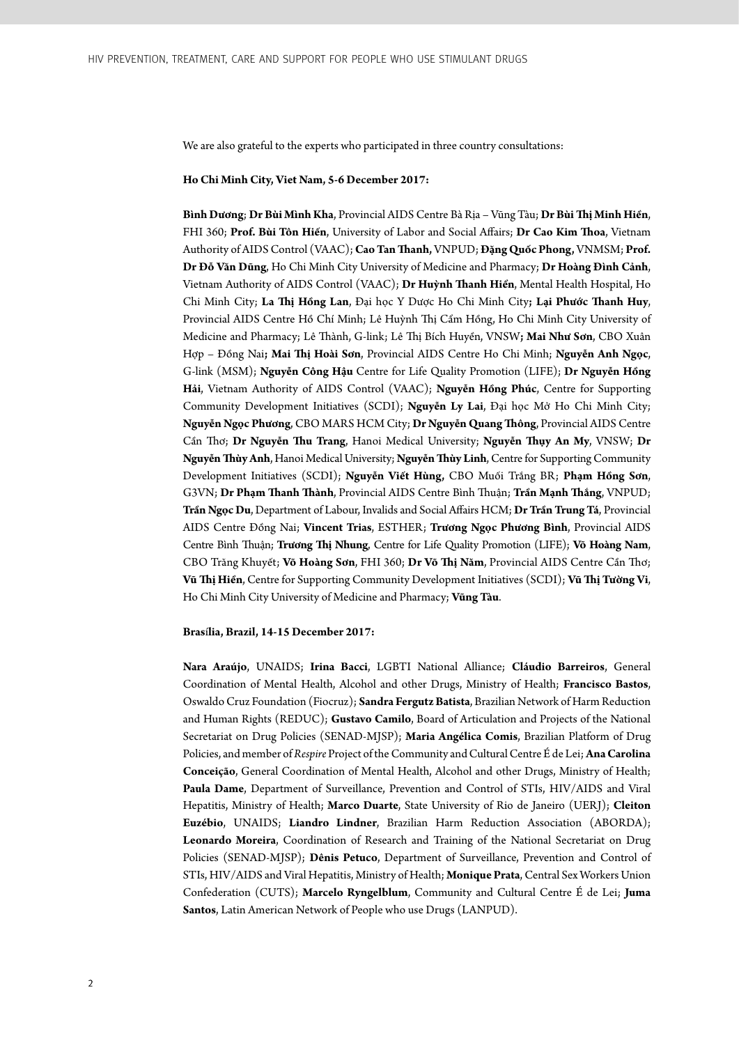We are also grateful to the experts who participated in three country consultations:

**Ho Chi Minh City, Viet Nam, 5-6 December 2017:**

**Bình Dương**; **Dr Bùi Minh Kha**, Provincial AIDS Centre Bà Rịa – Vũng Tàu; **Dr Bùi Thị Minh Hiền**, FHI 360; **Prof. Bùi Tôn Hiến**, University of Labor and Social Affairs; **Dr Cao Kim Thoa**, Vietnam Authority of AIDS Control (VAAC); **Cao Tan Thanh,** VNPUD; **Đặng Quốc Phong,** VNMSM; **Prof. Dr Đỗ Văn Dũng**, Ho Chi Minh City University of Medicine and Pharmacy; **Dr Hoàng Đình Cảnh**, Vietnam Authority of AIDS Control (VAAC); **Dr Huỳnh Thanh Hiền**, Mental Health Hospital, Ho Chi Minh City; **La Thị Hồng Lan**, Đại học Y Dược Ho Chi Minh City**; Lại Phước Thanh Huy**, Provincial AIDS Centre Hồ Chí Minh; Lê Huỳnh Thị Cẩm Hồng, Ho Chi Minh City University of Medicine and Pharmacy; Lê Thành, G-link; Lê Thị Bích Huyền, VNSW**; Mai Như Sơn**, CBO Xuân Hợp – Đồng Nai**; Mai Thị Hoài Sơn**, Provincial AIDS Centre Ho Chi Minh; **Nguyễn Anh Ngọc**, G-link (MSM); **Nguyễn Công Hậu** Centre for Life Quality Promotion (LIFE); **Dr Nguyễn Hồng Hải**, Vietnam Authority of AIDS Control (VAAC); **Nguyễn Hồng Phúc**, Centre for Supporting Community Development Initiatives (SCDI); **Nguyễn Ly Lai**, Đại học Mở Ho Chi Minh City; **Nguyễn Ngọc Phương**, CBO MARS HCM City; **Dr Nguyễn Quang Thông**, Provincial AIDS Centre Cần Thơ; **Dr Nguyễn Thu Trang**, Hanoi Medical University; **Nguyễn Thụy An My**, VNSW; **Dr Nguyễn Thùy Anh**, Hanoi Medical University; **Nguyễn Thùy Linh**, Centre for Supporting Community Development Initiatives (SCDI); **Nguyễn Viết Hùng,** CBO Muối Trắng BR; **Phạm Hồng Sơn**, G3VN; **Dr Phạm Thanh Thành**, Provincial AIDS Centre Bình Thuận; **Trần Mạnh Thắng**, VNPUD; **Trần Ngọc Du**, Department of Labour, Invalids and Social Affairs HCM; **Dr Trần Trung Tá**, Provincial AIDS Centre Đồng Nai; **Vincent Trias**, ESTHER; **Trương Ngọc Phương Bình**, Provincial AIDS Centre Bình Thuận; **Trương Thị Nhung**, Centre for Life Quality Promotion (LIFE); **Võ Hoàng Nam**, CBO Trăng Khuyết; **Võ Hoàng Sơn**, FHI 360; **Dr Võ Thị Năm**, Provincial AIDS Centre Cần Thơ; **Vũ Thị Hiền**, Centre for Supporting Community Development Initiatives (SCDI); **Vũ Thị Tường Vi**, Ho Chi Minh City University of Medicine and Pharmacy; **Vũng Tàu**.

**Brasília, Brazil, 14-15 December 2017:**

**Nara Araújo**, UNAIDS; **Irina Bacci**, LGBTI National Alliance; **Cláudio Barreiros**, General Coordination of Mental Health, Alcohol and other Drugs, Ministry of Health; **Francisco Bastos**, Oswaldo Cruz Foundation (Fiocruz); **Sandra Fergutz Batista**, Brazilian Network of Harm Reduction and Human Rights (REDUC); **Gustavo Camilo**, Board of Articulation and Projects of the National Secretariat on Drug Policies (SENAD-MJSP); **Maria Angélica Comis**, Brazilian Platform of Drug Policies, and member of *Respire* Project of the Community and Cultural Centre É de Lei; **Ana Carolina Conceição**, General Coordination of Mental Health, Alcohol and other Drugs, Ministry of Health; **Paula Dame**, Department of Surveillance, Prevention and Control of STIs, HIV/AIDS and Viral Hepatitis, Ministry of Health; **Marco Duarte**, State University of Rio de Janeiro (UERJ); **Cleiton Euzébio**, UNAIDS; **Liandro Lindner**, Brazilian Harm Reduction Association (ABORDA); **Leonardo Moreira**, Coordination of Research and Training of the National Secretariat on Drug Policies (SENAD-MJSP); **Dênis Petuco**, Department of Surveillance, Prevention and Control of STIs, HIV/AIDS and Viral Hepatitis, Ministry of Health; **Monique Prata**, Central Sex Workers Union Confederation (CUTS); **Marcelo Ryngelblum**, Community and Cultural Centre É de Lei; **Juma Santos**, Latin American Network of People who use Drugs (LANPUD).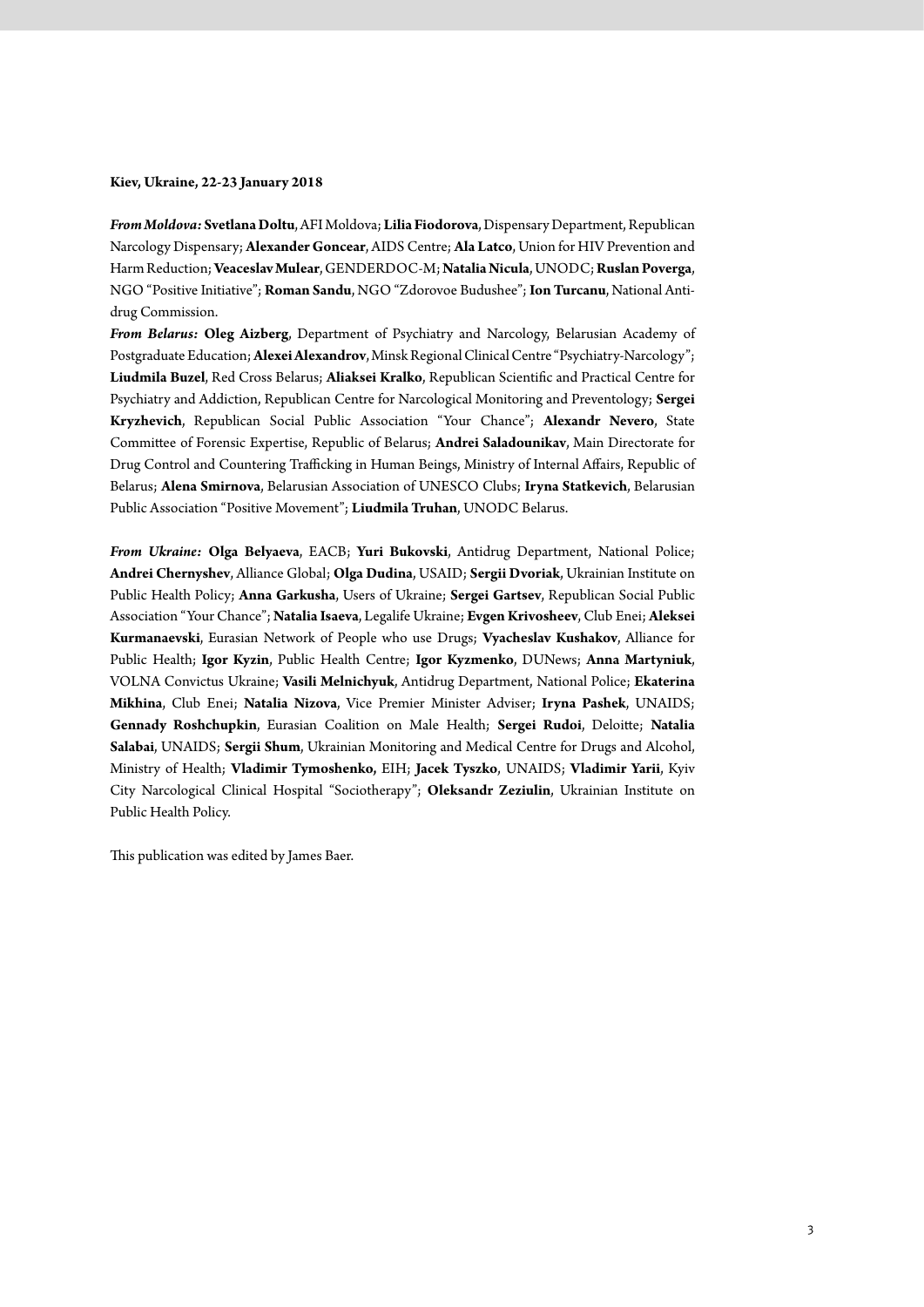**Kiev, Ukraine, 22-23 January 2018**

***From Moldova:*** **Svetlana Doltu**, AFI Moldova; **Lilia Fiodorova**, Dispensary Department, Republican Narcology Dispensary; **Alexander Goncear**, AIDS Centre; **Ala Latco**, Union for HIV Prevention and Harm Reduction; **Veaceslav Mulear**, GENDERDOC-M; **Natalia Nicula**, UNODC; **Ruslan Poverga**, NGO "Positive Initiative"; **Roman Sandu**, NGO "Zdorovoe Budushee"; **Ion Turcanu**, National Anti-drug Commission.

***From Belarus:*** **Oleg Aizberg**, Department of Psychiatry and Narcology, Belarusian Academy of Postgraduate Education; **Alexei Alexandrov**, Minsk Regional Clinical Centre "Psychiatry-Narcology"; **Liudmila Buzel**, Red Cross Belarus; **Aliaksei Kralko**, Republican Scientific and Practical Centre for Psychiatry and Addiction, Republican Centre for Narcological Monitoring and Preventology; **Sergei Kryzhevich**, Republican Social Public Association "Your Chance"; **Alexandr Nevero**, State Committee of Forensic Expertise, Republic of Belarus; **Andrei Saladounikav**, Main Directorate for Drug Control and Countering Trafficking in Human Beings, Ministry of Internal Affairs, Republic of Belarus; **Alena Smirnova**, Belarusian Association of UNESCO Clubs; **Iryna Statkevich**, Belarusian Public Association "Positive Movement"; **Liudmila Truhan**, UNODC Belarus.

***From Ukraine:*** **Olga Belyaeva**, EACB; **Yuri Bukovski**, Antidrug Department, National Police; **Andrei Chernyshev**, Alliance Global; **Olga Dudina**, USAID; **Sergii Dvoriak**, Ukrainian Institute on Public Health Policy; **Anna Garkusha**, Users of Ukraine; **Sergei Gartsev**, Republican Social Public Association "Your Chance"; **Natalia Isaeva**, Legalife Ukraine; **Evgen Krivosheev**, Club Enei; **Aleksei Kurmanaevski**, Eurasian Network of People who use Drugs; **Vyacheslav Kushakov**, Alliance for Public Health; **Igor Kyzin**, Public Health Centre; **Igor Kyzmenko**, DUNews; **Anna Martyniuk**, VOLNA Convictus Ukraine; **Vasili Melnichyuk**, Antidrug Department, National Police; **Ekaterina Mikhina**, Club Enei; **Natalia Nizova**, Vice Premier Minister Adviser; **Iryna Pashek**, UNAIDS; **Gennady Roshchupkin**, Eurasian Coalition on Male Health; **Sergei Rudoi**, Deloitte; **Natalia Salabai**, UNAIDS; **Sergii Shum**, Ukrainian Monitoring and Medical Centre for Drugs and Alcohol, Ministry of Health; **Vladimir Tymoshenko,** EIH; **Jacek Tyszko**, UNAIDS; **Vladimir Yarii**, Kyiv City Narcological Clinical Hospital "Sociotherapy"; **Oleksandr Zeziulin**, Ukrainian Institute on Public Health Policy.

This publication was edited by James Baer.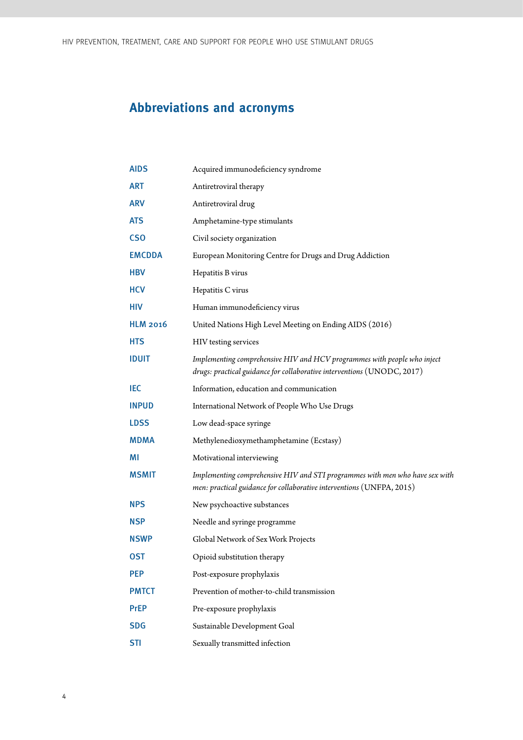# Abbreviations and acronyms

| | |
|---|---|
| **AIDS** | Acquired immunodeficiency syndrome |
| **ART** | Antiretroviral therapy |
| **ARV** | Antiretroviral drug |
| **ATS** | Amphetamine-type stimulants |
| **CSO** | Civil society organization |
| **EMCDDA** | European Monitoring Centre for Drugs and Drug Addiction |
| **HBV** | Hepatitis B virus |
| **HCV** | Hepatitis C virus |
| **HIV** | Human immunodeficiency virus |
| **HLM 2016** | United Nations High Level Meeting on Ending AIDS (2016) |
| **HTS** | HIV testing services |
| **IDUIT** | *Implementing comprehensive HIV and HCV programmes with people who inject drugs: practical guidance for collaborative interventions* (UNODC, 2017) |
| **IEC** | Information, education and communication |
| **INPUD** | International Network of People Who Use Drugs |
| **LDSS** | Low dead-space syringe |
| **MDMA** | Methylenedioxymethamphetamine (Ecstasy) |
| **MI** | Motivational interviewing |
| **MSMIT** | *Implementing comprehensive HIV and STI programmes with men who have sex with men: practical guidance for collaborative interventions* (UNFPA, 2015) |
| **NPS** | New psychoactive substances |
| **NSP** | Needle and syringe programme |
| **NSWP** | Global Network of Sex Work Projects |
| **OST** | Opioid substitution therapy |
| **PEP** | Post-exposure prophylaxis |
| **PMTCT** | Prevention of mother-to-child transmission |
| **PrEP** | Pre-exposure prophylaxis |
| **SDG** | Sustainable Development Goal |
| **STI** | Sexually transmitted infection |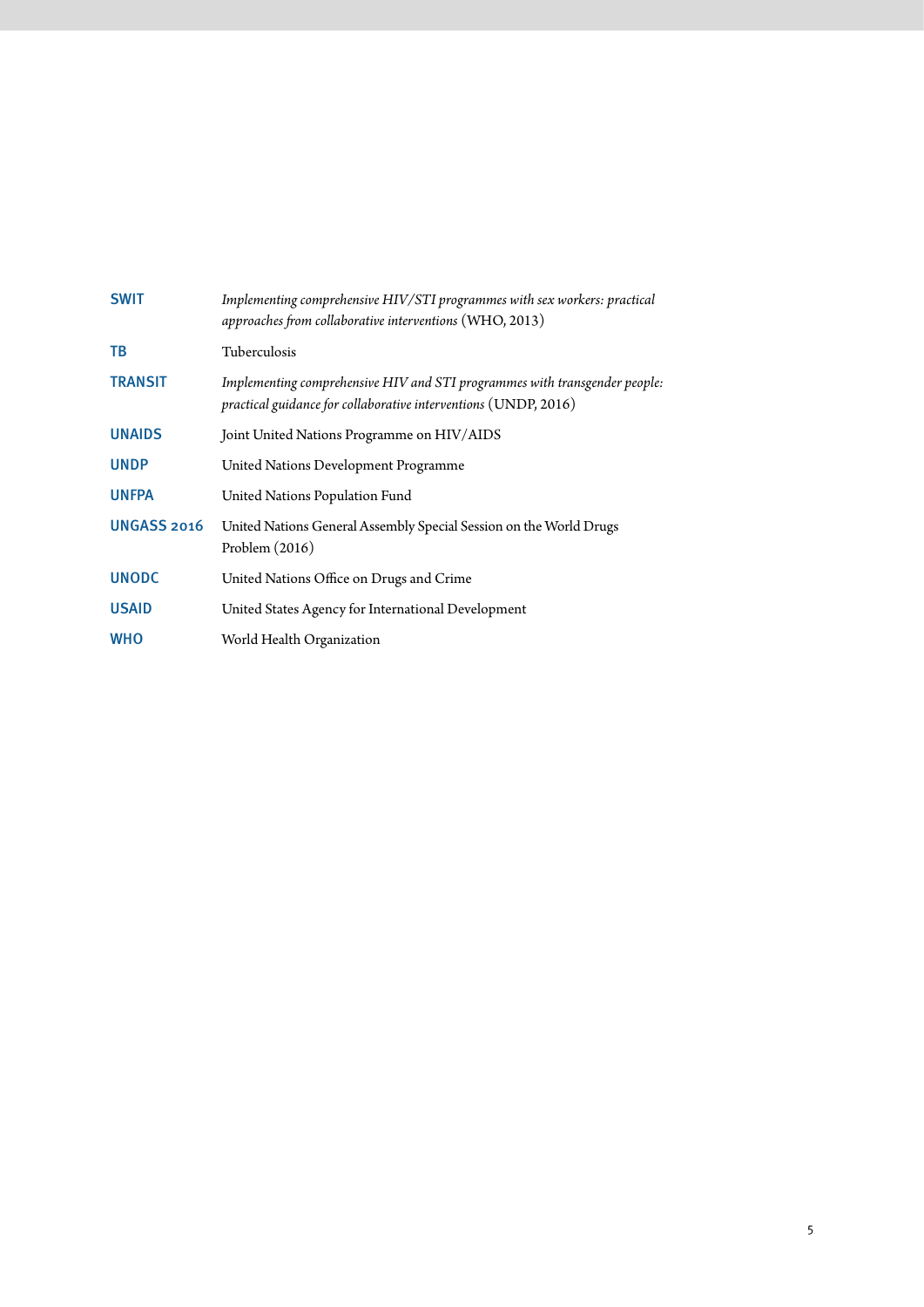| | |
|---|---|
| **SWIT** | *Implementing comprehensive HIV/STI programmes with sex workers: practical approaches from collaborative interventions* (WHO, 2013) |
| **TB** | Tuberculosis |
| **TRANSIT** | *Implementing comprehensive HIV and STI programmes with transgender people: practical guidance for collaborative interventions* (UNDP, 2016) |
| **UNAIDS** | Joint United Nations Programme on HIV/AIDS |
| **UNDP** | United Nations Development Programme |
| **UNFPA** | United Nations Population Fund |
| **UNGASS 2016** | United Nations General Assembly Special Session on the World Drugs Problem (2016) |
| **UNODC** | United Nations Office on Drugs and Crime |
| **USAID** | United States Agency for International Development |
| **WHO** | World Health Organization |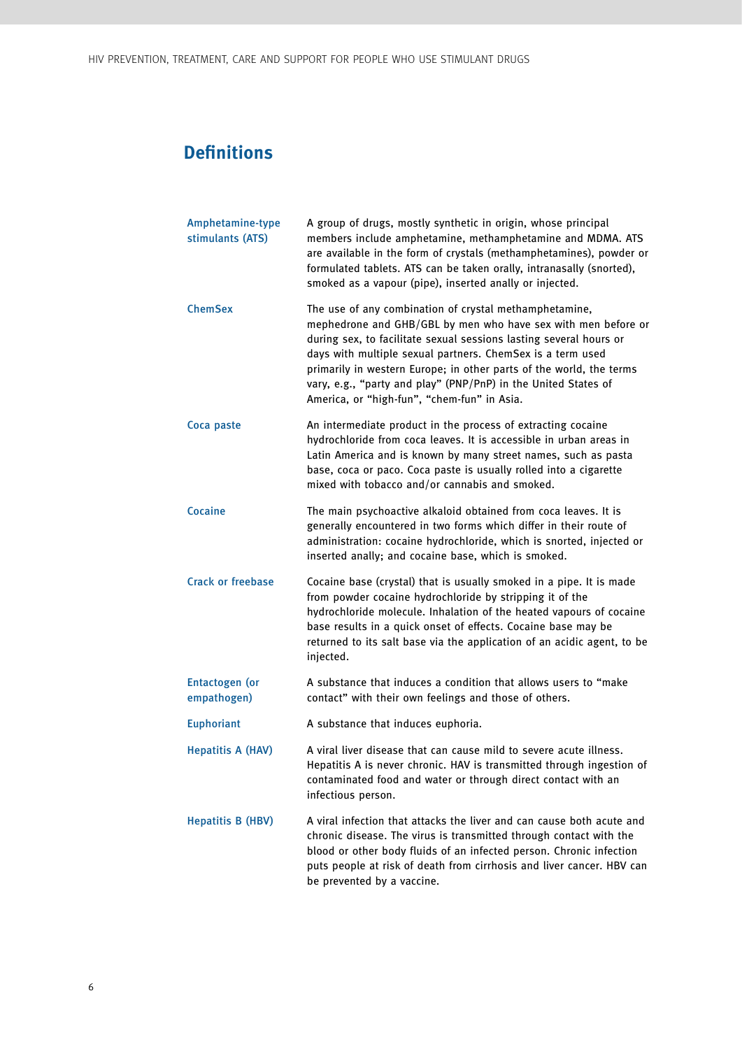## Definitions

| | |
|---|---|
| **Amphetamine-type stimulants (ATS)** | A group of drugs, mostly synthetic in origin, whose principal members include amphetamine, methamphetamine and MDMA. ATS are available in the form of crystals (methamphetamines), powder or formulated tablets. ATS can be taken orally, intranasally (snorted), smoked as a vapour (pipe), inserted anally or injected. |
| **ChemSex** | The use of any combination of crystal methamphetamine, mephedrone and GHB/GBL by men who have sex with men before or during sex, to facilitate sexual sessions lasting several hours or days with multiple sexual partners. ChemSex is a term used primarily in western Europe; in other parts of the world, the terms vary, e.g., "party and play" (PNP/PnP) in the United States of America, or "high-fun", "chem-fun" in Asia. |
| **Coca paste** | An intermediate product in the process of extracting cocaine hydrochloride from coca leaves. It is accessible in urban areas in Latin America and is known by many street names, such as pasta base, coca or paco. Coca paste is usually rolled into a cigarette mixed with tobacco and/or cannabis and smoked. |
| **Cocaine** | The main psychoactive alkaloid obtained from coca leaves. It is generally encountered in two forms which differ in their route of administration: cocaine hydrochloride, which is snorted, injected or inserted anally; and cocaine base, which is smoked. |
| **Crack or freebase** | Cocaine base (crystal) that is usually smoked in a pipe. It is made from powder cocaine hydrochloride by stripping it of the hydrochloride molecule. Inhalation of the heated vapours of cocaine base results in a quick onset of effects. Cocaine base may be returned to its salt base via the application of an acidic agent, to be injected. |
| **Entactogen (or empathogen)** | A substance that induces a condition that allows users to "make contact" with their own feelings and those of others. |
| **Euphoriant** | A substance that induces euphoria. |
| **Hepatitis A (HAV)** | A viral liver disease that can cause mild to severe acute illness. Hepatitis A is never chronic. HAV is transmitted through ingestion of contaminated food and water or through direct contact with an infectious person. |
| **Hepatitis B (HBV)** | A viral infection that attacks the liver and can cause both acute and chronic disease. The virus is transmitted through contact with the blood or other body fluids of an infected person. Chronic infection puts people at risk of death from cirrhosis and liver cancer. HBV can be prevented by a vaccine. |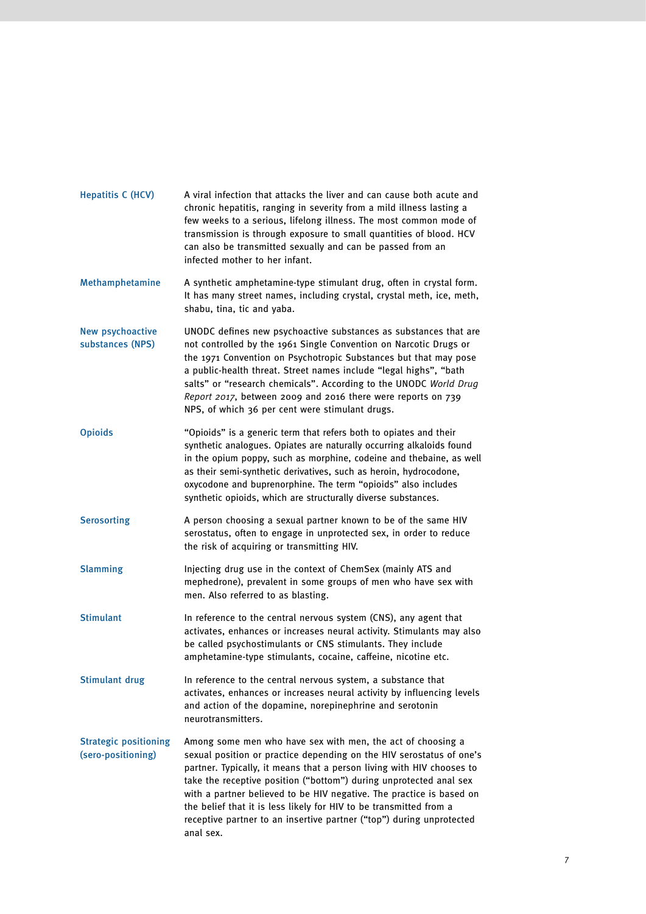**Hepatitis C (HCV)**
A viral infection that attacks the liver and can cause both acute and chronic hepatitis, ranging in severity from a mild illness lasting a few weeks to a serious, lifelong illness. The most common mode of transmission is through exposure to small quantities of blood. HCV can also be transmitted sexually and can be passed from an infected mother to her infant.

**Methamphetamine**
A synthetic amphetamine-type stimulant drug, often in crystal form. It has many street names, including crystal, crystal meth, ice, meth, shabu, tina, tic and yaba.

**New psychoactive substances (NPS)**
UNODC defines new psychoactive substances as substances that are not controlled by the 1961 Single Convention on Narcotic Drugs or the 1971 Convention on Psychotropic Substances but that may pose a public-health threat. Street names include "legal highs", "bath salts" or "research chemicals". According to the UNODC *World Drug Report 2017*, between 2009 and 2016 there were reports on 739 NPS, of which 36 per cent were stimulant drugs.

**Opioids**
"Opioids" is a generic term that refers both to opiates and their synthetic analogues. Opiates are naturally occurring alkaloids found in the opium poppy, such as morphine, codeine and thebaine, as well as their semi-synthetic derivatives, such as heroin, hydrocodone, oxycodone and buprenorphine. The term "opioids" also includes synthetic opioids, which are structurally diverse substances.

**Serosorting**
A person choosing a sexual partner known to be of the same HIV serostatus, often to engage in unprotected sex, in order to reduce the risk of acquiring or transmitting HIV.

**Slamming**
Injecting drug use in the context of ChemSex (mainly ATS and mephedrone), prevalent in some groups of men who have sex with men. Also referred to as blasting.

**Stimulant**
In reference to the central nervous system (CNS), any agent that activates, enhances or increases neural activity. Stimulants may also be called psychostimulants or CNS stimulants. They include amphetamine-type stimulants, cocaine, caffeine, nicotine etc.

**Stimulant drug**
In reference to the central nervous system, a substance that activates, enhances or increases neural activity by influencing levels and action of the dopamine, norepinephrine and serotonin neurotransmitters.

**Strategic positioning (sero-positioning)**
Among some men who have sex with men, the act of choosing a sexual position or practice depending on the HIV serostatus of one's partner. Typically, it means that a person living with HIV chooses to take the receptive position ("bottom") during unprotected anal sex with a partner believed to be HIV negative. The practice is based on the belief that it is less likely for HIV to be transmitted from a receptive partner to an insertive partner ("top") during unprotected anal sex.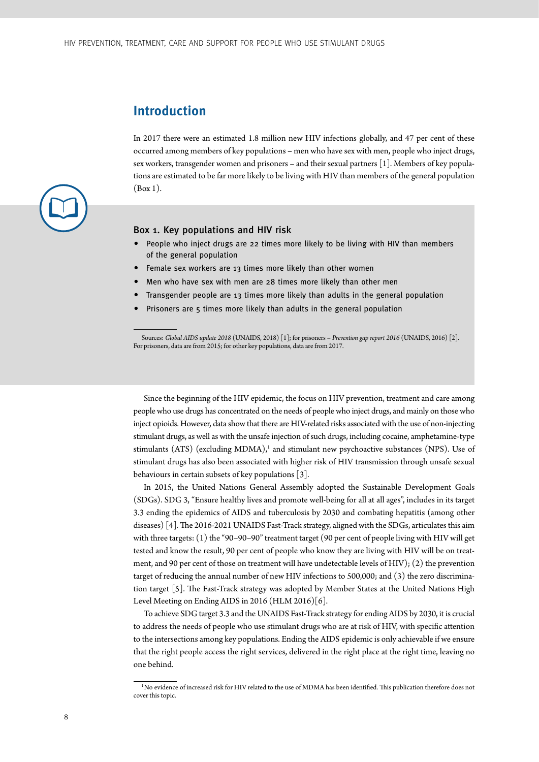## Introduction

In 2017 there were an estimated 1.8 million new HIV infections globally, and 47 per cent of these occurred among members of key populations – men who have sex with men, people who inject drugs, sex workers, transgender women and prisoners – and their sexual partners [1]. Members of key populations are estimated to be far more likely to be living with HIV than members of the general population (Box 1).

### Box 1. Key populations and HIV risk

- People who inject drugs are 22 times more likely to be living with HIV than members of the general population
- Female sex workers are 13 times more likely than other women
- Men who have sex with men are 28 times more likely than other men
- Transgender people are 13 times more likely than adults in the general population
- Prisoners are 5 times more likely than adults in the general population

Sources: *Global AIDS update 2018* (UNAIDS, 2018) [1]; for prisoners – *Prevention gap report 2016* (UNAIDS, 2016) [2]. For prisoners, data are from 2015; for other key populations, data are from 2017.

Since the beginning of the HIV epidemic, the focus on HIV prevention, treatment and care among people who use drugs has concentrated on the needs of people who inject drugs, and mainly on those who inject opioids. However, data show that there are HIV-related risks associated with the use of non-injecting stimulant drugs, as well as with the unsafe injection of such drugs, including cocaine, amphetamine-type stimulants (ATS) (excluding MDMA),[1] and stimulant new psychoactive substances (NPS). Use of stimulant drugs has also been associated with higher risk of HIV transmission through unsafe sexual behaviours in certain subsets of key populations [3].

In 2015, the United Nations General Assembly adopted the Sustainable Development Goals (SDGs). SDG 3, "Ensure healthy lives and promote well-being for all at all ages", includes in its target 3.3 ending the epidemics of AIDS and tuberculosis by 2030 and combating hepatitis (among other diseases) [4]. The 2016-2021 UNAIDS Fast-Track strategy, aligned with the SDGs, articulates this aim with three targets: (1) the "90–90–90" treatment target (90 per cent of people living with HIV will get tested and know the result, 90 per cent of people who know they are living with HIV will be on treatment, and 90 per cent of those on treatment will have undetectable levels of HIV); (2) the prevention target of reducing the annual number of new HIV infections to 500,000; and (3) the zero discrimination target [5]. The Fast-Track strategy was adopted by Member States at the United Nations High Level Meeting on Ending AIDS in 2016 (HLM 2016)[6].

To achieve SDG target 3.3 and the UNAIDS Fast-Track strategy for ending AIDS by 2030, it is crucial to address the needs of people who use stimulant drugs who are at risk of HIV, with specific attention to the intersections among key populations. Ending the AIDS epidemic is only achievable if we ensure that the right people access the right services, delivered in the right place at the right time, leaving no one behind.

[1] No evidence of increased risk for HIV related to the use of MDMA has been identified. This publication therefore does not cover this topic.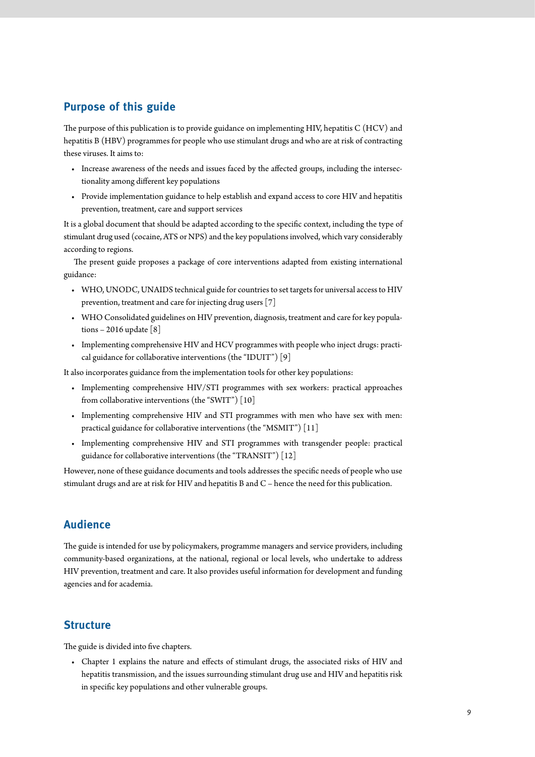## Purpose of this guide

The purpose of this publication is to provide guidance on implementing HIV, hepatitis C (HCV) and hepatitis B (HBV) programmes for people who use stimulant drugs and who are at risk of contracting these viruses. It aims to:

- Increase awareness of the needs and issues faced by the affected groups, including the intersectionality among different key populations
- Provide implementation guidance to help establish and expand access to core HIV and hepatitis prevention, treatment, care and support services

It is a global document that should be adapted according to the specific context, including the type of stimulant drug used (cocaine, ATS or NPS) and the key populations involved, which vary considerably according to regions.

The present guide proposes a package of core interventions adapted from existing international guidance:

- WHO, UNODC, UNAIDS technical guide for countries to set targets for universal access to HIV prevention, treatment and care for injecting drug users [7]
- WHO Consolidated guidelines on HIV prevention, diagnosis, treatment and care for key populations – 2016 update [8]
- Implementing comprehensive HIV and HCV programmes with people who inject drugs: practical guidance for collaborative interventions (the "IDUIT") [9]

It also incorporates guidance from the implementation tools for other key populations:

- Implementing comprehensive HIV/STI programmes with sex workers: practical approaches from collaborative interventions (the "SWIT") [10]
- Implementing comprehensive HIV and STI programmes with men who have sex with men: practical guidance for collaborative interventions (the "MSMIT") [11]
- Implementing comprehensive HIV and STI programmes with transgender people: practical guidance for collaborative interventions (the "TRANSIT") [12]

However, none of these guidance documents and tools addresses the specific needs of people who use stimulant drugs and are at risk for HIV and hepatitis B and C – hence the need for this publication.

## Audience

The guide is intended for use by policymakers, programme managers and service providers, including community-based organizations, at the national, regional or local levels, who undertake to address HIV prevention, treatment and care. It also provides useful information for development and funding agencies and for academia.

## Structure

The guide is divided into five chapters.

- Chapter 1 explains the nature and effects of stimulant drugs, the associated risks of HIV and hepatitis transmission, and the issues surrounding stimulant drug use and HIV and hepatitis risk in specific key populations and other vulnerable groups.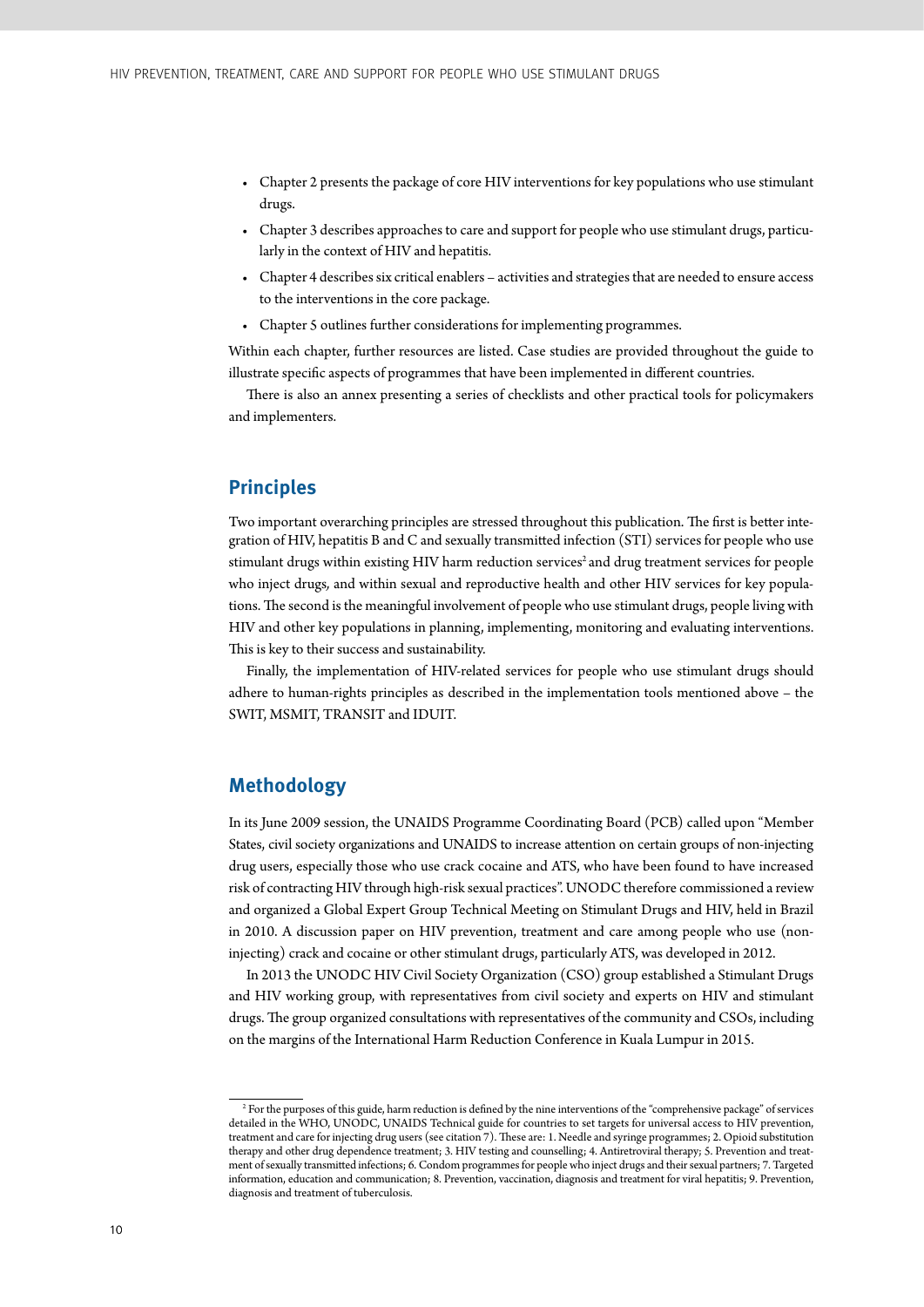- Chapter 2 presents the package of core HIV interventions for key populations who use stimulant drugs.
- Chapter 3 describes approaches to care and support for people who use stimulant drugs, particularly in the context of HIV and hepatitis.
- Chapter 4 describes six critical enablers – activities and strategies that are needed to ensure access to the interventions in the core package.
- Chapter 5 outlines further considerations for implementing programmes.

Within each chapter, further resources are listed. Case studies are provided throughout the guide to illustrate specific aspects of programmes that have been implemented in different countries.

There is also an annex presenting a series of checklists and other practical tools for policymakers and implementers.

## Principles

Two important overarching principles are stressed throughout this publication. The first is better integration of HIV, hepatitis B and C and sexually transmitted infection (STI) services for people who use stimulant drugs within existing HIV harm reduction services[2] and drug treatment services for people who inject drugs, and within sexual and reproductive health and other HIV services for key populations. The second is the meaningful involvement of people who use stimulant drugs, people living with HIV and other key populations in planning, implementing, monitoring and evaluating interventions. This is key to their success and sustainability.

Finally, the implementation of HIV-related services for people who use stimulant drugs should adhere to human-rights principles as described in the implementation tools mentioned above – the SWIT, MSMIT, TRANSIT and IDUIT.

## Methodology

In its June 2009 session, the UNAIDS Programme Coordinating Board (PCB) called upon "Member States, civil society organizations and UNAIDS to increase attention on certain groups of non-injecting drug users, especially those who use crack cocaine and ATS, who have been found to have increased risk of contracting HIV through high-risk sexual practices". UNODC therefore commissioned a review and organized a Global Expert Group Technical Meeting on Stimulant Drugs and HIV, held in Brazil in 2010. A discussion paper on HIV prevention, treatment and care among people who use (non-injecting) crack and cocaine or other stimulant drugs, particularly ATS, was developed in 2012.

In 2013 the UNODC HIV Civil Society Organization (CSO) group established a Stimulant Drugs and HIV working group, with representatives from civil society and experts on HIV and stimulant drugs. The group organized consultations with representatives of the community and CSOs, including on the margins of the International Harm Reduction Conference in Kuala Lumpur in 2015.

---

[2] For the purposes of this guide, harm reduction is defined by the nine interventions of the "comprehensive package" of services detailed in the WHO, UNODC, UNAIDS Technical guide for countries to set targets for universal access to HIV prevention, treatment and care for injecting drug users (see citation 7). These are: 1. Needle and syringe programmes; 2. Opioid substitution therapy and other drug dependence treatment; 3. HIV testing and counselling; 4. Antiretroviral therapy; 5. Prevention and treatment of sexually transmitted infections; 6. Condom programmes for people who inject drugs and their sexual partners; 7. Targeted information, education and communication; 8. Prevention, vaccination, diagnosis and treatment for viral hepatitis; 9. Prevention, diagnosis and treatment of tuberculosis.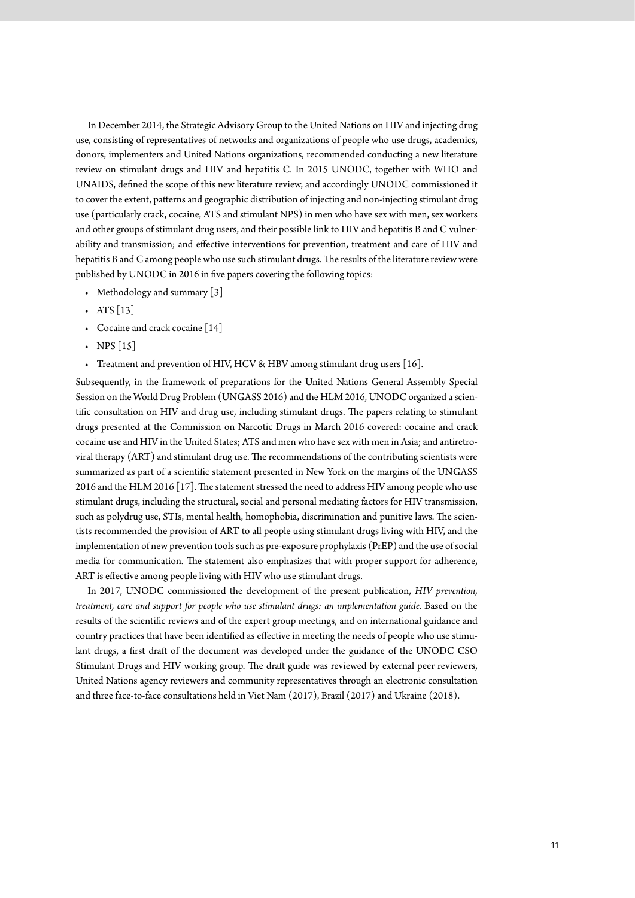In December 2014, the Strategic Advisory Group to the United Nations on HIV and injecting drug use, consisting of representatives of networks and organizations of people who use drugs, academics, donors, implementers and United Nations organizations, recommended conducting a new literature review on stimulant drugs and HIV and hepatitis C. In 2015 UNODC, together with WHO and UNAIDS, defined the scope of this new literature review, and accordingly UNODC commissioned it to cover the extent, patterns and geographic distribution of injecting and non-injecting stimulant drug use (particularly crack, cocaine, ATS and stimulant NPS) in men who have sex with men, sex workers and other groups of stimulant drug users, and their possible link to HIV and hepatitis B and C vulnerability and transmission; and effective interventions for prevention, treatment and care of HIV and hepatitis B and C among people who use such stimulant drugs. The results of the literature review were published by UNODC in 2016 in five papers covering the following topics:

- Methodology and summary [3]
- ATS [13]
- Cocaine and crack cocaine [14]
- NPS [15]
- Treatment and prevention of HIV, HCV & HBV among stimulant drug users [16].

Subsequently, in the framework of preparations for the United Nations General Assembly Special Session on the World Drug Problem (UNGASS 2016) and the HLM 2016, UNODC organized a scientific consultation on HIV and drug use, including stimulant drugs. The papers relating to stimulant drugs presented at the Commission on Narcotic Drugs in March 2016 covered: cocaine and crack cocaine use and HIV in the United States; ATS and men who have sex with men in Asia; and antiretroviral therapy (ART) and stimulant drug use. The recommendations of the contributing scientists were summarized as part of a scientific statement presented in New York on the margins of the UNGASS 2016 and the HLM 2016 [17]. The statement stressed the need to address HIV among people who use stimulant drugs, including the structural, social and personal mediating factors for HIV transmission, such as polydrug use, STIs, mental health, homophobia, discrimination and punitive laws. The scientists recommended the provision of ART to all people using stimulant drugs living with HIV, and the implementation of new prevention tools such as pre-exposure prophylaxis (PrEP) and the use of social media for communication. The statement also emphasizes that with proper support for adherence, ART is effective among people living with HIV who use stimulant drugs.

In 2017, UNODC commissioned the development of the present publication, *HIV prevention, treatment, care and support for people who use stimulant drugs: an implementation guide.* Based on the results of the scientific reviews and of the expert group meetings, and on international guidance and country practices that have been identified as effective in meeting the needs of people who use stimulant drugs, a first draft of the document was developed under the guidance of the UNODC CSO Stimulant Drugs and HIV working group. The draft guide was reviewed by external peer reviewers, United Nations agency reviewers and community representatives through an electronic consultation and three face-to-face consultations held in Viet Nam (2017), Brazil (2017) and Ukraine (2018).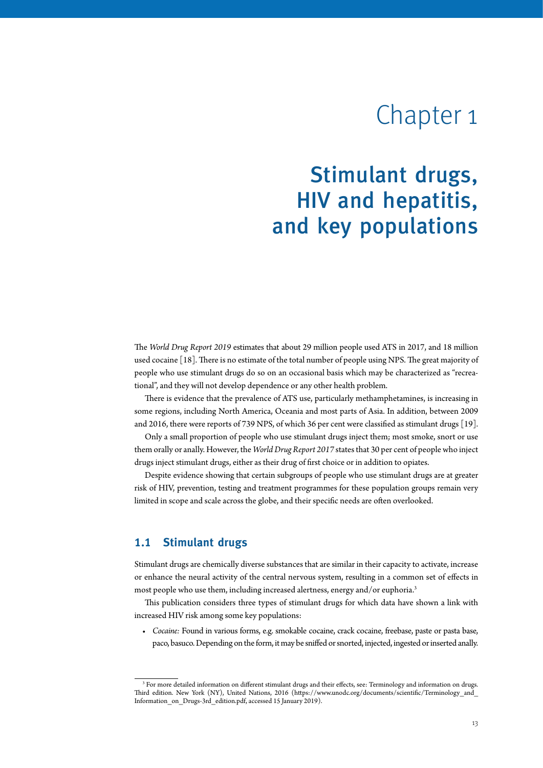# Chapter 1

# Stimulant drugs, HIV and hepatitis, and key populations

The *World Drug Report 2019* estimates that about 29 million people used ATS in 2017, and 18 million used cocaine [18]. There is no estimate of the total number of people using NPS. The great majority of people who use stimulant drugs do so on an occasional basis which may be characterized as "recreational", and they will not develop dependence or any other health problem.

There is evidence that the prevalence of ATS use, particularly methamphetamines, is increasing in some regions, including North America, Oceania and most parts of Asia. In addition, between 2009 and 2016, there were reports of 739 NPS, of which 36 per cent were classified as stimulant drugs [19].

Only a small proportion of people who use stimulant drugs inject them; most smoke, snort or use them orally or anally. However, the *World Drug Report 2017* states that 30 per cent of people who inject drugs inject stimulant drugs, either as their drug of first choice or in addition to opiates.

Despite evidence showing that certain subgroups of people who use stimulant drugs are at greater risk of HIV, prevention, testing and treatment programmes for these population groups remain very limited in scope and scale across the globe, and their specific needs are often overlooked.

## 1.1 Stimulant drugs

Stimulant drugs are chemically diverse substances that are similar in their capacity to activate, increase or enhance the neural activity of the central nervous system, resulting in a common set of effects in most people who use them, including increased alertness, energy and/or euphoria.[3]

This publication considers three types of stimulant drugs for which data have shown a link with increased HIV risk among some key populations:

- *Cocaine:* Found in various forms, e.g. smokable cocaine, crack cocaine, freebase, paste or pasta base, paco, basuco. Depending on the form, it may be sniffed or snorted, injected, ingested or inserted anally.

[3] For more detailed information on different stimulant drugs and their effects, see: Terminology and information on drugs. Third edition. New York (NY), United Nations, 2016 (https://www.unodc.org/documents/scientific/Terminology_and_Information_on_Drugs-3rd_edition.pdf, accessed 15 January 2019).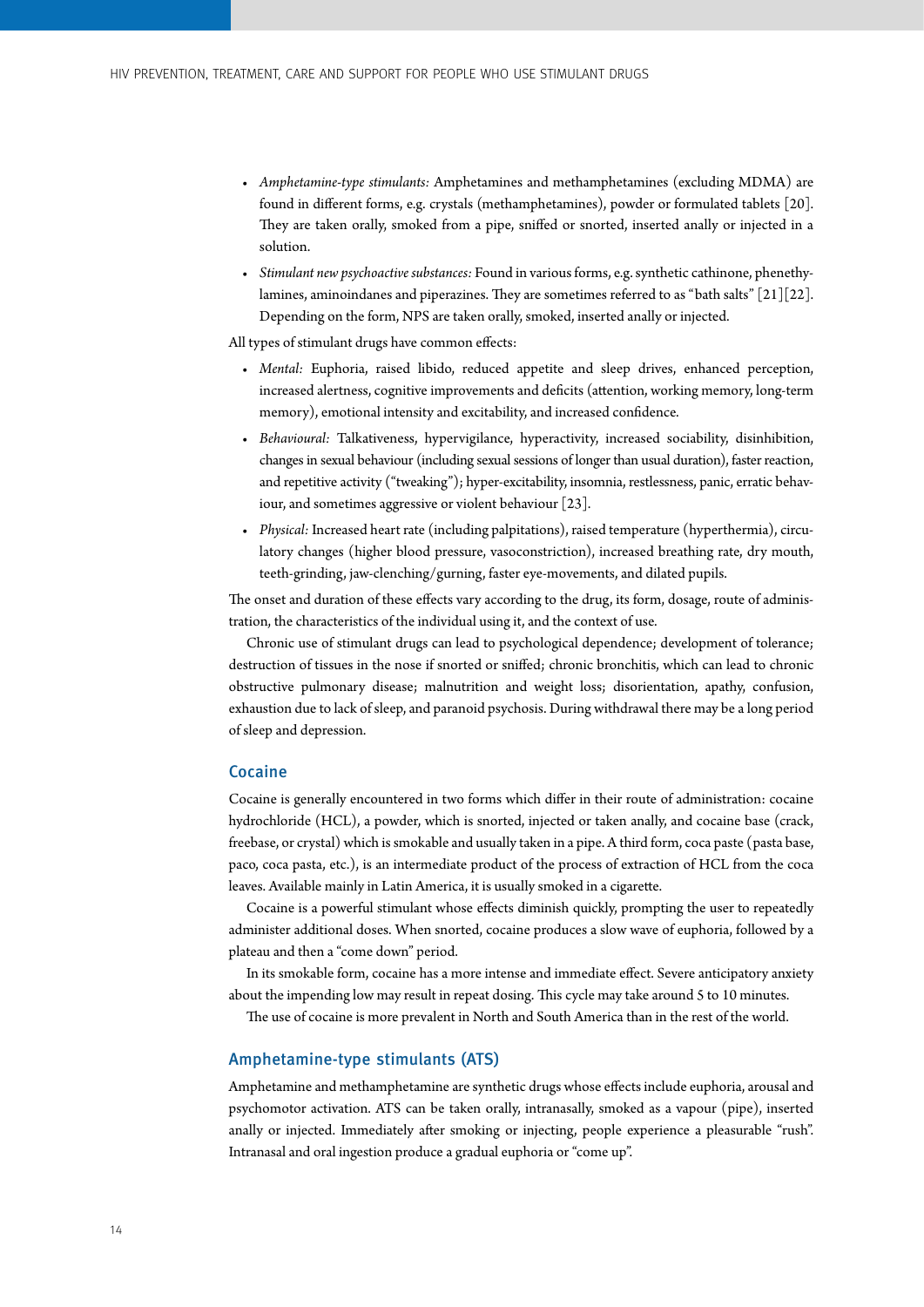- *Amphetamine-type stimulants:* Amphetamines and methamphetamines (excluding MDMA) are found in different forms, e.g. crystals (methamphetamines), powder or formulated tablets [20]. They are taken orally, smoked from a pipe, sniffed or snorted, inserted anally or injected in a solution.
- *Stimulant new psychoactive substances:* Found in various forms, e.g. synthetic cathinone, phenethylamines, aminoindanes and piperazines. They are sometimes referred to as "bath salts" [21][22]. Depending on the form, NPS are taken orally, smoked, inserted anally or injected.

All types of stimulant drugs have common effects:

- *Mental:* Euphoria, raised libido, reduced appetite and sleep drives, enhanced perception, increased alertness, cognitive improvements and deficits (attention, working memory, long-term memory), emotional intensity and excitability, and increased confidence.
- *Behavioural:* Talkativeness, hypervigilance, hyperactivity, increased sociability, disinhibition, changes in sexual behaviour (including sexual sessions of longer than usual duration), faster reaction, and repetitive activity ("tweaking"); hyper-excitability, insomnia, restlessness, panic, erratic behaviour, and sometimes aggressive or violent behaviour [23].
- *Physical:* Increased heart rate (including palpitations), raised temperature (hyperthermia), circulatory changes (higher blood pressure, vasoconstriction), increased breathing rate, dry mouth, teeth-grinding, jaw-clenching/gurning, faster eye-movements, and dilated pupils.

The onset and duration of these effects vary according to the drug, its form, dosage, route of administration, the characteristics of the individual using it, and the context of use.

Chronic use of stimulant drugs can lead to psychological dependence; development of tolerance; destruction of tissues in the nose if snorted or sniffed; chronic bronchitis, which can lead to chronic obstructive pulmonary disease; malnutrition and weight loss; disorientation, apathy, confusion, exhaustion due to lack of sleep, and paranoid psychosis. During withdrawal there may be a long period of sleep and depression.

### Cocaine

Cocaine is generally encountered in two forms which differ in their route of administration: cocaine hydrochloride (HCL), a powder, which is snorted, injected or taken anally, and cocaine base (crack, freebase, or crystal) which is smokable and usually taken in a pipe. A third form, coca paste (pasta base, paco, coca pasta, etc.), is an intermediate product of the process of extraction of HCL from the coca leaves. Available mainly in Latin America, it is usually smoked in a cigarette.

Cocaine is a powerful stimulant whose effects diminish quickly, prompting the user to repeatedly administer additional doses. When snorted, cocaine produces a slow wave of euphoria, followed by a plateau and then a "come down" period.

In its smokable form, cocaine has a more intense and immediate effect. Severe anticipatory anxiety about the impending low may result in repeat dosing. This cycle may take around 5 to 10 minutes.

The use of cocaine is more prevalent in North and South America than in the rest of the world.

### Amphetamine-type stimulants (ATS)

Amphetamine and methamphetamine are synthetic drugs whose effects include euphoria, arousal and psychomotor activation. ATS can be taken orally, intranasally, smoked as a vapour (pipe), inserted anally or injected. Immediately after smoking or injecting, people experience a pleasurable "rush". Intranasal and oral ingestion produce a gradual euphoria or "come up".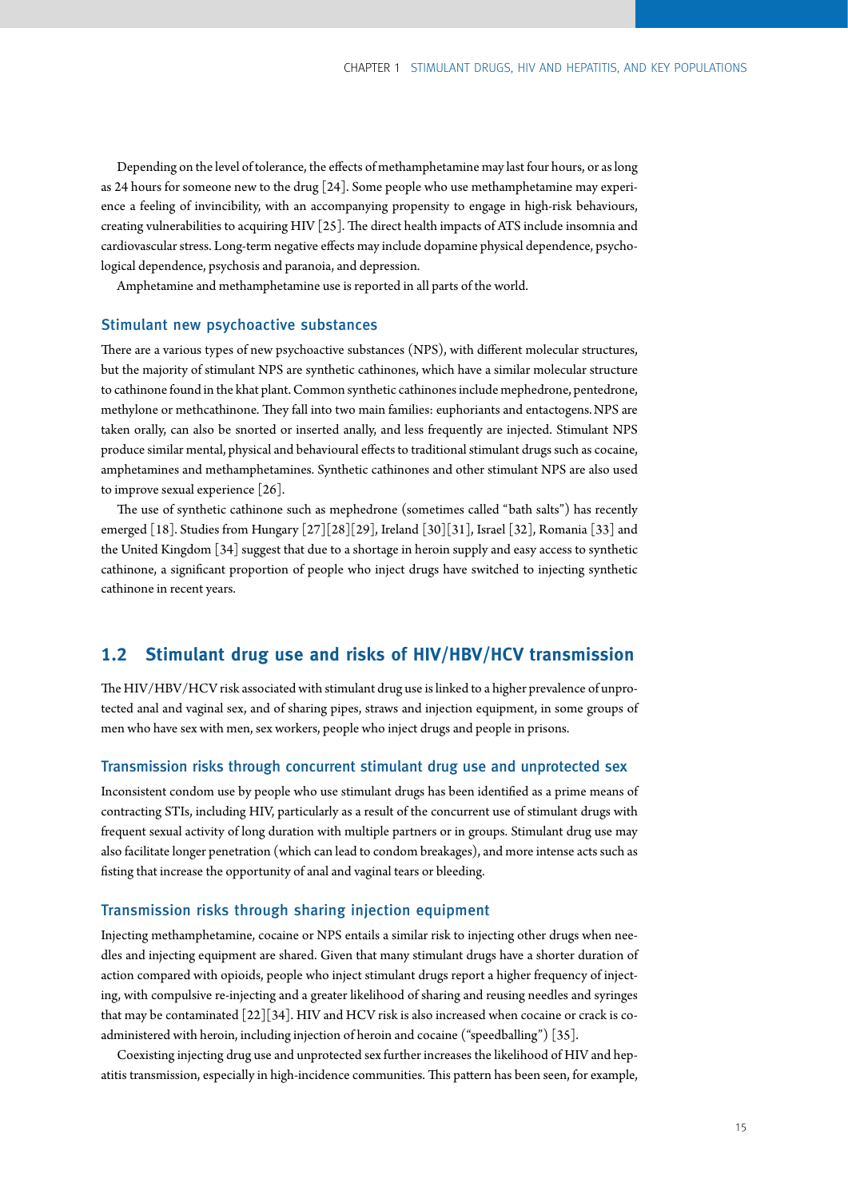Depending on the level of tolerance, the effects of methamphetamine may last four hours, or as long as 24 hours for someone new to the drug [24]. Some people who use methamphetamine may experience a feeling of invincibility, with an accompanying propensity to engage in high-risk behaviours, creating vulnerabilities to acquiring HIV [25]. The direct health impacts of ATS include insomnia and cardiovascular stress. Long-term negative effects may include dopamine physical dependence, psychological dependence, psychosis and paranoia, and depression.

Amphetamine and methamphetamine use is reported in all parts of the world.

### Stimulant new psychoactive substances

There are a various types of new psychoactive substances (NPS), with different molecular structures, but the majority of stimulant NPS are synthetic cathinones, which have a similar molecular structure to cathinone found in the khat plant. Common synthetic cathinones include mephedrone, pentedrone, methylone or methcathinone. They fall into two main families: euphoriants and entactogens. NPS are taken orally, can also be snorted or inserted anally, and less frequently are injected. Stimulant NPS produce similar mental, physical and behavioural effects to traditional stimulant drugs such as cocaine, amphetamines and methamphetamines. Synthetic cathinones and other stimulant NPS are also used to improve sexual experience [26].

The use of synthetic cathinone such as mephedrone (sometimes called "bath salts") has recently emerged [18]. Studies from Hungary [27][28][29], Ireland [30][31], Israel [32], Romania [33] and the United Kingdom [34] suggest that due to a shortage in heroin supply and easy access to synthetic cathinone, a significant proportion of people who inject drugs have switched to injecting synthetic cathinone in recent years.

## 1.2 Stimulant drug use and risks of HIV/HBV/HCV transmission

The HIV/HBV/HCV risk associated with stimulant drug use is linked to a higher prevalence of unprotected anal and vaginal sex, and of sharing pipes, straws and injection equipment, in some groups of men who have sex with men, sex workers, people who inject drugs and people in prisons.

### Transmission risks through concurrent stimulant drug use and unprotected sex

Inconsistent condom use by people who use stimulant drugs has been identified as a prime means of contracting STIs, including HIV, particularly as a result of the concurrent use of stimulant drugs with frequent sexual activity of long duration with multiple partners or in groups. Stimulant drug use may also facilitate longer penetration (which can lead to condom breakages), and more intense acts such as fisting that increase the opportunity of anal and vaginal tears or bleeding.

### Transmission risks through sharing injection equipment

Injecting methamphetamine, cocaine or NPS entails a similar risk to injecting other drugs when needles and injecting equipment are shared. Given that many stimulant drugs have a shorter duration of action compared with opioids, people who inject stimulant drugs report a higher frequency of injecting, with compulsive re-injecting and a greater likelihood of sharing and reusing needles and syringes that may be contaminated [22][34]. HIV and HCV risk is also increased when cocaine or crack is co-administered with heroin, including injection of heroin and cocaine ("speedballing") [35].

Coexisting injecting drug use and unprotected sex further increases the likelihood of HIV and hepatitis transmission, especially in high-incidence communities. This pattern has been seen, for example,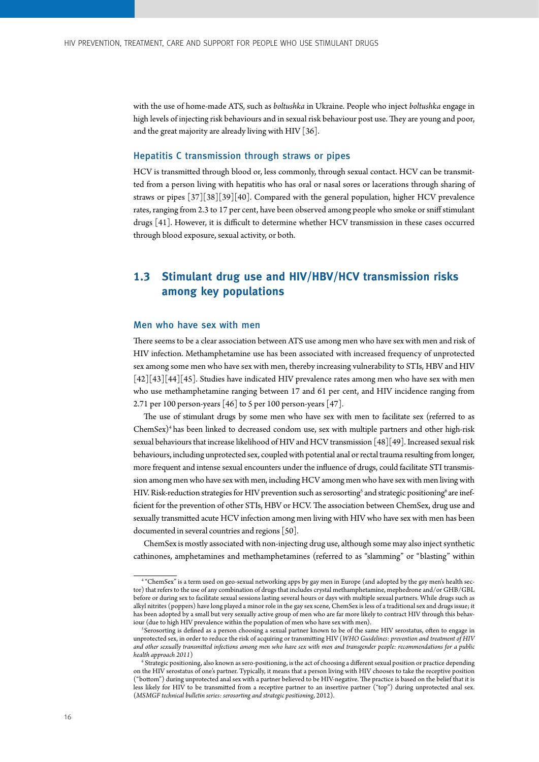with the use of home-made ATS, such as *boltushka* in Ukraine. People who inject *boltushka* engage in high levels of injecting risk behaviours and in sexual risk behaviour post use. They are young and poor, and the great majority are already living with HIV [36].

### Hepatitis C transmission through straws or pipes

HCV is transmitted through blood or, less commonly, through sexual contact. HCV can be transmitted from a person living with hepatitis who has oral or nasal sores or lacerations through sharing of straws or pipes [37][38][39][40]. Compared with the general population, higher HCV prevalence rates, ranging from 2.3 to 17 per cent, have been observed among people who smoke or sniff stimulant drugs [41]. However, it is difficult to determine whether HCV transmission in these cases occurred through blood exposure, sexual activity, or both.

## 1.3 Stimulant drug use and HIV/HBV/HCV transmission risks among key populations

### Men who have sex with men

There seems to be a clear association between ATS use among men who have sex with men and risk of HIV infection. Methamphetamine use has been associated with increased frequency of unprotected sex among some men who have sex with men, thereby increasing vulnerability to STIs, HBV and HIV [42][43][44][45]. Studies have indicated HIV prevalence rates among men who have sex with men who use methamphetamine ranging between 17 and 61 per cent, and HIV incidence ranging from 2.71 per 100 person-years [46] to 5 per 100 person-years [47].

The use of stimulant drugs by some men who have sex with men to facilitate sex (referred to as ChemSex)[4] has been linked to decreased condom use, sex with multiple partners and other high-risk sexual behaviours that increase likelihood of HIV and HCV transmission [48][49]. Increased sexual risk behaviours, including unprotected sex, coupled with potential anal or rectal trauma resulting from longer, more frequent and intense sexual encounters under the influence of drugs, could facilitate STI transmission among men who have sex with men, including HCV among men who have sex with men living with HIV. Risk-reduction strategies for HIV prevention such as serosorting[5] and strategic positioning[6] are inefficient for the prevention of other STIs, HBV or HCV. The association between ChemSex, drug use and sexually transmitted acute HCV infection among men living with HIV who have sex with men has been documented in several countries and regions [50].

ChemSex is mostly associated with non-injecting drug use, although some may also inject synthetic cathinones, amphetamines and methamphetamines (referred to as "slamming" or "blasting" within

---

[4] "ChemSex" is a term used on geo-sexual networking apps by gay men in Europe (and adopted by the gay men's health sector) that refers to the use of any combination of drugs that includes crystal methamphetamine, mephedrone and/or GHB/GBL before or during sex to facilitate sexual sessions lasting several hours or days with multiple sexual partners. While drugs such as alkyl nitrites (poppers) have long played a minor role in the gay sex scene, ChemSex is less of a traditional sex and drugs issue; it has been adopted by a small but very sexually active group of men who are far more likely to contract HIV through this behaviour (due to high HIV prevalence within the population of men who have sex with men).

[5] Serosorting is defined as a person choosing a sexual partner known to be of the same HIV serostatus, often to engage in unprotected sex, in order to reduce the risk of acquiring or transmitting HIV (*WHO Guidelines: prevention and treatment of HIV and other sexually transmitted infections among men who have sex with men and transgender people: recommendations for a public health approach 2011*)

[6] Strategic positioning, also known as sero-positioning, is the act of choosing a different sexual position or practice depending on the HIV serostatus of one's partner. Typically, it means that a person living with HIV chooses to take the receptive position ("bottom") during unprotected anal sex with a partner believed to be HIV-negative. The practice is based on the belief that it is less likely for HIV to be transmitted from a receptive partner to an insertive partner ("top") during unprotected anal sex. (*MSMGF technical bulletin series: serosorting and strategic positioning*, 2012).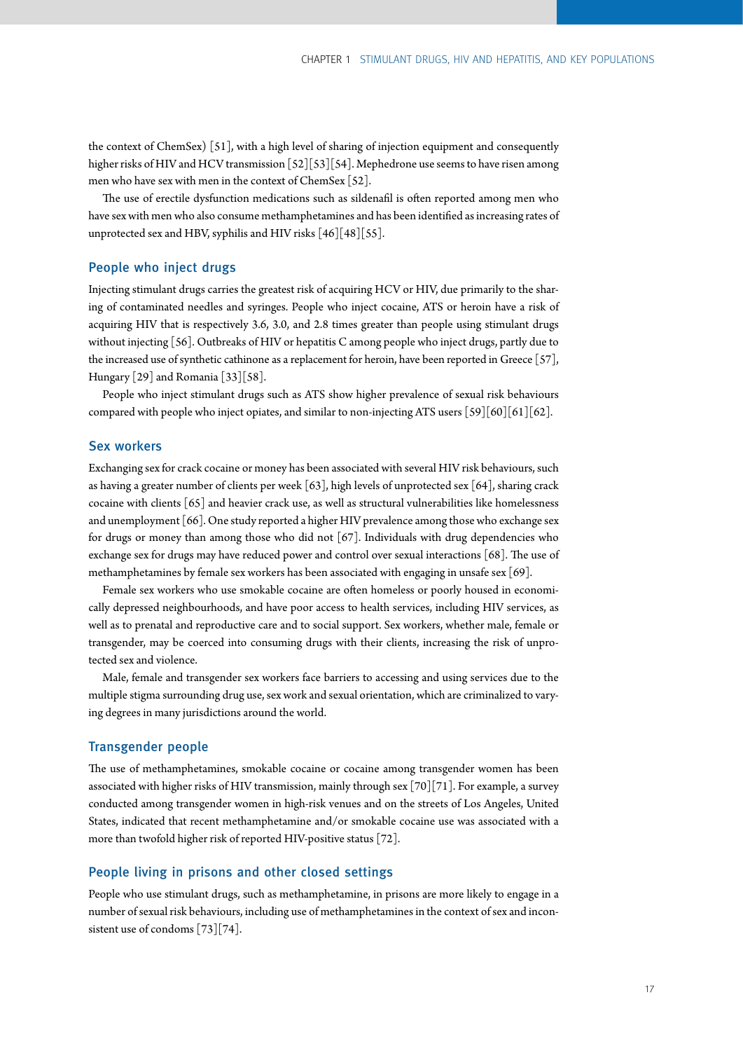the context of ChemSex) [51], with a high level of sharing of injection equipment and consequently higher risks of HIV and HCV transmission [52][53][54]. Mephedrone use seems to have risen among men who have sex with men in the context of ChemSex [52].

The use of erectile dysfunction medications such as sildenafil is often reported among men who have sex with men who also consume methamphetamines and has been identified as increasing rates of unprotected sex and HBV, syphilis and HIV risks [46][48][55].

## People who inject drugs

Injecting stimulant drugs carries the greatest risk of acquiring HCV or HIV, due primarily to the sharing of contaminated needles and syringes. People who inject cocaine, ATS or heroin have a risk of acquiring HIV that is respectively 3.6, 3.0, and 2.8 times greater than people using stimulant drugs without injecting [56]. Outbreaks of HIV or hepatitis C among people who inject drugs, partly due to the increased use of synthetic cathinone as a replacement for heroin, have been reported in Greece [57], Hungary [29] and Romania [33][58].

People who inject stimulant drugs such as ATS show higher prevalence of sexual risk behaviours compared with people who inject opiates, and similar to non-injecting ATS users [59][60][61][62].

## Sex workers

Exchanging sex for crack cocaine or money has been associated with several HIV risk behaviours, such as having a greater number of clients per week [63], high levels of unprotected sex [64], sharing crack cocaine with clients [65] and heavier crack use, as well as structural vulnerabilities like homelessness and unemployment [66]. One study reported a higher HIV prevalence among those who exchange sex for drugs or money than among those who did not [67]. Individuals with drug dependencies who exchange sex for drugs may have reduced power and control over sexual interactions [68]. The use of methamphetamines by female sex workers has been associated with engaging in unsafe sex [69].

Female sex workers who use smokable cocaine are often homeless or poorly housed in economically depressed neighbourhoods, and have poor access to health services, including HIV services, as well as to prenatal and reproductive care and to social support. Sex workers, whether male, female or transgender, may be coerced into consuming drugs with their clients, increasing the risk of unprotected sex and violence.

Male, female and transgender sex workers face barriers to accessing and using services due to the multiple stigma surrounding drug use, sex work and sexual orientation, which are criminalized to varying degrees in many jurisdictions around the world.

## Transgender people

The use of methamphetamines, smokable cocaine or cocaine among transgender women has been associated with higher risks of HIV transmission, mainly through sex [70][71]. For example, a survey conducted among transgender women in high-risk venues and on the streets of Los Angeles, United States, indicated that recent methamphetamine and/or smokable cocaine use was associated with a more than twofold higher risk of reported HIV-positive status [72].

## People living in prisons and other closed settings

People who use stimulant drugs, such as methamphetamine, in prisons are more likely to engage in a number of sexual risk behaviours, including use of methamphetamines in the context of sex and inconsistent use of condoms [73][74].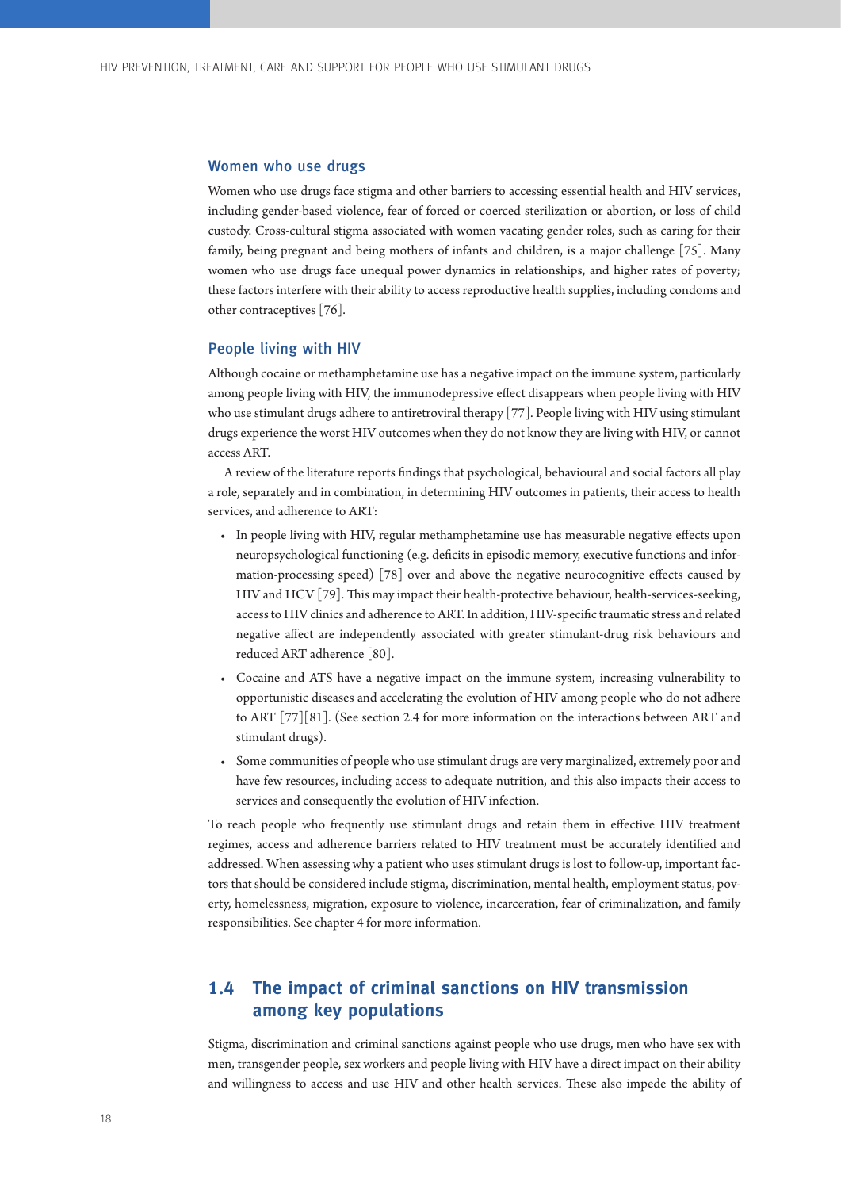### Women who use drugs

Women who use drugs face stigma and other barriers to accessing essential health and HIV services, including gender-based violence, fear of forced or coerced sterilization or abortion, or loss of child custody. Cross-cultural stigma associated with women vacating gender roles, such as caring for their family, being pregnant and being mothers of infants and children, is a major challenge [75]. Many women who use drugs face unequal power dynamics in relationships, and higher rates of poverty; these factors interfere with their ability to access reproductive health supplies, including condoms and other contraceptives [76].

### People living with HIV

Although cocaine or methamphetamine use has a negative impact on the immune system, particularly among people living with HIV, the immunodepressive effect disappears when people living with HIV who use stimulant drugs adhere to antiretroviral therapy [77]. People living with HIV using stimulant drugs experience the worst HIV outcomes when they do not know they are living with HIV, or cannot access ART.

A review of the literature reports findings that psychological, behavioural and social factors all play a role, separately and in combination, in determining HIV outcomes in patients, their access to health services, and adherence to ART:

- In people living with HIV, regular methamphetamine use has measurable negative effects upon neuropsychological functioning (e.g. deficits in episodic memory, executive functions and information-processing speed) [78] over and above the negative neurocognitive effects caused by HIV and HCV [79]. This may impact their health-protective behaviour, health-services-seeking, access to HIV clinics and adherence to ART. In addition, HIV-specific traumatic stress and related negative affect are independently associated with greater stimulant-drug risk behaviours and reduced ART adherence [80].
- Cocaine and ATS have a negative impact on the immune system, increasing vulnerability to opportunistic diseases and accelerating the evolution of HIV among people who do not adhere to ART [77][81]. (See section 2.4 for more information on the interactions between ART and stimulant drugs).
- Some communities of people who use stimulant drugs are very marginalized, extremely poor and have few resources, including access to adequate nutrition, and this also impacts their access to services and consequently the evolution of HIV infection.

To reach people who frequently use stimulant drugs and retain them in effective HIV treatment regimes, access and adherence barriers related to HIV treatment must be accurately identified and addressed. When assessing why a patient who uses stimulant drugs is lost to follow-up, important factors that should be considered include stigma, discrimination, mental health, employment status, poverty, homelessness, migration, exposure to violence, incarceration, fear of criminalization, and family responsibilities. See chapter 4 for more information.

## 1.4 The impact of criminal sanctions on HIV transmission among key populations

Stigma, discrimination and criminal sanctions against people who use drugs, men who have sex with men, transgender people, sex workers and people living with HIV have a direct impact on their ability and willingness to access and use HIV and other health services. These also impede the ability of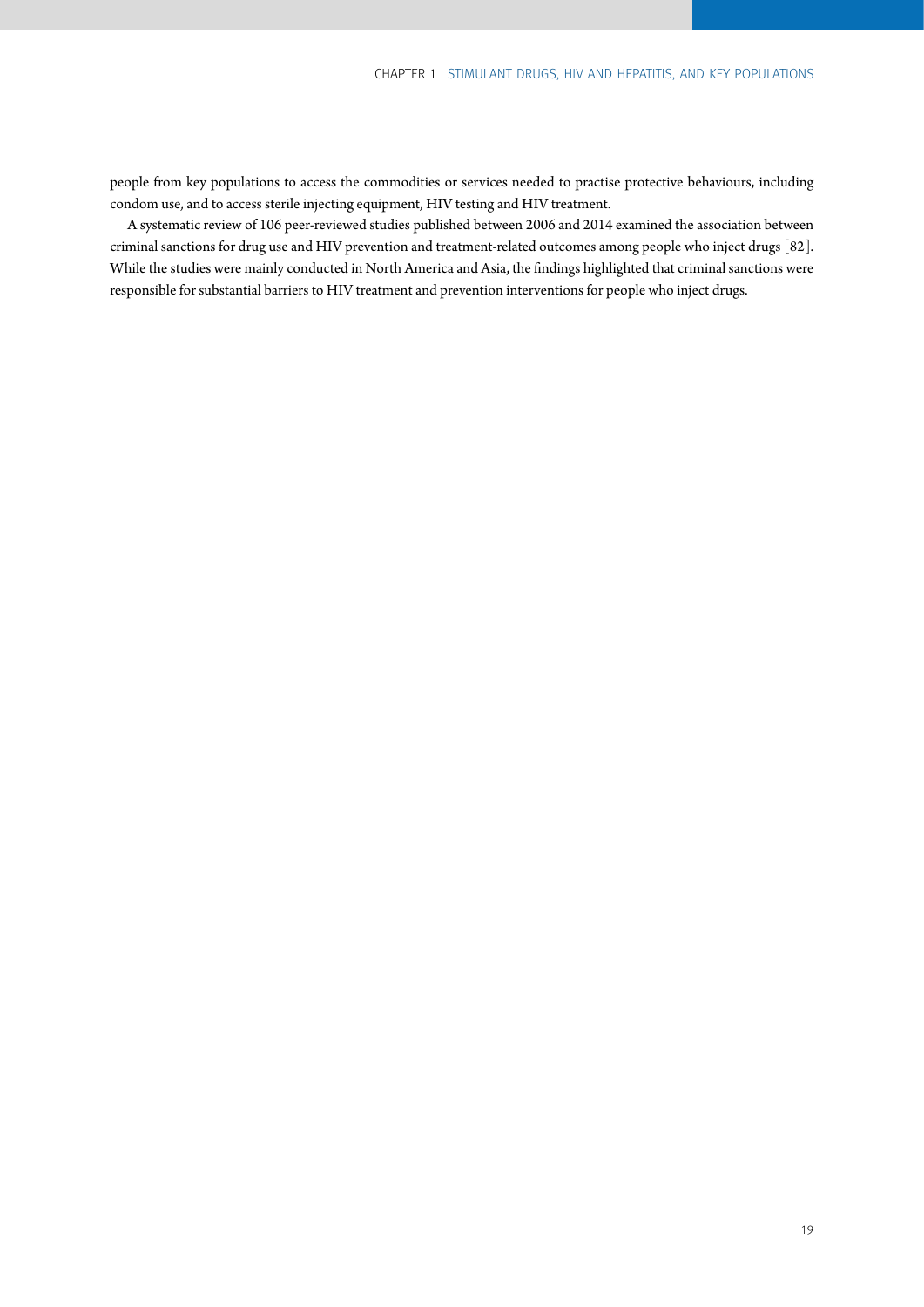people from key populations to access the commodities or services needed to practise protective behaviours, including condom use, and to access sterile injecting equipment, HIV testing and HIV treatment.

A systematic review of 106 peer-reviewed studies published between 2006 and 2014 examined the association between criminal sanctions for drug use and HIV prevention and treatment-related outcomes among people who inject drugs [82]. While the studies were mainly conducted in North America and Asia, the findings highlighted that criminal sanctions were responsible for substantial barriers to HIV treatment and prevention interventions for people who inject drugs.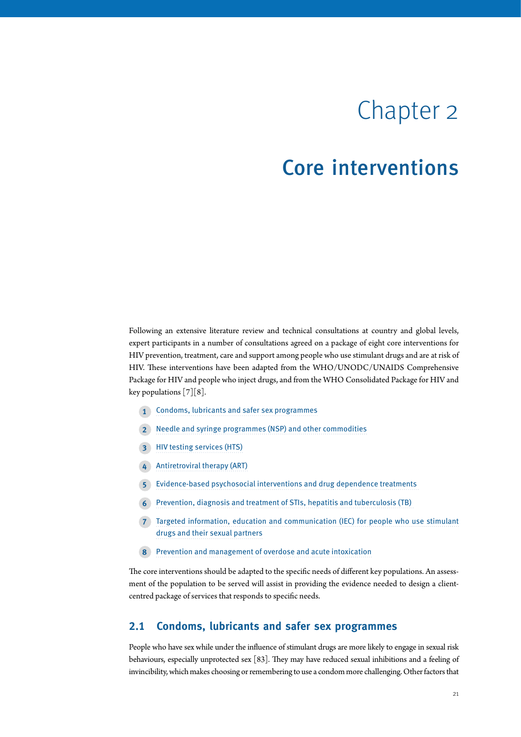# Chapter 2

# Core interventions

Following an extensive literature review and technical consultations at country and global levels, expert participants in a number of consultations agreed on a package of eight core interventions for HIV prevention, treatment, care and support among people who use stimulant drugs and are at risk of HIV. These interventions have been adapted from the WHO/UNODC/UNAIDS Comprehensive Package for HIV and people who inject drugs, and from the WHO Consolidated Package for HIV and key populations [7][8].

1. Condoms, lubricants and safer sex programmes
2. Needle and syringe programmes (NSP) and other commodities
3. HIV testing services (HTS)
4. Antiretroviral therapy (ART)
5. Evidence-based psychosocial interventions and drug dependence treatments
6. Prevention, diagnosis and treatment of STIs, hepatitis and tuberculosis (TB)
7. Targeted information, education and communication (IEC) for people who use stimulant drugs and their sexual partners
8. Prevention and management of overdose and acute intoxication

The core interventions should be adapted to the specific needs of different key populations. An assessment of the population to be served will assist in providing the evidence needed to design a client-centred package of services that responds to specific needs.

## 2.1 Condoms, lubricants and safer sex programmes

People who have sex while under the influence of stimulant drugs are more likely to engage in sexual risk behaviours, especially unprotected sex [83]. They may have reduced sexual inhibitions and a feeling of invincibility, which makes choosing or remembering to use a condom more challenging. Other factors that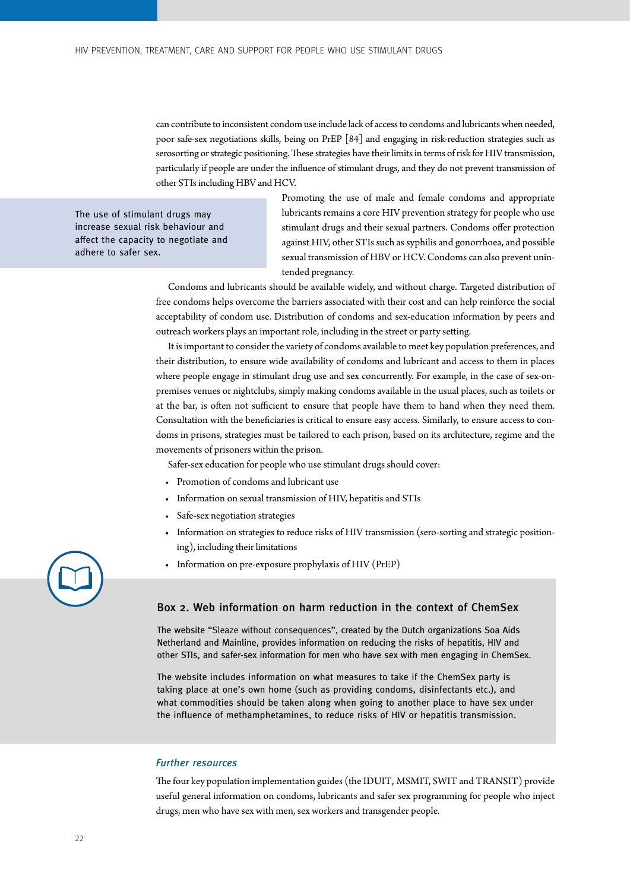can contribute to inconsistent condom use include lack of access to condoms and lubricants when needed, poor safe-sex negotiations skills, being on PrEP [84] and engaging in risk-reduction strategies such as serosorting or strategic positioning. These strategies have their limits in terms of risk for HIV transmission, particularly if people are under the influence of stimulant drugs, and they do not prevent transmission of other STIs including HBV and HCV.

> The use of stimulant drugs may increase sexual risk behaviour and affect the capacity to negotiate and adhere to safer sex.

Promoting the use of male and female condoms and appropriate lubricants remains a core HIV prevention strategy for people who use stimulant drugs and their sexual partners. Condoms offer protection against HIV, other STIs such as syphilis and gonorrhoea, and possible sexual transmission of HBV or HCV. Condoms can also prevent unintended pregnancy.

Condoms and lubricants should be available widely, and without charge. Targeted distribution of free condoms helps overcome the barriers associated with their cost and can help reinforce the social acceptability of condom use. Distribution of condoms and sex-education information by peers and outreach workers plays an important role, including in the street or party setting.

It is important to consider the variety of condoms available to meet key population preferences, and their distribution, to ensure wide availability of condoms and lubricant and access to them in places where people engage in stimulant drug use and sex concurrently. For example, in the case of sex-on-premises venues or nightclubs, simply making condoms available in the usual places, such as toilets or at the bar, is often not sufficient to ensure that people have them to hand when they need them. Consultation with the beneficiaries is critical to ensure easy access. Similarly, to ensure access to condoms in prisons, strategies must be tailored to each prison, based on its architecture, regime and the movements of prisoners within the prison.

Safer-sex education for people who use stimulant drugs should cover:

- Promotion of condoms and lubricant use
- Information on sexual transmission of HIV, hepatitis and STIs
- Safe-sex negotiation strategies
- Information on strategies to reduce risks of HIV transmission (sero-sorting and strategic positioning), including their limitations
- Information on pre-exposure prophylaxis of HIV (PrEP)

### Box 2. Web information on harm reduction in the context of ChemSex

The website "Sleaze without consequences", created by the Dutch organizations Soa Aids Netherland and Mainline, provides information on reducing the risks of hepatitis, HIV and other STIs, and safer-sex information for men who have sex with men engaging in ChemSex.

The website includes information on what measures to take if the ChemSex party is taking place at one's own home (such as providing condoms, disinfectants etc.), and what commodities should be taken along when going to another place to have sex under the influence of methamphetamines, to reduce risks of HIV or hepatitis transmission.

#### *Further resources*

The four key population implementation guides (the IDUIT, MSMIT, SWIT and TRANSIT) provide useful general information on condoms, lubricants and safer sex programming for people who inject drugs, men who have sex with men, sex workers and transgender people.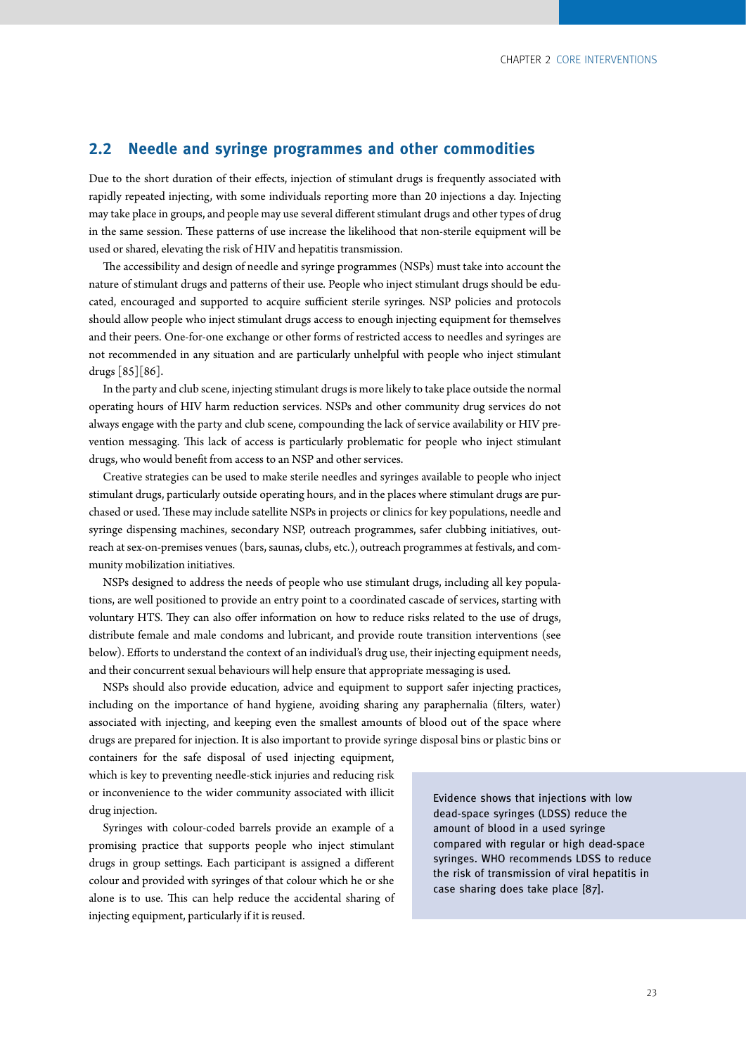## 2.2 Needle and syringe programmes and other commodities

Due to the short duration of their effects, injection of stimulant drugs is frequently associated with rapidly repeated injecting, with some individuals reporting more than 20 injections a day. Injecting may take place in groups, and people may use several different stimulant drugs and other types of drug in the same session. These patterns of use increase the likelihood that non-sterile equipment will be used or shared, elevating the risk of HIV and hepatitis transmission.

The accessibility and design of needle and syringe programmes (NSPs) must take into account the nature of stimulant drugs and patterns of their use. People who inject stimulant drugs should be educated, encouraged and supported to acquire sufficient sterile syringes. NSP policies and protocols should allow people who inject stimulant drugs access to enough injecting equipment for themselves and their peers. One-for-one exchange or other forms of restricted access to needles and syringes are not recommended in any situation and are particularly unhelpful with people who inject stimulant drugs [85][86].

In the party and club scene, injecting stimulant drugs is more likely to take place outside the normal operating hours of HIV harm reduction services. NSPs and other community drug services do not always engage with the party and club scene, compounding the lack of service availability or HIV prevention messaging. This lack of access is particularly problematic for people who inject stimulant drugs, who would benefit from access to an NSP and other services.

Creative strategies can be used to make sterile needles and syringes available to people who inject stimulant drugs, particularly outside operating hours, and in the places where stimulant drugs are purchased or used. These may include satellite NSPs in projects or clinics for key populations, needle and syringe dispensing machines, secondary NSP, outreach programmes, safer clubbing initiatives, outreach at sex-on-premises venues (bars, saunas, clubs, etc.), outreach programmes at festivals, and community mobilization initiatives.

NSPs designed to address the needs of people who use stimulant drugs, including all key populations, are well positioned to provide an entry point to a coordinated cascade of services, starting with voluntary HTS. They can also offer information on how to reduce risks related to the use of drugs, distribute female and male condoms and lubricant, and provide route transition interventions (see below). Efforts to understand the context of an individual's drug use, their injecting equipment needs, and their concurrent sexual behaviours will help ensure that appropriate messaging is used.

NSPs should also provide education, advice and equipment to support safer injecting practices, including on the importance of hand hygiene, avoiding sharing any paraphernalia (filters, water) associated with injecting, and keeping even the smallest amounts of blood out of the space where drugs are prepared for injection. It is also important to provide syringe disposal bins or plastic bins or containers for the safe disposal of used injecting equipment, which is key to preventing needle-stick injuries and reducing risk or inconvenience to the wider community associated with illicit drug injection.

Syringes with colour-coded barrels provide an example of a promising practice that supports people who inject stimulant drugs in group settings. Each participant is assigned a different colour and provided with syringes of that colour which he or she alone is to use. This can help reduce the accidental sharing of injecting equipment, particularly if it is reused.

> Evidence shows that injections with low dead-space syringes (LDSS) reduce the amount of blood in a used syringe compared with regular or high dead-space syringes. WHO recommends LDSS to reduce the risk of transmission of viral hepatitis in case sharing does take place [87].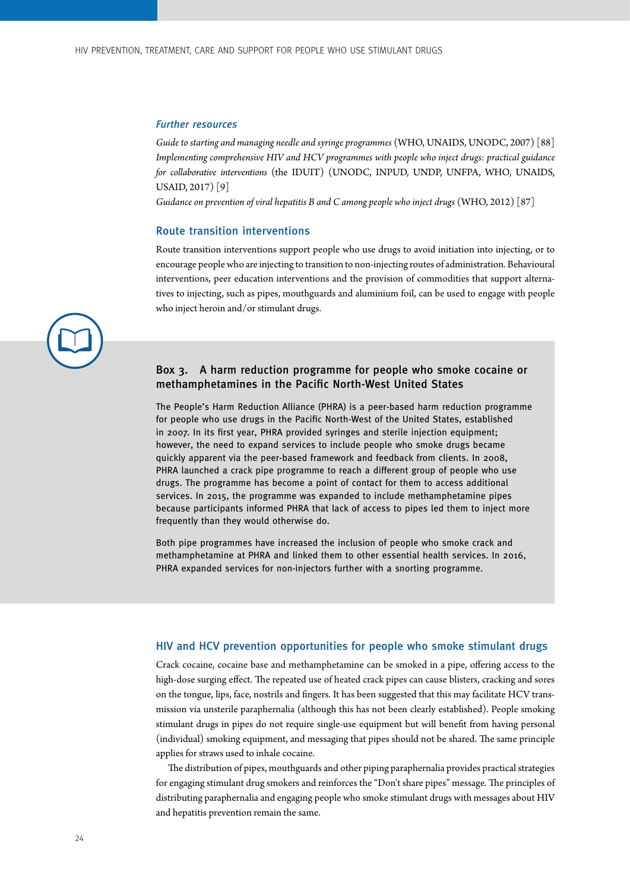### *Further resources*

*Guide to starting and managing needle and syringe programmes* (WHO, UNAIDS, UNODC, 2007) [88]

*Implementing comprehensive HIV and HCV programmes with people who inject drugs: practical guidance for collaborative interventions* (the IDUIT) (UNODC, INPUD, UNDP, UNFPA, WHO, UNAIDS, USAID, 2017) [9]

*Guidance on prevention of viral hepatitis B and C among people who inject drugs* (WHO, 2012) [87]

## Route transition interventions

Route transition interventions support people who use drugs to avoid initiation into injecting, or to encourage people who are injecting to transition to non-injecting routes of administration. Behavioural interventions, peer education interventions and the provision of commodities that support alternatives to injecting, such as pipes, mouthguards and aluminium foil, can be used to engage with people who inject heroin and/or stimulant drugs.

### Box 3. A harm reduction programme for people who smoke cocaine or methamphetamines in the Pacific North-West United States

The People's Harm Reduction Alliance (PHRA) is a peer-based harm reduction programme for people who use drugs in the Pacific North-West of the United States, established in 2007. In its first year, PHRA provided syringes and sterile injection equipment; however, the need to expand services to include people who smoke drugs became quickly apparent via the peer-based framework and feedback from clients. In 2008, PHRA launched a crack pipe programme to reach a different group of people who use drugs. The programme has become a point of contact for them to access additional services. In 2015, the programme was expanded to include methamphetamine pipes because participants informed PHRA that lack of access to pipes led them to inject more frequently than they would otherwise do.

Both pipe programmes have increased the inclusion of people who smoke crack and methamphetamine at PHRA and linked them to other essential health services. In 2016, PHRA expanded services for non-injectors further with a snorting programme.

## HIV and HCV prevention opportunities for people who smoke stimulant drugs

Crack cocaine, cocaine base and methamphetamine can be smoked in a pipe, offering access to the high-dose surging effect. The repeated use of heated crack pipes can cause blisters, cracking and sores on the tongue, lips, face, nostrils and fingers. It has been suggested that this may facilitate HCV transmission via unsterile paraphernalia (although this has not been clearly established). People smoking stimulant drugs in pipes do not require single-use equipment but will benefit from having personal (individual) smoking equipment, and messaging that pipes should not be shared. The same principle applies for straws used to inhale cocaine.

The distribution of pipes, mouthguards and other piping paraphernalia provides practical strategies for engaging stimulant drug smokers and reinforces the "Don't share pipes" message. The principles of distributing paraphernalia and engaging people who smoke stimulant drugs with messages about HIV and hepatitis prevention remain the same.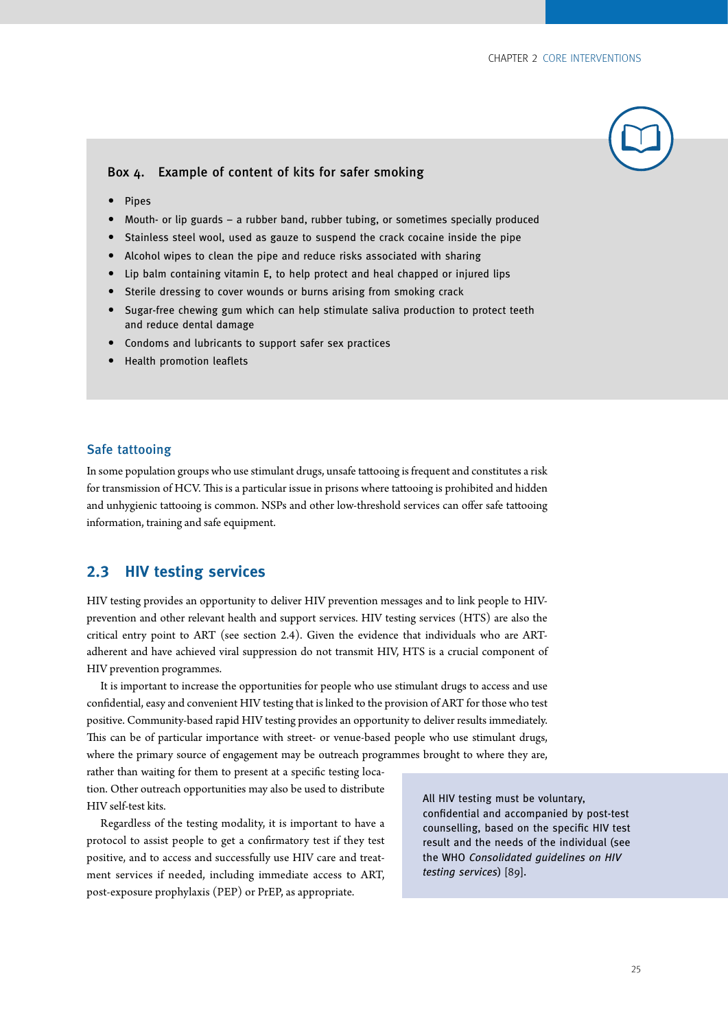### Box 4. Example of content of kits for safer smoking

- Pipes
- Mouth- or lip guards – a rubber band, rubber tubing, or sometimes specially produced
- Stainless steel wool, used as gauze to suspend the crack cocaine inside the pipe
- Alcohol wipes to clean the pipe and reduce risks associated with sharing
- Lip balm containing vitamin E, to help protect and heal chapped or injured lips
- Sterile dressing to cover wounds or burns arising from smoking crack
- Sugar-free chewing gum which can help stimulate saliva production to protect teeth and reduce dental damage
- Condoms and lubricants to support safer sex practices
- Health promotion leaflets

### Safe tattooing

In some population groups who use stimulant drugs, unsafe tattooing is frequent and constitutes a risk for transmission of HCV. This is a particular issue in prisons where tattooing is prohibited and hidden and unhygienic tattooing is common. NSPs and other low-threshold services can offer safe tattooing information, training and safe equipment.

## 2.3 HIV testing services

HIV testing provides an opportunity to deliver HIV prevention messages and to link people to HIV-prevention and other relevant health and support services. HIV testing services (HTS) are also the critical entry point to ART (see section 2.4). Given the evidence that individuals who are ART-adherent and have achieved viral suppression do not transmit HIV, HTS is a crucial component of HIV prevention programmes.

It is important to increase the opportunities for people who use stimulant drugs to access and use confidential, easy and convenient HIV testing that is linked to the provision of ART for those who test positive. Community-based rapid HIV testing provides an opportunity to deliver results immediately. This can be of particular importance with street- or venue-based people who use stimulant drugs, where the primary source of engagement may be outreach programmes brought to where they are, rather than waiting for them to present at a specific testing location. Other outreach opportunities may also be used to distribute HIV self-test kits.

Regardless of the testing modality, it is important to have a protocol to assist people to get a confirmatory test if they test positive, and to access and successfully use HIV care and treatment services if needed, including immediate access to ART, post-exposure prophylaxis (PEP) or PrEP, as appropriate.

> All HIV testing must be voluntary, confidential and accompanied by post-test counselling, based on the specific HIV test result and the needs of the individual (see the WHO *Consolidated guidelines on HIV testing services*) [89].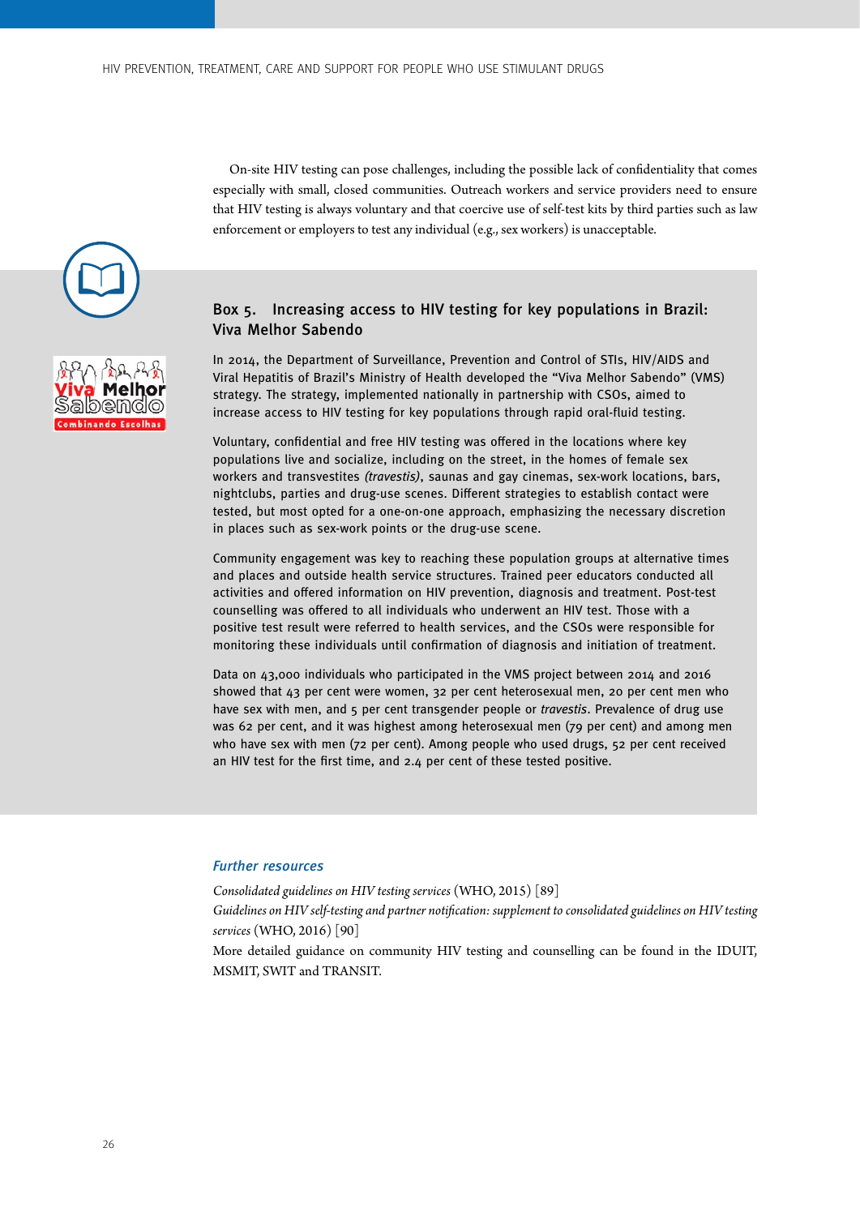On-site HIV testing can pose challenges, including the possible lack of confidentiality that comes especially with small, closed communities. Outreach workers and service providers need to ensure that HIV testing is always voluntary and that coercive use of self-test kits by third parties such as law enforcement or employers to test any individual (e.g., sex workers) is unacceptable.

### Box 5. Increasing access to HIV testing for key populations in Brazil: Viva Melhor Sabendo

In 2014, the Department of Surveillance, Prevention and Control of STIs, HIV/AIDS and Viral Hepatitis of Brazil's Ministry of Health developed the "Viva Melhor Sabendo" (VMS) strategy. The strategy, implemented nationally in partnership with CSOs, aimed to increase access to HIV testing for key populations through rapid oral-fluid testing.

Voluntary, confidential and free HIV testing was offered in the locations where key populations live and socialize, including on the street, in the homes of female sex workers and transvestites *(travestis)*, saunas and gay cinemas, sex-work locations, bars, nightclubs, parties and drug-use scenes. Different strategies to establish contact were tested, but most opted for a one-on-one approach, emphasizing the necessary discretion in places such as sex-work points or the drug-use scene.

Community engagement was key to reaching these population groups at alternative times and places and outside health service structures. Trained peer educators conducted all activities and offered information on HIV prevention, diagnosis and treatment. Post-test counselling was offered to all individuals who underwent an HIV test. Those with a positive test result were referred to health services, and the CSOs were responsible for monitoring these individuals until confirmation of diagnosis and initiation of treatment.

Data on 43,000 individuals who participated in the VMS project between 2014 and 2016 showed that 43 per cent were women, 32 per cent heterosexual men, 20 per cent men who have sex with men, and 5 per cent transgender people or *travestis*. Prevalence of drug use was 62 per cent, and it was highest among heterosexual men (79 per cent) and among men who have sex with men (72 per cent). Among people who used drugs, 52 per cent received an HIV test for the first time, and 2.4 per cent of these tested positive.

#### *Further resources*

*Consolidated guidelines on HIV testing services* (WHO, 2015) [89]

*Guidelines on HIV self-testing and partner notification: supplement to consolidated guidelines on HIV testing services* (WHO, 2016) [90]

More detailed guidance on community HIV testing and counselling can be found in the IDUIT, MSMIT, SWIT and TRANSIT.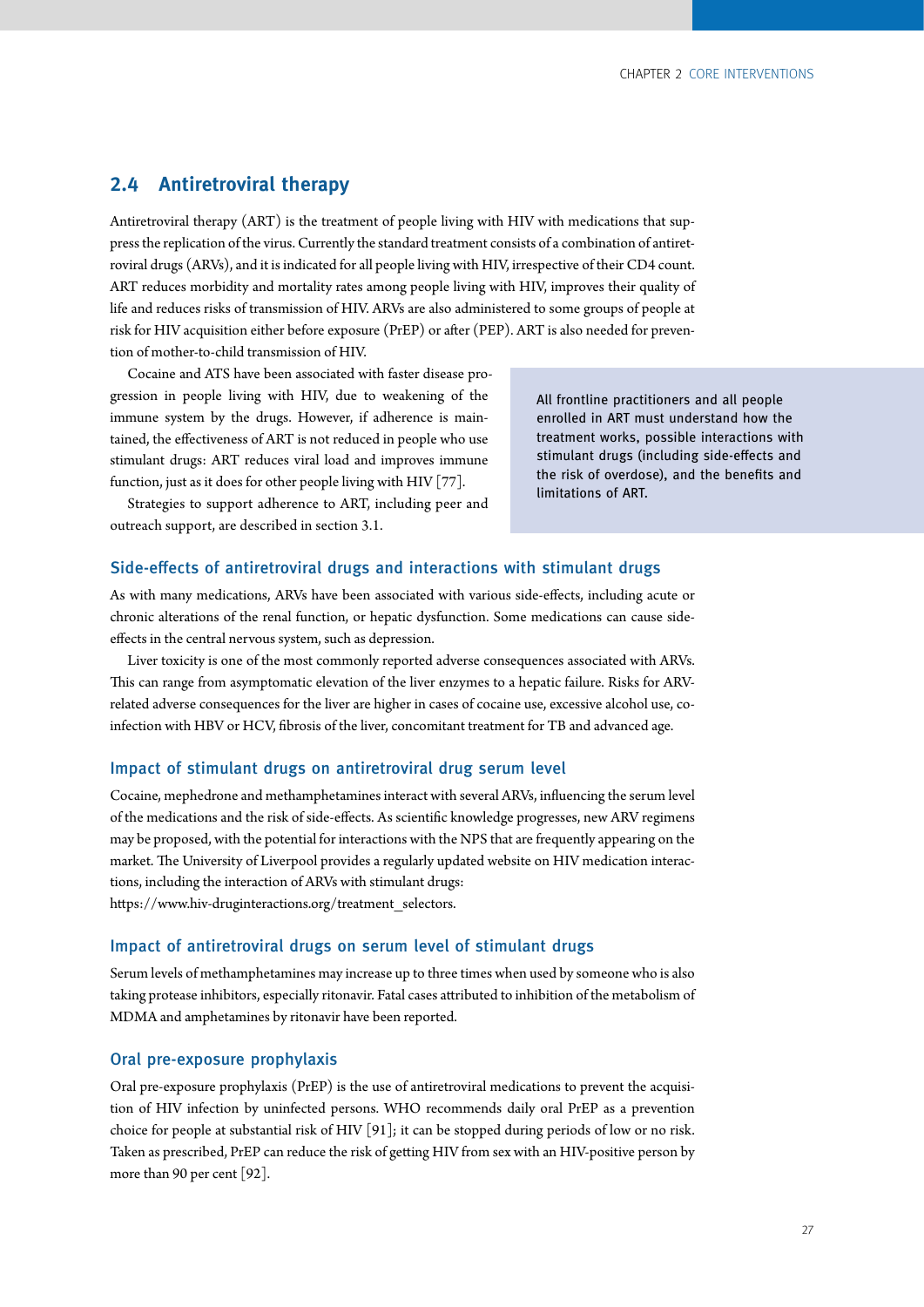## 2.4 Antiretroviral therapy

Antiretroviral therapy (ART) is the treatment of people living with HIV with medications that suppress the replication of the virus. Currently the standard treatment consists of a combination of antiretroviral drugs (ARVs), and it is indicated for all people living with HIV, irrespective of their CD4 count. ART reduces morbidity and mortality rates among people living with HIV, improves their quality of life and reduces risks of transmission of HIV. ARVs are also administered to some groups of people at risk for HIV acquisition either before exposure (PrEP) or after (PEP). ART is also needed for prevention of mother-to-child transmission of HIV.

Cocaine and ATS have been associated with faster disease progression in people living with HIV, due to weakening of the immune system by the drugs. However, if adherence is maintained, the effectiveness of ART is not reduced in people who use stimulant drugs: ART reduces viral load and improves immune function, just as it does for other people living with HIV [77].

Strategies to support adherence to ART, including peer and outreach support, are described in section 3.1.

> All frontline practitioners and all people enrolled in ART must understand how the treatment works, possible interactions with stimulant drugs (including side-effects and the risk of overdose), and the benefits and limitations of ART.

### Side-effects of antiretroviral drugs and interactions with stimulant drugs

As with many medications, ARVs have been associated with various side-effects, including acute or chronic alterations of the renal function, or hepatic dysfunction. Some medications can cause side-effects in the central nervous system, such as depression.

Liver toxicity is one of the most commonly reported adverse consequences associated with ARVs. This can range from asymptomatic elevation of the liver enzymes to a hepatic failure. Risks for ARV-related adverse consequences for the liver are higher in cases of cocaine use, excessive alcohol use, co-infection with HBV or HCV, fibrosis of the liver, concomitant treatment for TB and advanced age.

### Impact of stimulant drugs on antiretroviral drug serum level

Cocaine, mephedrone and methamphetamines interact with several ARVs, influencing the serum level of the medications and the risk of side-effects. As scientific knowledge progresses, new ARV regimens may be proposed, with the potential for interactions with the NPS that are frequently appearing on the market. The University of Liverpool provides a regularly updated website on HIV medication interactions, including the interaction of ARVs with stimulant drugs:
https://www.hiv-druginteractions.org/treatment_selectors.

### Impact of antiretroviral drugs on serum level of stimulant drugs

Serum levels of methamphetamines may increase up to three times when used by someone who is also taking protease inhibitors, especially ritonavir. Fatal cases attributed to inhibition of the metabolism of MDMA and amphetamines by ritonavir have been reported.

### Oral pre-exposure prophylaxis

Oral pre-exposure prophylaxis (PrEP) is the use of antiretroviral medications to prevent the acquisition of HIV infection by uninfected persons. WHO recommends daily oral PrEP as a prevention choice for people at substantial risk of HIV [91]; it can be stopped during periods of low or no risk. Taken as prescribed, PrEP can reduce the risk of getting HIV from sex with an HIV-positive person by more than 90 per cent [92].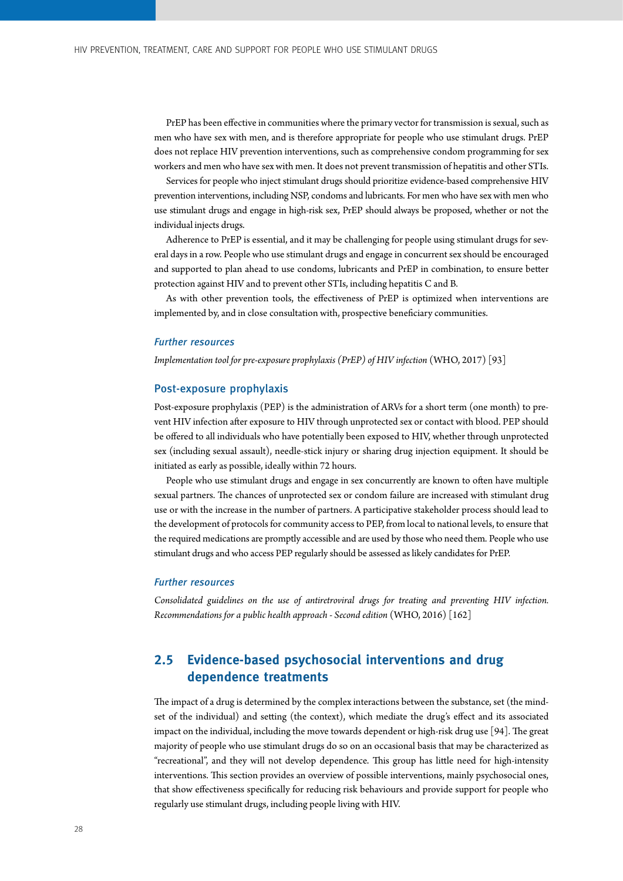PrEP has been effective in communities where the primary vector for transmission is sexual, such as men who have sex with men, and is therefore appropriate for people who use stimulant drugs. PrEP does not replace HIV prevention interventions, such as comprehensive condom programming for sex workers and men who have sex with men. It does not prevent transmission of hepatitis and other STIs.

Services for people who inject stimulant drugs should prioritize evidence-based comprehensive HIV prevention interventions, including NSP, condoms and lubricants. For men who have sex with men who use stimulant drugs and engage in high-risk sex, PrEP should always be proposed, whether or not the individual injects drugs.

Adherence to PrEP is essential, and it may be challenging for people using stimulant drugs for several days in a row. People who use stimulant drugs and engage in concurrent sex should be encouraged and supported to plan ahead to use condoms, lubricants and PrEP in combination, to ensure better protection against HIV and to prevent other STIs, including hepatitis C and B.

As with other prevention tools, the effectiveness of PrEP is optimized when interventions are implemented by, and in close consultation with, prospective beneficiary communities.

#### *Further resources*

*Implementation tool for pre-exposure prophylaxis (PrEP) of HIV infection* (WHO, 2017) [93]

### Post-exposure prophylaxis

Post-exposure prophylaxis (PEP) is the administration of ARVs for a short term (one month) to prevent HIV infection after exposure to HIV through unprotected sex or contact with blood. PEP should be offered to all individuals who have potentially been exposed to HIV, whether through unprotected sex (including sexual assault), needle-stick injury or sharing drug injection equipment. It should be initiated as early as possible, ideally within 72 hours.

People who use stimulant drugs and engage in sex concurrently are known to often have multiple sexual partners. The chances of unprotected sex or condom failure are increased with stimulant drug use or with the increase in the number of partners. A participative stakeholder process should lead to the development of protocols for community access to PEP, from local to national levels, to ensure that the required medications are promptly accessible and are used by those who need them. People who use stimulant drugs and who access PEP regularly should be assessed as likely candidates for PrEP.

#### *Further resources*

*Consolidated guidelines on the use of antiretroviral drugs for treating and preventing HIV infection. Recommendations for a public health approach - Second edition* (WHO, 2016) [162]

## 2.5 Evidence-based psychosocial interventions and drug dependence treatments

The impact of a drug is determined by the complex interactions between the substance, set (the mindset of the individual) and setting (the context), which mediate the drug's effect and its associated impact on the individual, including the move towards dependent or high-risk drug use [94]. The great majority of people who use stimulant drugs do so on an occasional basis that may be characterized as "recreational", and they will not develop dependence. This group has little need for high-intensity interventions. This section provides an overview of possible interventions, mainly psychosocial ones, that show effectiveness specifically for reducing risk behaviours and provide support for people who regularly use stimulant drugs, including people living with HIV.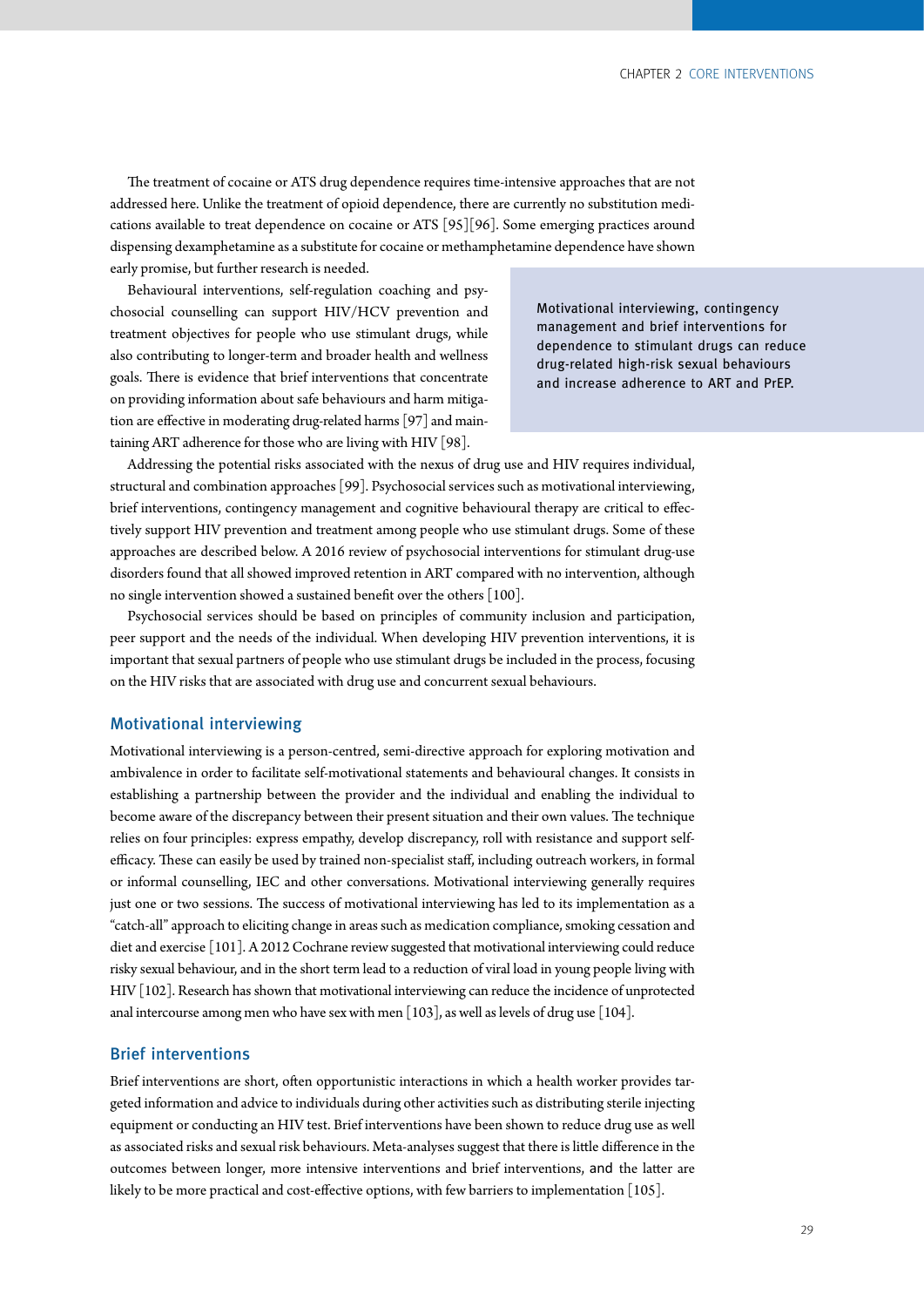The treatment of cocaine or ATS drug dependence requires time-intensive approaches that are not addressed here. Unlike the treatment of opioid dependence, there are currently no substitution medications available to treat dependence on cocaine or ATS [95][96]. Some emerging practices around dispensing dexamphetamine as a substitute for cocaine or methamphetamine dependence have shown early promise, but further research is needed.

Behavioural interventions, self-regulation coaching and psychosocial counselling can support HIV/HCV prevention and treatment objectives for people who use stimulant drugs, while also contributing to longer-term and broader health and wellness goals. There is evidence that brief interventions that concentrate on providing information about safe behaviours and harm mitigation are effective in moderating drug-related harms [97] and maintaining ART adherence for those who are living with HIV [98].

> Motivational interviewing, contingency management and brief interventions for dependence to stimulant drugs can reduce drug-related high-risk sexual behaviours and increase adherence to ART and PrEP.

Addressing the potential risks associated with the nexus of drug use and HIV requires individual, structural and combination approaches [99]. Psychosocial services such as motivational interviewing, brief interventions, contingency management and cognitive behavioural therapy are critical to effectively support HIV prevention and treatment among people who use stimulant drugs. Some of these approaches are described below. A 2016 review of psychosocial interventions for stimulant drug-use disorders found that all showed improved retention in ART compared with no intervention, although no single intervention showed a sustained benefit over the others [100].

Psychosocial services should be based on principles of community inclusion and participation, peer support and the needs of the individual. When developing HIV prevention interventions, it is important that sexual partners of people who use stimulant drugs be included in the process, focusing on the HIV risks that are associated with drug use and concurrent sexual behaviours.

## Motivational interviewing

Motivational interviewing is a person-centred, semi-directive approach for exploring motivation and ambivalence in order to facilitate self-motivational statements and behavioural changes. It consists in establishing a partnership between the provider and the individual and enabling the individual to become aware of the discrepancy between their present situation and their own values. The technique relies on four principles: express empathy, develop discrepancy, roll with resistance and support self-efficacy. These can easily be used by trained non-specialist staff, including outreach workers, in formal or informal counselling, IEC and other conversations. Motivational interviewing generally requires just one or two sessions. The success of motivational interviewing has led to its implementation as a "catch-all" approach to eliciting change in areas such as medication compliance, smoking cessation and diet and exercise [101]. A 2012 Cochrane review suggested that motivational interviewing could reduce risky sexual behaviour, and in the short term lead to a reduction of viral load in young people living with HIV [102]. Research has shown that motivational interviewing can reduce the incidence of unprotected anal intercourse among men who have sex with men [103], as well as levels of drug use [104].

## Brief interventions

Brief interventions are short, often opportunistic interactions in which a health worker provides targeted information and advice to individuals during other activities such as distributing sterile injecting equipment or conducting an HIV test. Brief interventions have been shown to reduce drug use as well as associated risks and sexual risk behaviours. Meta-analyses suggest that there is little difference in the outcomes between longer, more intensive interventions and brief interventions, and the latter are likely to be more practical and cost-effective options, with few barriers to implementation [105].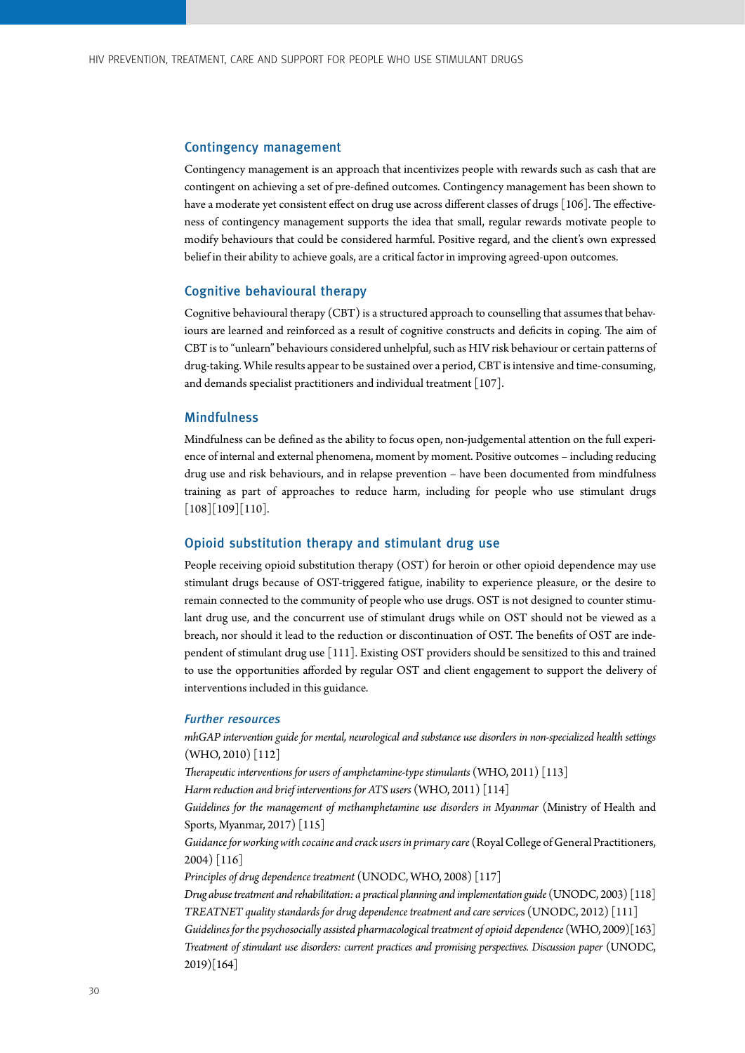### Contingency management

Contingency management is an approach that incentivizes people with rewards such as cash that are contingent on achieving a set of pre-defined outcomes. Contingency management has been shown to have a moderate yet consistent effect on drug use across different classes of drugs [106]. The effectiveness of contingency management supports the idea that small, regular rewards motivate people to modify behaviours that could be considered harmful. Positive regard, and the client's own expressed belief in their ability to achieve goals, are a critical factor in improving agreed-upon outcomes.

### Cognitive behavioural therapy

Cognitive behavioural therapy (CBT) is a structured approach to counselling that assumes that behaviours are learned and reinforced as a result of cognitive constructs and deficits in coping. The aim of CBT is to "unlearn" behaviours considered unhelpful, such as HIV risk behaviour or certain patterns of drug-taking. While results appear to be sustained over a period, CBT is intensive and time-consuming, and demands specialist practitioners and individual treatment [107].

### Mindfulness

Mindfulness can be defined as the ability to focus open, non-judgemental attention on the full experience of internal and external phenomena, moment by moment. Positive outcomes – including reducing drug use and risk behaviours, and in relapse prevention – have been documented from mindfulness training as part of approaches to reduce harm, including for people who use stimulant drugs [108][109][110].

### Opioid substitution therapy and stimulant drug use

People receiving opioid substitution therapy (OST) for heroin or other opioid dependence may use stimulant drugs because of OST-triggered fatigue, inability to experience pleasure, or the desire to remain connected to the community of people who use drugs. OST is not designed to counter stimulant drug use, and the concurrent use of stimulant drugs while on OST should not be viewed as a breach, nor should it lead to the reduction or discontinuation of OST. The benefits of OST are independent of stimulant drug use [111]. Existing OST providers should be sensitized to this and trained to use the opportunities afforded by regular OST and client engagement to support the delivery of interventions included in this guidance.

#### *Further resources*

*mhGAP intervention guide for mental, neurological and substance use disorders in non-specialized health settings* (WHO, 2010) [112]

*Therapeutic interventions for users of amphetamine-type stimulants* (WHO, 2011) [113]

*Harm reduction and brief interventions for ATS users* (WHO, 2011) [114]

*Guidelines for the management of methamphetamine use disorders in Myanmar* (Ministry of Health and Sports, Myanmar, 2017) [115]

*Guidance for working with cocaine and crack users in primary care* (Royal College of General Practitioners, 2004) [116]

*Principles of drug dependence treatment* (UNODC, WHO, 2008) [117]

*Drug abuse treatment and rehabilitation: a practical planning and implementation guide* (UNODC, 2003) [118]

*TREATNET quality standards for drug dependence treatment and care services* (UNODC, 2012) [111]

*Guidelines for the psychosocially assisted pharmacological treatment of opioid dependence* (WHO, 2009)[163]

*Treatment of stimulant use disorders: current practices and promising perspectives. Discussion paper* (UNODC, 2019)[164]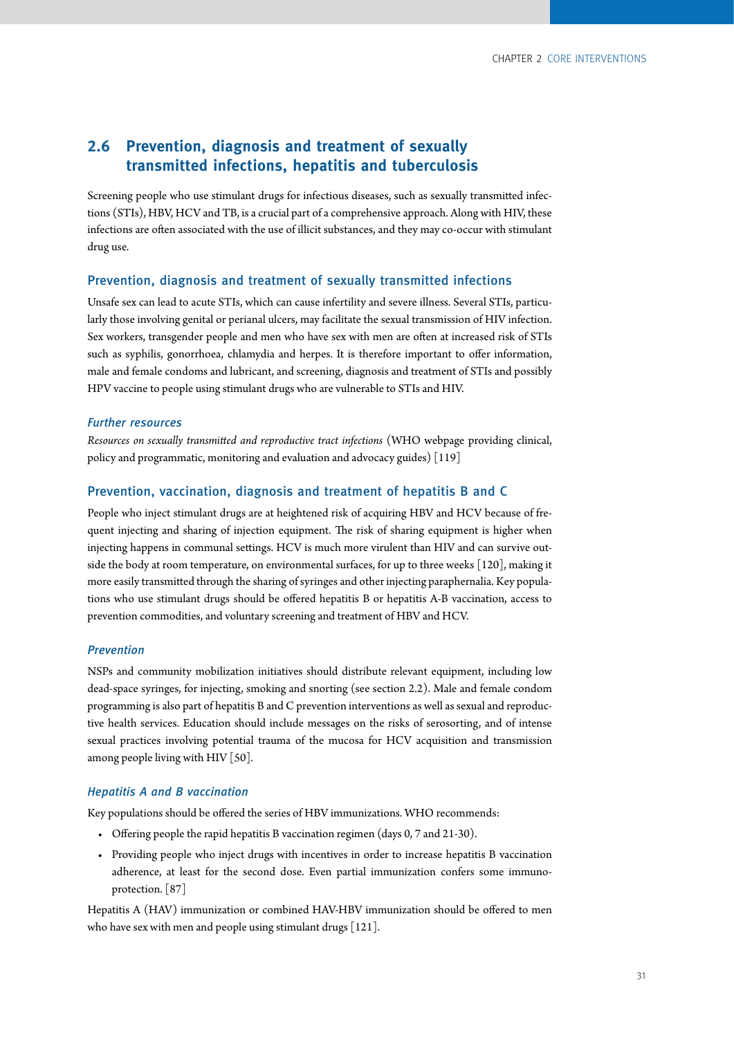## 2.6 Prevention, diagnosis and treatment of sexually transmitted infections, hepatitis and tuberculosis

Screening people who use stimulant drugs for infectious diseases, such as sexually transmitted infections (STIs), HBV, HCV and TB, is a crucial part of a comprehensive approach. Along with HIV, these infections are often associated with the use of illicit substances, and they may co-occur with stimulant drug use.

### Prevention, diagnosis and treatment of sexually transmitted infections

Unsafe sex can lead to acute STIs, which can cause infertility and severe illness. Several STIs, particularly those involving genital or perianal ulcers, may facilitate the sexual transmission of HIV infection. Sex workers, transgender people and men who have sex with men are often at increased risk of STIs such as syphilis, gonorrhoea, chlamydia and herpes. It is therefore important to offer information, male and female condoms and lubricant, and screening, diagnosis and treatment of STIs and possibly HPV vaccine to people using stimulant drugs who are vulnerable to STIs and HIV.

#### *Further resources*

*Resources on sexually transmitted and reproductive tract infections* (WHO webpage providing clinical, policy and programmatic, monitoring and evaluation and advocacy guides) [119]

### Prevention, vaccination, diagnosis and treatment of hepatitis B and C

People who inject stimulant drugs are at heightened risk of acquiring HBV and HCV because of frequent injecting and sharing of injection equipment. The risk of sharing equipment is higher when injecting happens in communal settings. HCV is much more virulent than HIV and can survive outside the body at room temperature, on environmental surfaces, for up to three weeks [120], making it more easily transmitted through the sharing of syringes and other injecting paraphernalia. Key populations who use stimulant drugs should be offered hepatitis B or hepatitis A-B vaccination, access to prevention commodities, and voluntary screening and treatment of HBV and HCV.

#### *Prevention*

NSPs and community mobilization initiatives should distribute relevant equipment, including low dead-space syringes, for injecting, smoking and snorting (see section 2.2). Male and female condom programming is also part of hepatitis B and C prevention interventions as well as sexual and reproductive health services. Education should include messages on the risks of serosorting, and of intense sexual practices involving potential trauma of the mucosa for HCV acquisition and transmission among people living with HIV [50].

#### *Hepatitis A and B vaccination*

Key populations should be offered the series of HBV immunizations. WHO recommends:

- Offering people the rapid hepatitis B vaccination regimen (days 0, 7 and 21-30).
- Providing people who inject drugs with incentives in order to increase hepatitis B vaccination adherence, at least for the second dose. Even partial immunization confers some immunoprotection. [87]

Hepatitis A (HAV) immunization or combined HAV-HBV immunization should be offered to men who have sex with men and people using stimulant drugs [121].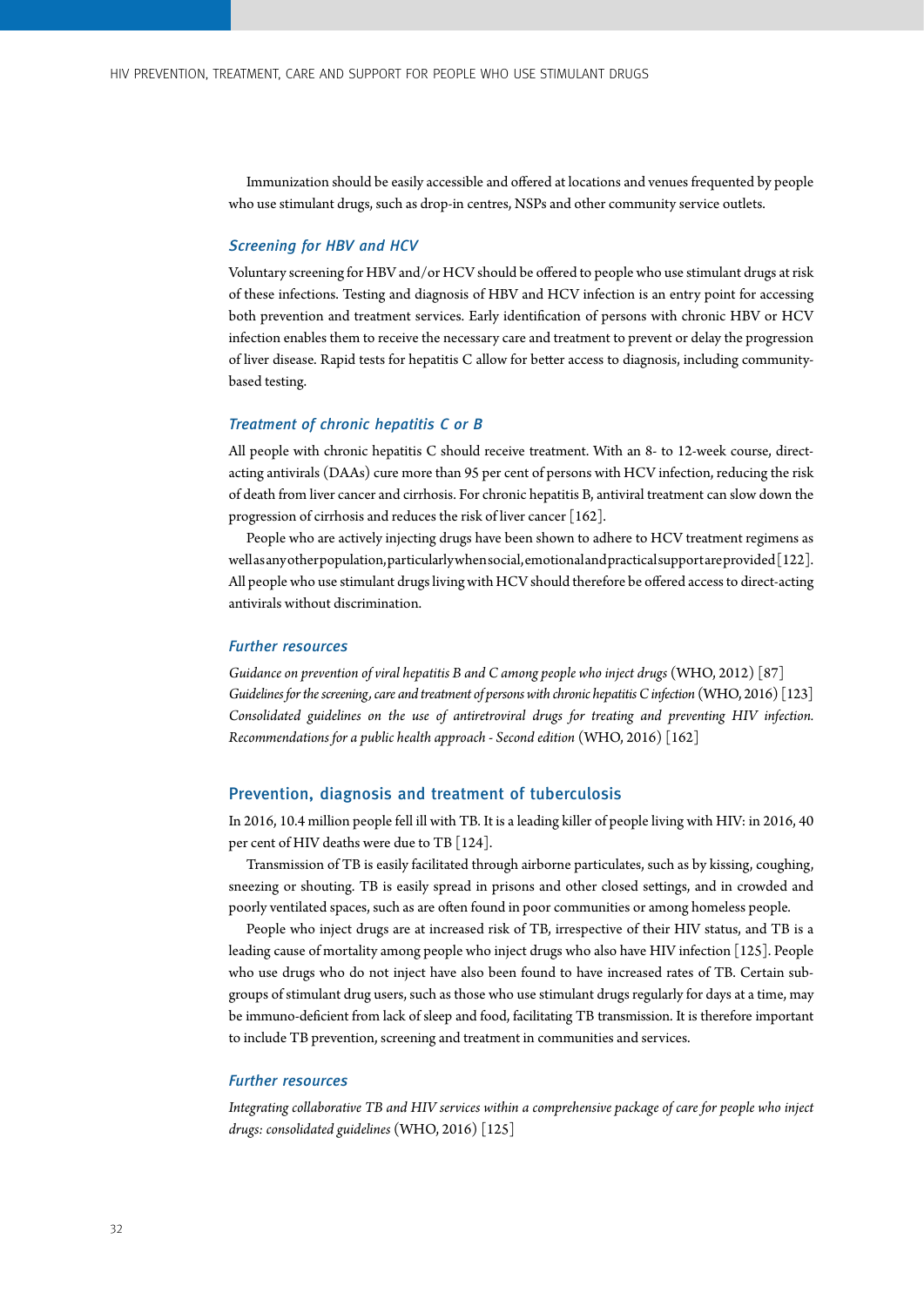Immunization should be easily accessible and offered at locations and venues frequented by people who use stimulant drugs, such as drop-in centres, NSPs and other community service outlets.

### *Screening for HBV and HCV*

Voluntary screening for HBV and/or HCV should be offered to people who use stimulant drugs at risk of these infections. Testing and diagnosis of HBV and HCV infection is an entry point for accessing both prevention and treatment services. Early identification of persons with chronic HBV or HCV infection enables them to receive the necessary care and treatment to prevent or delay the progression of liver disease. Rapid tests for hepatitis C allow for better access to diagnosis, including community-based testing.

### *Treatment of chronic hepatitis C or B*

All people with chronic hepatitis C should receive treatment. With an 8- to 12-week course, direct-acting antivirals (DAAs) cure more than 95 per cent of persons with HCV infection, reducing the risk of death from liver cancer and cirrhosis. For chronic hepatitis B, antiviral treatment can slow down the progression of cirrhosis and reduces the risk of liver cancer [162].

People who are actively injecting drugs have been shown to adhere to HCV treatment regimens as well as any other population, particularly when social, emotional and practical support are provided [122]. All people who use stimulant drugs living with HCV should therefore be offered access to direct-acting antivirals without discrimination.

### *Further resources*

*Guidance on prevention of viral hepatitis B and C among people who inject drugs* (WHO, 2012) [87]
*Guidelines for the screening, care and treatment of persons with chronic hepatitis C infection* (WHO, 2016) [123]
*Consolidated guidelines on the use of antiretroviral drugs for treating and preventing HIV infection. Recommendations for a public health approach - Second edition* (WHO, 2016) [162]

## Prevention, diagnosis and treatment of tuberculosis

In 2016, 10.4 million people fell ill with TB. It is a leading killer of people living with HIV: in 2016, 40 per cent of HIV deaths were due to TB [124].

Transmission of TB is easily facilitated through airborne particulates, such as by kissing, coughing, sneezing or shouting. TB is easily spread in prisons and other closed settings, and in crowded and poorly ventilated spaces, such as are often found in poor communities or among homeless people.

People who inject drugs are at increased risk of TB, irrespective of their HIV status, and TB is a leading cause of mortality among people who inject drugs who also have HIV infection [125]. People who use drugs who do not inject have also been found to have increased rates of TB. Certain sub-groups of stimulant drug users, such as those who use stimulant drugs regularly for days at a time, may be immuno-deficient from lack of sleep and food, facilitating TB transmission. It is therefore important to include TB prevention, screening and treatment in communities and services.

### *Further resources*

*Integrating collaborative TB and HIV services within a comprehensive package of care for people who inject drugs: consolidated guidelines* (WHO, 2016) [125]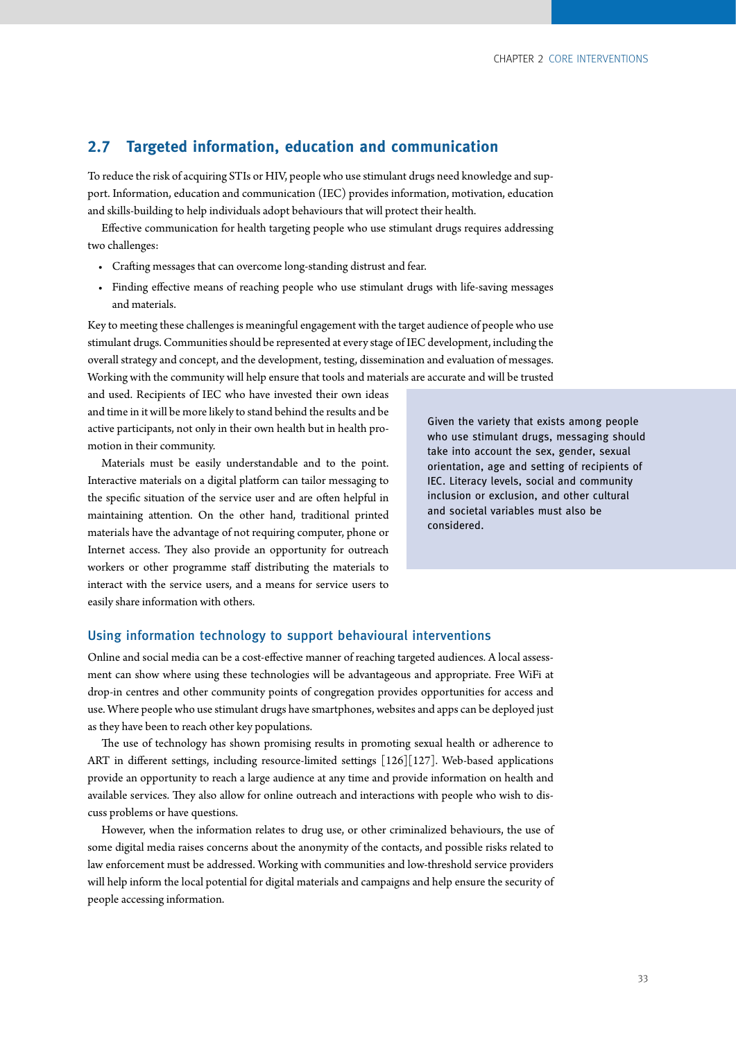## 2.7 Targeted information, education and communication

To reduce the risk of acquiring STIs or HIV, people who use stimulant drugs need knowledge and support. Information, education and communication (IEC) provides information, motivation, education and skills-building to help individuals adopt behaviours that will protect their health.

Effective communication for health targeting people who use stimulant drugs requires addressing two challenges:

- Crafting messages that can overcome long-standing distrust and fear.
- Finding effective means of reaching people who use stimulant drugs with life-saving messages and materials.

Key to meeting these challenges is meaningful engagement with the target audience of people who use stimulant drugs. Communities should be represented at every stage of IEC development, including the overall strategy and concept, and the development, testing, dissemination and evaluation of messages. Working with the community will help ensure that tools and materials are accurate and will be trusted and used. Recipients of IEC who have invested their own ideas and time in it will be more likely to stand behind the results and be active participants, not only in their own health but in health promotion in their community.

Materials must be easily understandable and to the point. Interactive materials on a digital platform can tailor messaging to the specific situation of the service user and are often helpful in maintaining attention. On the other hand, traditional printed materials have the advantage of not requiring computer, phone or Internet access. They also provide an opportunity for outreach workers or other programme staff distributing the materials to interact with the service users, and a means for service users to easily share information with others.

> Given the variety that exists among people who use stimulant drugs, messaging should take into account the sex, gender, sexual orientation, age and setting of recipients of IEC. Literacy levels, social and community inclusion or exclusion, and other cultural and societal variables must also be considered.

### Using information technology to support behavioural interventions

Online and social media can be a cost-effective manner of reaching targeted audiences. A local assessment can show where using these technologies will be advantageous and appropriate. Free WiFi at drop-in centres and other community points of congregation provides opportunities for access and use. Where people who use stimulant drugs have smartphones, websites and apps can be deployed just as they have been to reach other key populations.

The use of technology has shown promising results in promoting sexual health or adherence to ART in different settings, including resource-limited settings [126][127]. Web-based applications provide an opportunity to reach a large audience at any time and provide information on health and available services. They also allow for online outreach and interactions with people who wish to discuss problems or have questions.

However, when the information relates to drug use, or other criminalized behaviours, the use of some digital media raises concerns about the anonymity of the contacts, and possible risks related to law enforcement must be addressed. Working with communities and low-threshold service providers will help inform the local potential for digital materials and campaigns and help ensure the security of people accessing information.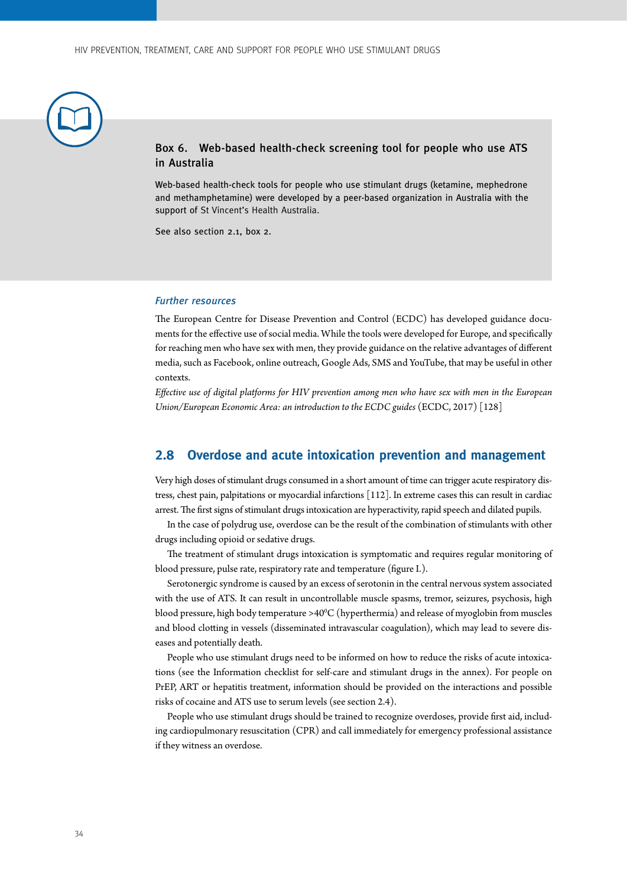### Box 6. Web-based health-check screening tool for people who use ATS in Australia

Web-based health-check tools for people who use stimulant drugs (ketamine, mephedrone and methamphetamine) were developed by a peer-based organization in Australia with the support of St Vincent's Health Australia.

See also section 2.1, box 2.

#### *Further resources*

The European Centre for Disease Prevention and Control (ECDC) has developed guidance documents for the effective use of social media. While the tools were developed for Europe, and specifically for reaching men who have sex with men, they provide guidance on the relative advantages of different media, such as Facebook, online outreach, Google Ads, SMS and YouTube, that may be useful in other contexts.

*Effective use of digital platforms for HIV prevention among men who have sex with men in the European Union/European Economic Area: an introduction to the ECDC guides* (ECDC, 2017) [128]

## 2.8 Overdose and acute intoxication prevention and management

Very high doses of stimulant drugs consumed in a short amount of time can trigger acute respiratory distress, chest pain, palpitations or myocardial infarctions [112]. In extreme cases this can result in cardiac arrest. The first signs of stimulant drugs intoxication are hyperactivity, rapid speech and dilated pupils.

In the case of polydrug use, overdose can be the result of the combination of stimulants with other drugs including opioid or sedative drugs.

The treatment of stimulant drugs intoxication is symptomatic and requires regular monitoring of blood pressure, pulse rate, respiratory rate and temperature (figure I.).

Serotonergic syndrome is caused by an excess of serotonin in the central nervous system associated with the use of ATS. It can result in uncontrollable muscle spasms, tremor, seizures, psychosis, high blood pressure, high body temperature >40°C (hyperthermia) and release of myoglobin from muscles and blood clotting in vessels (disseminated intravascular coagulation), which may lead to severe diseases and potentially death.

People who use stimulant drugs need to be informed on how to reduce the risks of acute intoxications (see the Information checklist for self-care and stimulant drugs in the annex). For people on PrEP, ART or hepatitis treatment, information should be provided on the interactions and possible risks of cocaine and ATS use to serum levels (see section 2.4).

People who use stimulant drugs should be trained to recognize overdoses, provide first aid, including cardiopulmonary resuscitation (CPR) and call immediately for emergency professional assistance if they witness an overdose.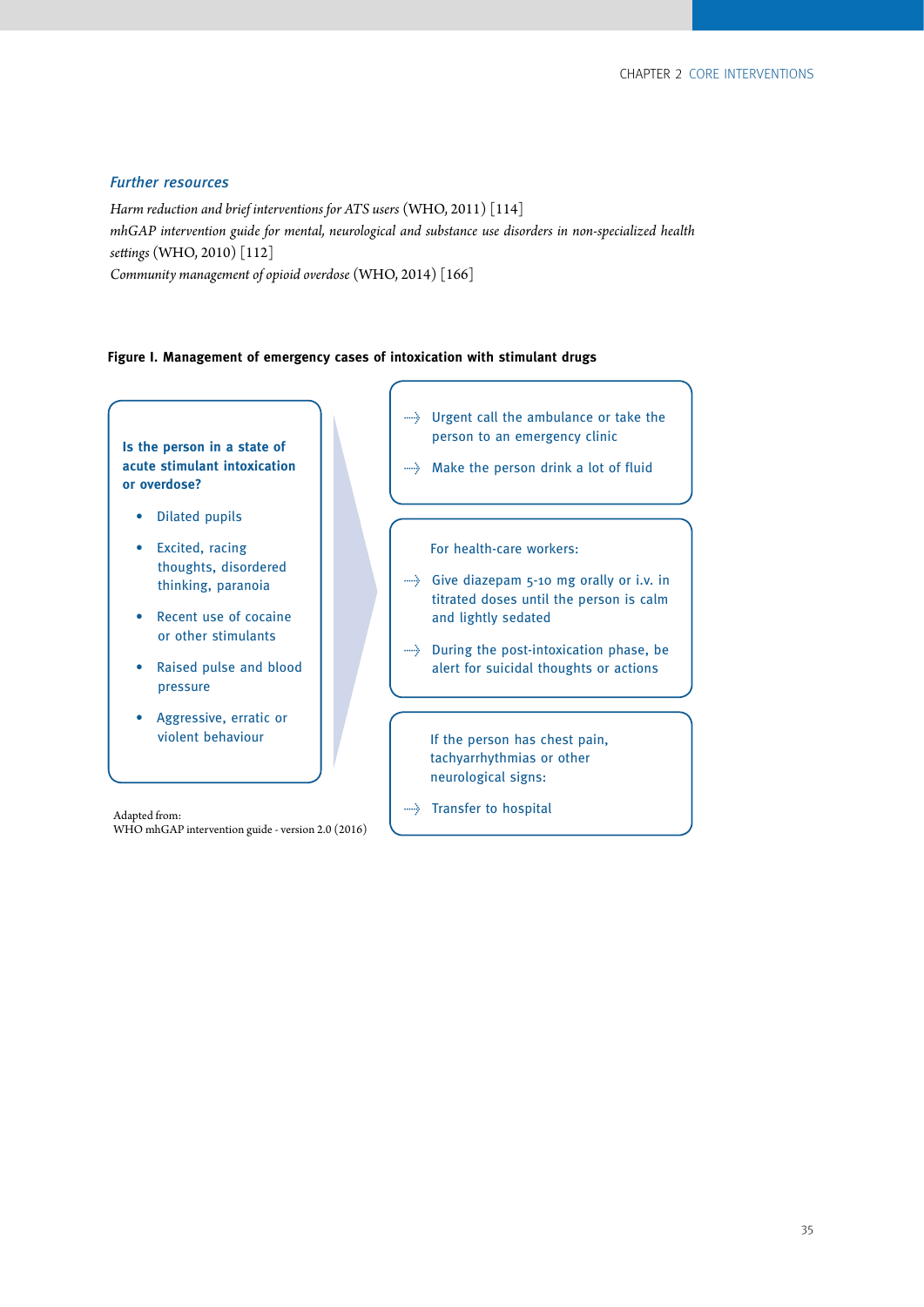### *Further resources*

*Harm reduction and brief interventions for ATS users* (WHO, 2011) [114]
*mhGAP intervention guide for mental, neurological and substance use disorders in non-specialized health settings* (WHO, 2010) [112]
*Community management of opioid overdose* (WHO, 2014) [166]

**Figure I. Management of emergency cases of intoxication with stimulant drugs**

**Is the person in a state of acute stimulant intoxication or overdose?**

- Dilated pupils
- Excited, racing thoughts, disordered thinking, paranoia
- Recent use of cocaine or other stimulants
- Raised pulse and blood pressure
- Aggressive, erratic or violent behaviour

→ Urgent call the ambulance or take the person to an emergency clinic

→ Make the person drink a lot of fluid

For health-care workers:

→ Give diazepam 5-10 mg orally or i.v. in titrated doses until the person is calm and lightly sedated

→ During the post-intoxication phase, be alert for suicidal thoughts or actions

If the person has chest pain, tachyarrhythmias or other neurological signs:

→ Transfer to hospital

Adapted from:
WHO mhGAP intervention guide - version 2.0 (2016)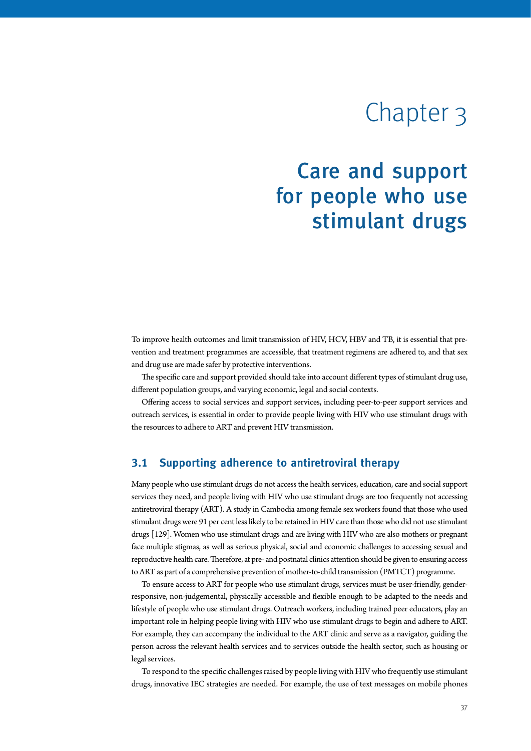# Chapter 3

# Care and support for people who use stimulant drugs

To improve health outcomes and limit transmission of HIV, HCV, HBV and TB, it is essential that prevention and treatment programmes are accessible, that treatment regimens are adhered to, and that sex and drug use are made safer by protective interventions.

The specific care and support provided should take into account different types of stimulant drug use, different population groups, and varying economic, legal and social contexts.

Offering access to social services and support services, including peer-to-peer support services and outreach services, is essential in order to provide people living with HIV who use stimulant drugs with the resources to adhere to ART and prevent HIV transmission.

## 3.1 Supporting adherence to antiretroviral therapy

Many people who use stimulant drugs do not access the health services, education, care and social support services they need, and people living with HIV who use stimulant drugs are too frequently not accessing antiretroviral therapy (ART). A study in Cambodia among female sex workers found that those who used stimulant drugs were 91 per cent less likely to be retained in HIV care than those who did not use stimulant drugs [129]. Women who use stimulant drugs and are living with HIV who are also mothers or pregnant face multiple stigmas, as well as serious physical, social and economic challenges to accessing sexual and reproductive health care. Therefore, at pre- and postnatal clinics attention should be given to ensuring access to ART as part of a comprehensive prevention of mother-to-child transmission (PMTCT) programme.

To ensure access to ART for people who use stimulant drugs, services must be user-friendly, gender-responsive, non-judgemental, physically accessible and flexible enough to be adapted to the needs and lifestyle of people who use stimulant drugs. Outreach workers, including trained peer educators, play an important role in helping people living with HIV who use stimulant drugs to begin and adhere to ART. For example, they can accompany the individual to the ART clinic and serve as a navigator, guiding the person across the relevant health services and to services outside the health sector, such as housing or legal services.

To respond to the specific challenges raised by people living with HIV who frequently use stimulant drugs, innovative IEC strategies are needed. For example, the use of text messages on mobile phones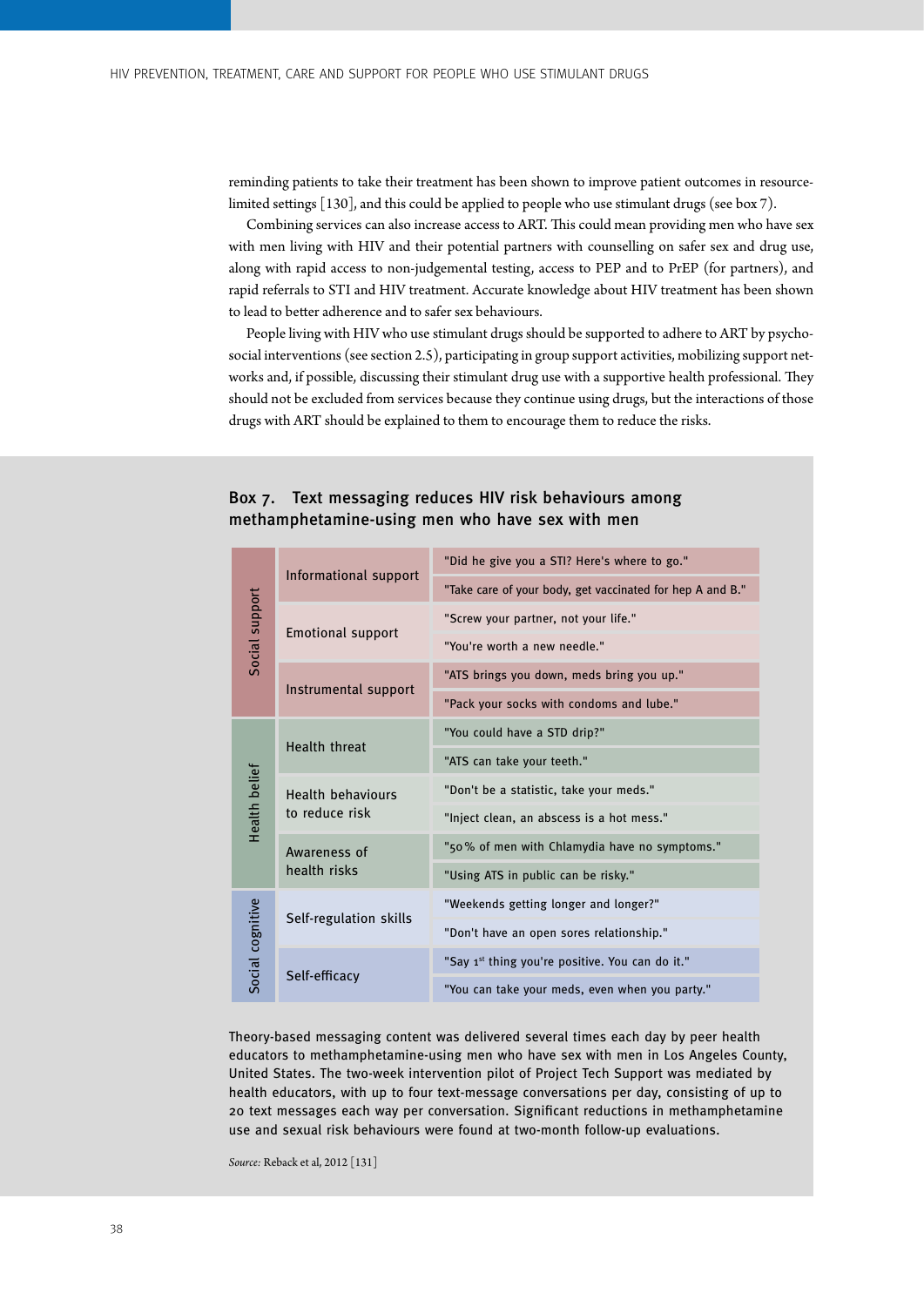reminding patients to take their treatment has been shown to improve patient outcomes in resource-limited settings [130], and this could be applied to people who use stimulant drugs (see box 7).

Combining services can also increase access to ART. This could mean providing men who have sex with men living with HIV and their potential partners with counselling on safer sex and drug use, along with rapid access to non-judgemental testing, access to PEP and to PrEP (for partners), and rapid referrals to STI and HIV treatment. Accurate knowledge about HIV treatment has been shown to lead to better adherence and to safer sex behaviours.

People living with HIV who use stimulant drugs should be supported to adhere to ART by psychosocial interventions (see section 2.5), participating in group support activities, mobilizing support networks and, if possible, discussing their stimulant drug use with a supportive health professional. They should not be excluded from services because they continue using drugs, but the interactions of those drugs with ART should be explained to them to encourage them to reduce the risks.

### Box 7. Text messaging reduces HIV risk behaviours among methamphetamine-using men who have sex with men

| | | |
|---|---|---|
| Social support | Informational support | "Did he give you a STI? Here's where to go." |
| | | "Take care of your body, get vaccinated for hep A and B." |
| | Emotional support | "Screw your partner, not your life." |
| | | "You're worth a new needle." |
| | Instrumental support | "ATS brings you down, meds bring you up." |
| | | "Pack your socks with condoms and lube." |
| Health belief | Health threat | "You could have a STD drip?" |
| | | "ATS can take your teeth." |
| | Health behaviours to reduce risk | "Don't be a statistic, take your meds." |
| | | "Inject clean, an abscess is a hot mess." |
| | Awareness of health risks | "50% of men with Chlamydia have no symptoms." |
| | | "Using ATS in public can be risky." |
| Social cognitive | Self-regulation skills | "Weekends getting longer and longer?" |
| | | "Don't have an open sores relationship." |
| | Self-efficacy | "Say 1st thing you're positive. You can do it." |
| | | "You can take your meds, even when you party." |

Theory-based messaging content was delivered several times each day by peer health educators to methamphetamine-using men who have sex with men in Los Angeles County, United States. The two-week intervention pilot of Project Tech Support was mediated by health educators, with up to four text-message conversations per day, consisting of up to 20 text messages each way per conversation. Significant reductions in methamphetamine use and sexual risk behaviours were found at two-month follow-up evaluations.

*Source:* Reback et al, 2012 [131]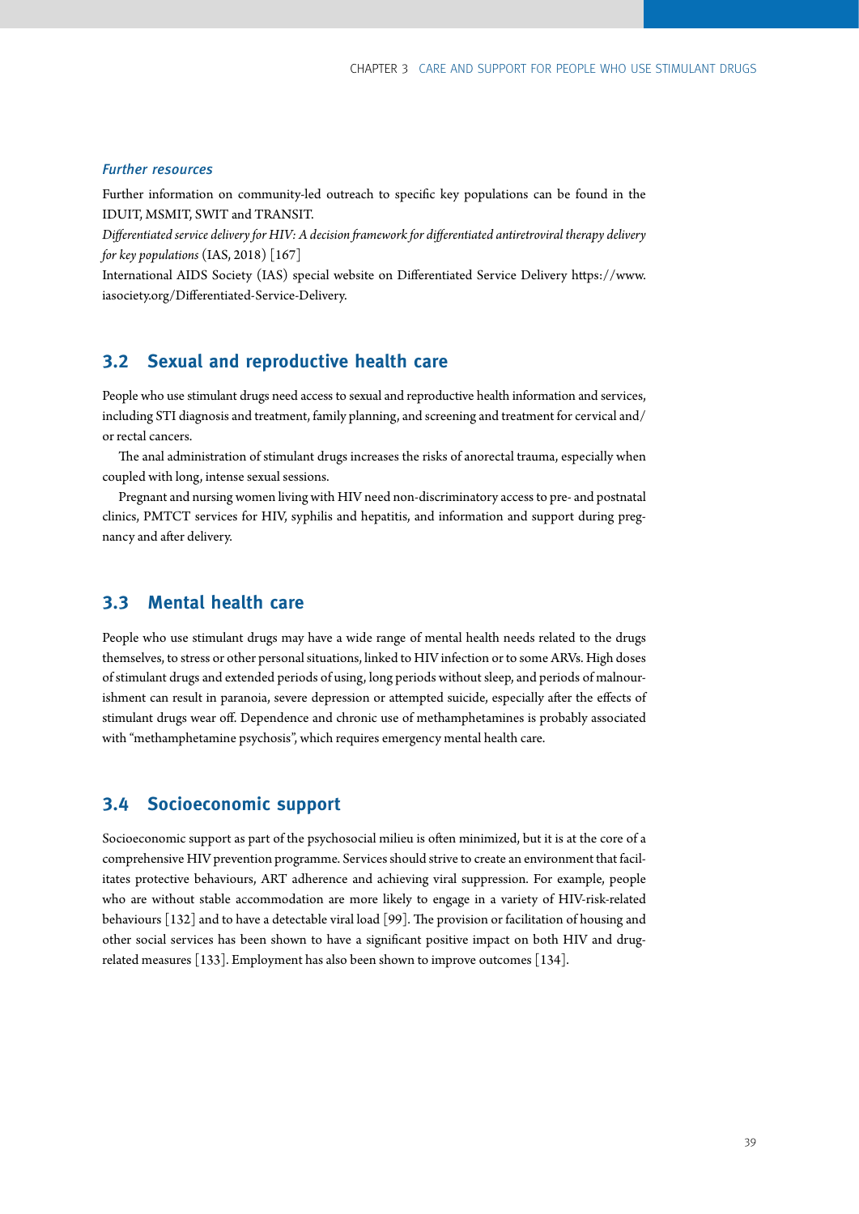### *Further resources*

Further information on community-led outreach to specific key populations can be found in the IDUIT, MSMIT, SWIT and TRANSIT.

*Differentiated service delivery for HIV: A decision framework for differentiated antiretroviral therapy delivery for key populations* (IAS, 2018) [167]

International AIDS Society (IAS) special website on Differentiated Service Delivery https://www.iasociety.org/Differentiated-Service-Delivery.

## 3.2 Sexual and reproductive health care

People who use stimulant drugs need access to sexual and reproductive health information and services, including STI diagnosis and treatment, family planning, and screening and treatment for cervical and/or rectal cancers.

The anal administration of stimulant drugs increases the risks of anorectal trauma, especially when coupled with long, intense sexual sessions.

Pregnant and nursing women living with HIV need non-discriminatory access to pre- and postnatal clinics, PMTCT services for HIV, syphilis and hepatitis, and information and support during pregnancy and after delivery.

## 3.3 Mental health care

People who use stimulant drugs may have a wide range of mental health needs related to the drugs themselves, to stress or other personal situations, linked to HIV infection or to some ARVs. High doses of stimulant drugs and extended periods of using, long periods without sleep, and periods of malnourishment can result in paranoia, severe depression or attempted suicide, especially after the effects of stimulant drugs wear off. Dependence and chronic use of methamphetamines is probably associated with "methamphetamine psychosis", which requires emergency mental health care.

## 3.4 Socioeconomic support

Socioeconomic support as part of the psychosocial milieu is often minimized, but it is at the core of a comprehensive HIV prevention programme. Services should strive to create an environment that facilitates protective behaviours, ART adherence and achieving viral suppression. For example, people who are without stable accommodation are more likely to engage in a variety of HIV-risk-related behaviours [132] and to have a detectable viral load [99]. The provision or facilitation of housing and other social services has been shown to have a significant positive impact on both HIV and drug-related measures [133]. Employment has also been shown to improve outcomes [134].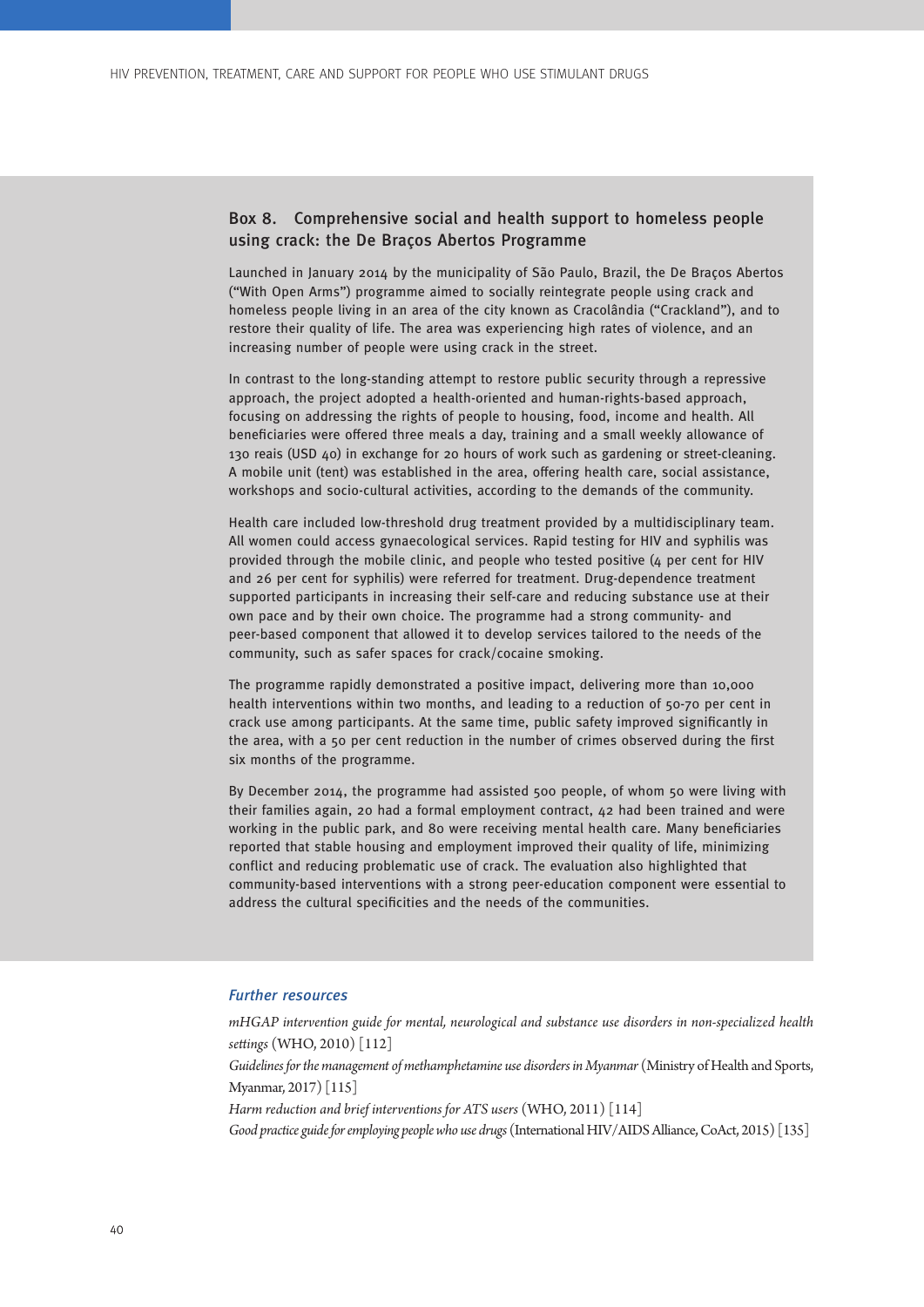### Box 8. Comprehensive social and health support to homeless people using crack: the De Braços Abertos Programme

Launched in January 2014 by the municipality of São Paulo, Brazil, the De Braços Abertos ("With Open Arms") programme aimed to socially reintegrate people using crack and homeless people living in an area of the city known as Cracolândia ("Crackland"), and to restore their quality of life. The area was experiencing high rates of violence, and an increasing number of people were using crack in the street.

In contrast to the long-standing attempt to restore public security through a repressive approach, the project adopted a health-oriented and human-rights-based approach, focusing on addressing the rights of people to housing, food, income and health. All beneficiaries were offered three meals a day, training and a small weekly allowance of 130 reais (USD 40) in exchange for 20 hours of work such as gardening or street-cleaning. A mobile unit (tent) was established in the area, offering health care, social assistance, workshops and socio-cultural activities, according to the demands of the community.

Health care included low-threshold drug treatment provided by a multidisciplinary team. All women could access gynaecological services. Rapid testing for HIV and syphilis was provided through the mobile clinic, and people who tested positive (4 per cent for HIV and 26 per cent for syphilis) were referred for treatment. Drug-dependence treatment supported participants in increasing their self-care and reducing substance use at their own pace and by their own choice. The programme had a strong community- and peer-based component that allowed it to develop services tailored to the needs of the community, such as safer spaces for crack/cocaine smoking.

The programme rapidly demonstrated a positive impact, delivering more than 10,000 health interventions within two months, and leading to a reduction of 50-70 per cent in crack use among participants. At the same time, public safety improved significantly in the area, with a 50 per cent reduction in the number of crimes observed during the first six months of the programme.

By December 2014, the programme had assisted 500 people, of whom 50 were living with their families again, 20 had a formal employment contract, 42 had been trained and were working in the public park, and 80 were receiving mental health care. Many beneficiaries reported that stable housing and employment improved their quality of life, minimizing conflict and reducing problematic use of crack. The evaluation also highlighted that community-based interventions with a strong peer-education component were essential to address the cultural specificities and the needs of the communities.

#### *Further resources*

*mHGAP intervention guide for mental, neurological and substance use disorders in non-specialized health settings* (WHO, 2010) [112]

*Guidelines for the management of methamphetamine use disorders in Myanmar* (Ministry of Health and Sports, Myanmar, 2017) [115]

*Harm reduction and brief interventions for ATS users* (WHO, 2011) [114]

*Good practice guide for employing people who use drugs* (International HIV/AIDS Alliance, CoAct, 2015) [135]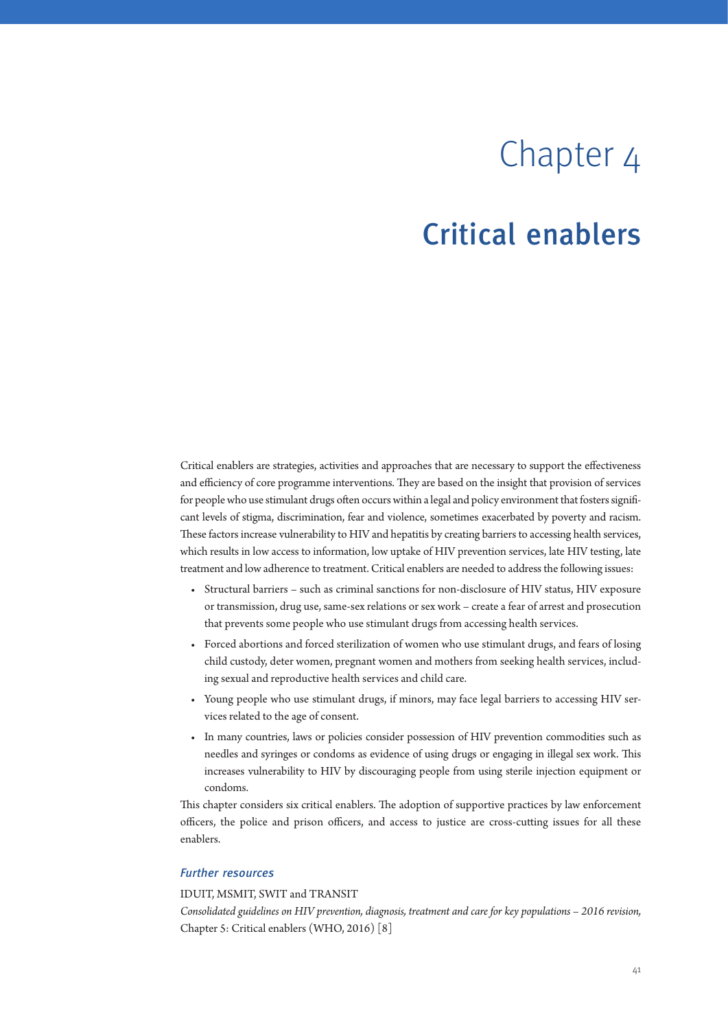# Chapter 4

# Critical enablers

Critical enablers are strategies, activities and approaches that are necessary to support the effectiveness and efficiency of core programme interventions. They are based on the insight that provision of services for people who use stimulant drugs often occurs within a legal and policy environment that fosters significant levels of stigma, discrimination, fear and violence, sometimes exacerbated by poverty and racism. These factors increase vulnerability to HIV and hepatitis by creating barriers to accessing health services, which results in low access to information, low uptake of HIV prevention services, late HIV testing, late treatment and low adherence to treatment. Critical enablers are needed to address the following issues:

- Structural barriers – such as criminal sanctions for non-disclosure of HIV status, HIV exposure or transmission, drug use, same-sex relations or sex work – create a fear of arrest and prosecution that prevents some people who use stimulant drugs from accessing health services.
- Forced abortions and forced sterilization of women who use stimulant drugs, and fears of losing child custody, deter women, pregnant women and mothers from seeking health services, including sexual and reproductive health services and child care.
- Young people who use stimulant drugs, if minors, may face legal barriers to accessing HIV services related to the age of consent.
- In many countries, laws or policies consider possession of HIV prevention commodities such as needles and syringes or condoms as evidence of using drugs or engaging in illegal sex work. This increases vulnerability to HIV by discouraging people from using sterile injection equipment or condoms.

This chapter considers six critical enablers. The adoption of supportive practices by law enforcement officers, the police and prison officers, and access to justice are cross-cutting issues for all these enablers.

### *Further resources*

IDUIT, MSMIT, SWIT and TRANSIT

*Consolidated guidelines on HIV prevention, diagnosis, treatment and care for key populations – 2016 revision,* Chapter 5: Critical enablers (WHO, 2016) [8]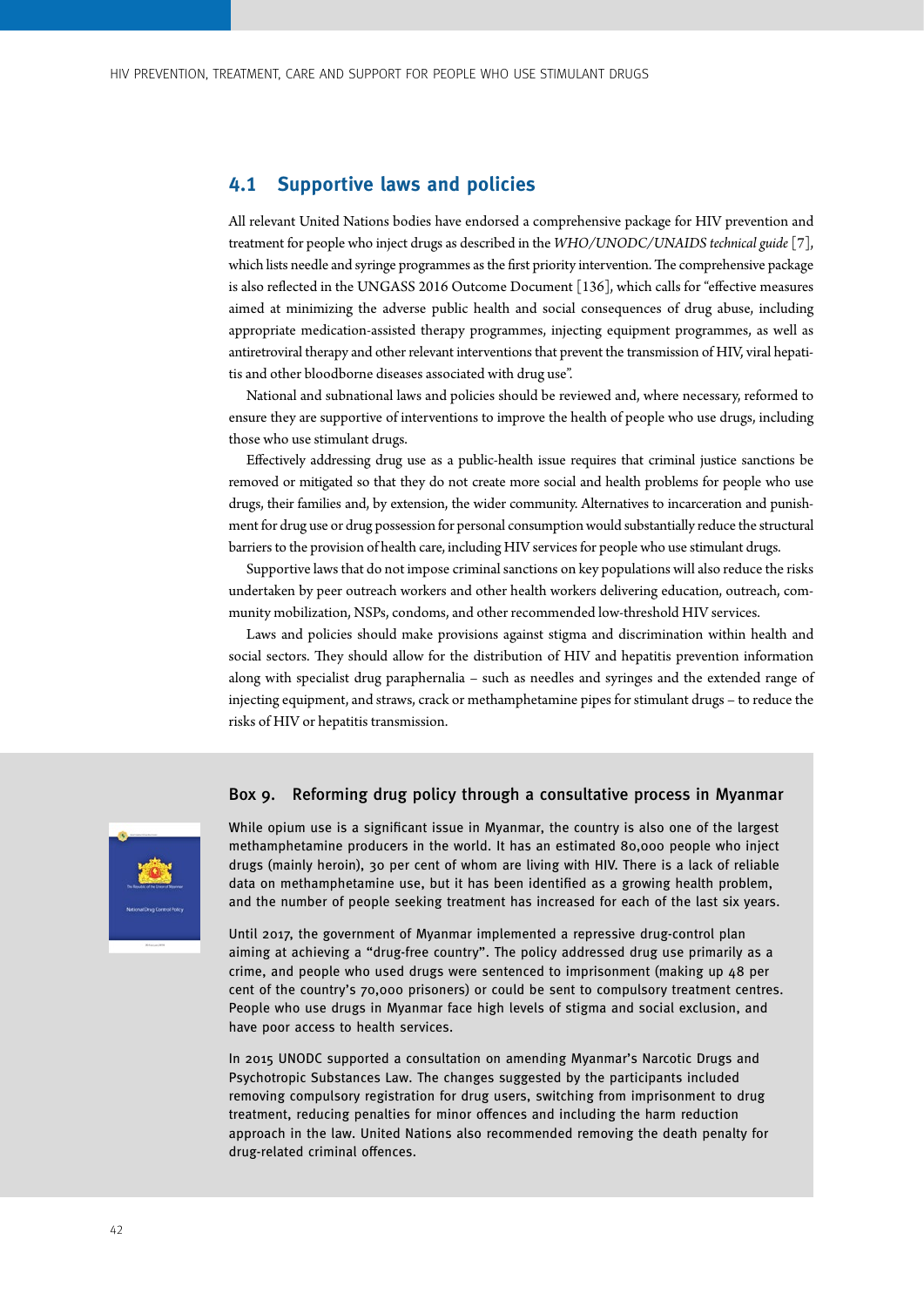## 4.1 Supportive laws and policies

All relevant United Nations bodies have endorsed a comprehensive package for HIV prevention and treatment for people who inject drugs as described in the *WHO/UNODC/UNAIDS technical guide* [7], which lists needle and syringe programmes as the first priority intervention. The comprehensive package is also reflected in the UNGASS 2016 Outcome Document [136], which calls for "effective measures aimed at minimizing the adverse public health and social consequences of drug abuse, including appropriate medication-assisted therapy programmes, injecting equipment programmes, as well as antiretroviral therapy and other relevant interventions that prevent the transmission of HIV, viral hepatitis and other bloodborne diseases associated with drug use".

National and subnational laws and policies should be reviewed and, where necessary, reformed to ensure they are supportive of interventions to improve the health of people who use drugs, including those who use stimulant drugs.

Effectively addressing drug use as a public-health issue requires that criminal justice sanctions be removed or mitigated so that they do not create more social and health problems for people who use drugs, their families and, by extension, the wider community. Alternatives to incarceration and punishment for drug use or drug possession for personal consumption would substantially reduce the structural barriers to the provision of health care, including HIV services for people who use stimulant drugs.

Supportive laws that do not impose criminal sanctions on key populations will also reduce the risks undertaken by peer outreach workers and other health workers delivering education, outreach, community mobilization, NSPs, condoms, and other recommended low-threshold HIV services.

Laws and policies should make provisions against stigma and discrimination within health and social sectors. They should allow for the distribution of HIV and hepatitis prevention information along with specialist drug paraphernalia – such as needles and syringes and the extended range of injecting equipment, and straws, crack or methamphetamine pipes for stimulant drugs – to reduce the risks of HIV or hepatitis transmission.

### Box 9. Reforming drug policy through a consultative process in Myanmar

While opium use is a significant issue in Myanmar, the country is also one of the largest methamphetamine producers in the world. It has an estimated 80,000 people who inject drugs (mainly heroin), 30 per cent of whom are living with HIV. There is a lack of reliable data on methamphetamine use, but it has been identified as a growing health problem, and the number of people seeking treatment has increased for each of the last six years.

Until 2017, the government of Myanmar implemented a repressive drug-control plan aiming at achieving a "drug-free country". The policy addressed drug use primarily as a crime, and people who used drugs were sentenced to imprisonment (making up 48 per cent of the country's 70,000 prisoners) or could be sent to compulsory treatment centres. People who use drugs in Myanmar face high levels of stigma and social exclusion, and have poor access to health services.

In 2015 UNODC supported a consultation on amending Myanmar's Narcotic Drugs and Psychotropic Substances Law. The changes suggested by the participants included removing compulsory registration for drug users, switching from imprisonment to drug treatment, reducing penalties for minor offences and including the harm reduction approach in the law. United Nations also recommended removing the death penalty for drug-related criminal offences.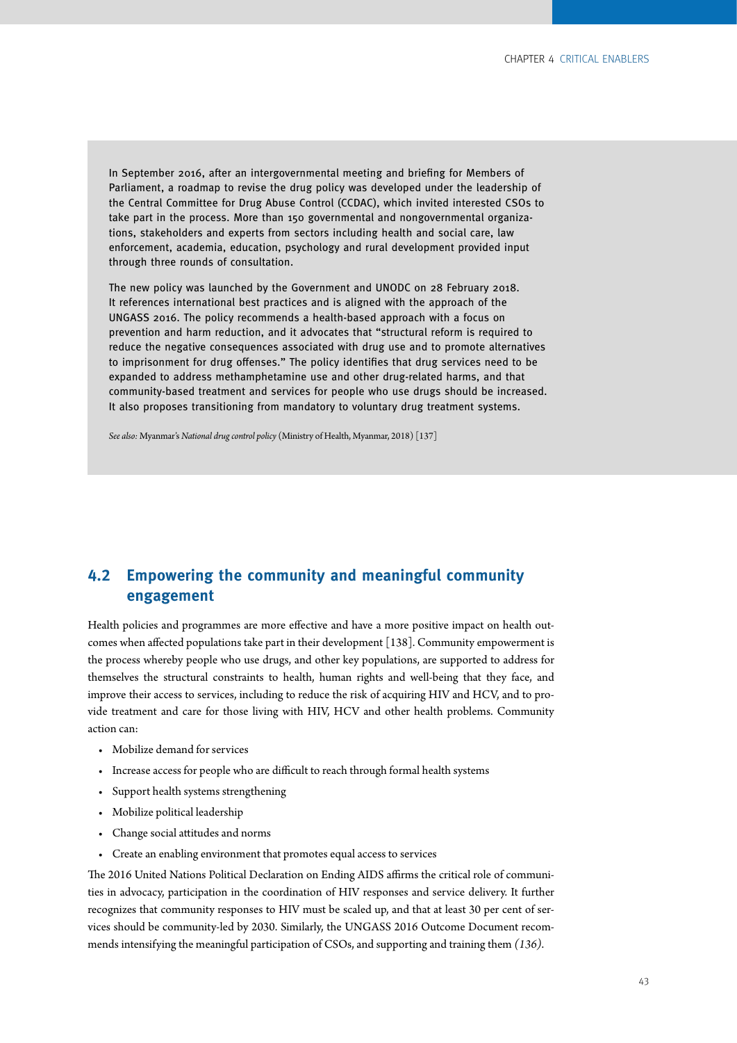In September 2016, after an intergovernmental meeting and briefing for Members of Parliament, a roadmap to revise the drug policy was developed under the leadership of the Central Committee for Drug Abuse Control (CCDAC), which invited interested CSOs to take part in the process. More than 150 governmental and nongovernmental organizations, stakeholders and experts from sectors including health and social care, law enforcement, academia, education, psychology and rural development provided input through three rounds of consultation.

The new policy was launched by the Government and UNODC on 28 February 2018. It references international best practices and is aligned with the approach of the UNGASS 2016. The policy recommends a health-based approach with a focus on prevention and harm reduction, and it advocates that “structural reform is required to reduce the negative consequences associated with drug use and to promote alternatives to imprisonment for drug offenses.” The policy identifies that drug services need to be expanded to address methamphetamine use and other drug-related harms, and that community-based treatment and services for people who use drugs should be increased. It also proposes transitioning from mandatory to voluntary drug treatment systems.

*See also:* Myanmar’s *National drug control policy* (Ministry of Health, Myanmar, 2018) [137]

## 4.2 Empowering the community and meaningful community engagement

Health policies and programmes are more effective and have a more positive impact on health outcomes when affected populations take part in their development [138]. Community empowerment is the process whereby people who use drugs, and other key populations, are supported to address for themselves the structural constraints to health, human rights and well-being that they face, and improve their access to services, including to reduce the risk of acquiring HIV and HCV, and to provide treatment and care for those living with HIV, HCV and other health problems. Community action can:

- Mobilize demand for services
- Increase access for people who are difficult to reach through formal health systems
- Support health systems strengthening
- Mobilize political leadership
- Change social attitudes and norms
- Create an enabling environment that promotes equal access to services

The 2016 United Nations Political Declaration on Ending AIDS affirms the critical role of communities in advocacy, participation in the coordination of HIV responses and service delivery. It further recognizes that community responses to HIV must be scaled up, and that at least 30 per cent of services should be community-led by 2030. Similarly, the UNGASS 2016 Outcome Document recommends intensifying the meaningful participation of CSOs, and supporting and training them *(136)*.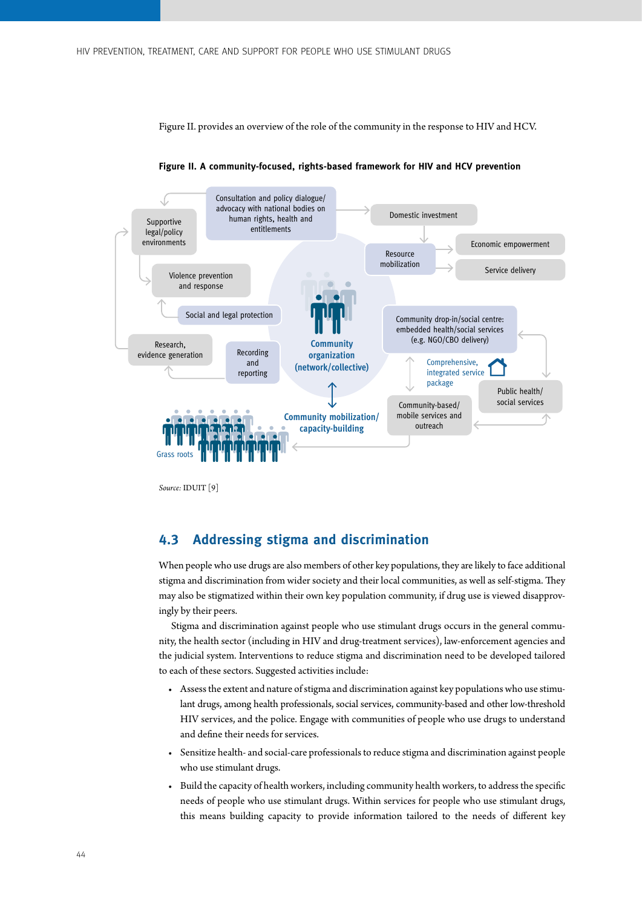Figure II. provides an overview of the role of the community in the response to HIV and HCV.

**Figure II. A community-focused, rights-based framework for HIV and HCV prevention**

Consultation and policy dialogue/ advocacy with national bodies on human rights, health and entitlements

Supportive legal/policy environments

Domestic investment

Resource mobilization

Economic empowerment

Service delivery

Violence prevention and response

Social and legal protection

Community organization (network/collective)

Community drop-in/social centre: embedded health/social services (e.g. NGO/CBO delivery)

Research, evidence generation

Recording and reporting

Comprehensive, integrated service package

Public health/ social services

Community-based/ mobile services and outreach

Community mobilization/ capacity-building

Grass roots

*Source:* IDUIT [9]

## 4.3 Addressing stigma and discrimination

When people who use drugs are also members of other key populations, they are likely to face additional stigma and discrimination from wider society and their local communities, as well as self-stigma. They may also be stigmatized within their own key population community, if drug use is viewed disapprovingly by their peers.

Stigma and discrimination against people who use stimulant drugs occurs in the general community, the health sector (including in HIV and drug-treatment services), law-enforcement agencies and the judicial system. Interventions to reduce stigma and discrimination need to be developed tailored to each of these sectors. Suggested activities include:

- Assess the extent and nature of stigma and discrimination against key populations who use stimulant drugs, among health professionals, social services, community-based and other low-threshold HIV services, and the police. Engage with communities of people who use drugs to understand and define their needs for services.
- Sensitize health- and social-care professionals to reduce stigma and discrimination against people who use stimulant drugs.
- Build the capacity of health workers, including community health workers, to address the specific needs of people who use stimulant drugs. Within services for people who use stimulant drugs, this means building capacity to provide information tailored to the needs of different key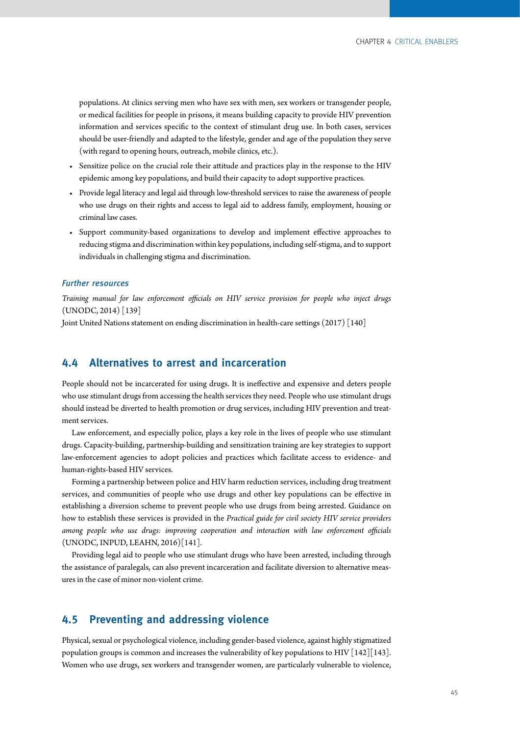populations. At clinics serving men who have sex with men, sex workers or transgender people, or medical facilities for people in prisons, it means building capacity to provide HIV prevention information and services specific to the context of stimulant drug use. In both cases, services should be user-friendly and adapted to the lifestyle, gender and age of the population they serve (with regard to opening hours, outreach, mobile clinics, etc.).

- Sensitize police on the crucial role their attitude and practices play in the response to the HIV epidemic among key populations, and build their capacity to adopt supportive practices.
- Provide legal literacy and legal aid through low-threshold services to raise the awareness of people who use drugs on their rights and access to legal aid to address family, employment, housing or criminal law cases.
- Support community-based organizations to develop and implement effective approaches to reducing stigma and discrimination within key populations, including self-stigma, and to support individuals in challenging stigma and discrimination.

#### *Further resources*

*Training manual for law enforcement officials on HIV service provision for people who inject drugs* (UNODC, 2014) [139]

Joint United Nations statement on ending discrimination in health-care settings (2017) [140]

## 4.4 Alternatives to arrest and incarceration

People should not be incarcerated for using drugs. It is ineffective and expensive and deters people who use stimulant drugs from accessing the health services they need. People who use stimulant drugs should instead be diverted to health promotion or drug services, including HIV prevention and treatment services.

Law enforcement, and especially police, plays a key role in the lives of people who use stimulant drugs. Capacity-building, partnership-building and sensitization training are key strategies to support law-enforcement agencies to adopt policies and practices which facilitate access to evidence- and human-rights-based HIV services.

Forming a partnership between police and HIV harm reduction services, including drug treatment services, and communities of people who use drugs and other key populations can be effective in establishing a diversion scheme to prevent people who use drugs from being arrested. Guidance on how to establish these services is provided in the *Practical guide for civil society HIV service providers among people who use drugs: improving cooperation and interaction with law enforcement officials* (UNODC, INPUD, LEAHN, 2016)[141].

Providing legal aid to people who use stimulant drugs who have been arrested, including through the assistance of paralegals, can also prevent incarceration and facilitate diversion to alternative measures in the case of minor non-violent crime.

## 4.5 Preventing and addressing violence

Physical, sexual or psychological violence, including gender-based violence, against highly stigmatized population groups is common and increases the vulnerability of key populations to HIV [142][143]. Women who use drugs, sex workers and transgender women, are particularly vulnerable to violence,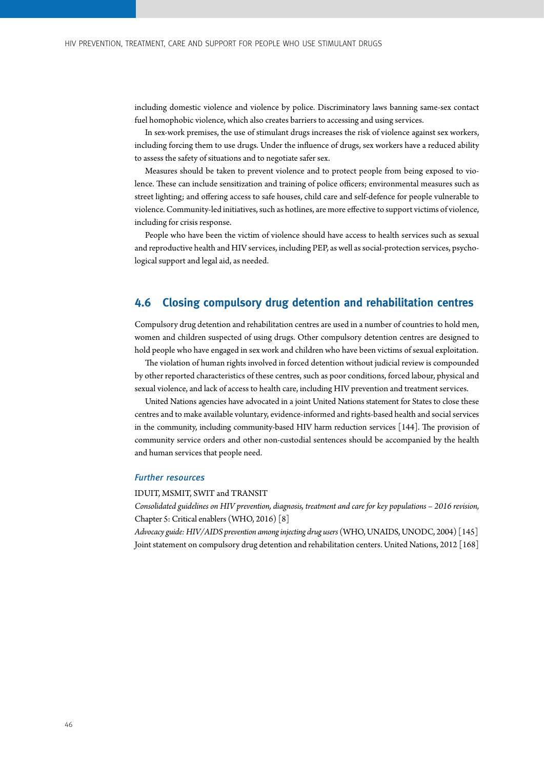including domestic violence and violence by police. Discriminatory laws banning same-sex contact fuel homophobic violence, which also creates barriers to accessing and using services.

In sex-work premises, the use of stimulant drugs increases the risk of violence against sex workers, including forcing them to use drugs. Under the influence of drugs, sex workers have a reduced ability to assess the safety of situations and to negotiate safer sex.

Measures should be taken to prevent violence and to protect people from being exposed to violence. These can include sensitization and training of police officers; environmental measures such as street lighting; and offering access to safe houses, child care and self-defence for people vulnerable to violence. Community-led initiatives, such as hotlines, are more effective to support victims of violence, including for crisis response.

People who have been the victim of violence should have access to health services such as sexual and reproductive health and HIV services, including PEP, as well as social-protection services, psychological support and legal aid, as needed.

## 4.6 Closing compulsory drug detention and rehabilitation centres

Compulsory drug detention and rehabilitation centres are used in a number of countries to hold men, women and children suspected of using drugs. Other compulsory detention centres are designed to hold people who have engaged in sex work and children who have been victims of sexual exploitation.

The violation of human rights involved in forced detention without judicial review is compounded by other reported characteristics of these centres, such as poor conditions, forced labour, physical and sexual violence, and lack of access to health care, including HIV prevention and treatment services.

United Nations agencies have advocated in a joint United Nations statement for States to close these centres and to make available voluntary, evidence-informed and rights-based health and social services in the community, including community-based HIV harm reduction services [144]. The provision of community service orders and other non-custodial sentences should be accompanied by the health and human services that people need.

#### *Further resources*

IDUIT, MSMIT, SWIT and TRANSIT

*Consolidated guidelines on HIV prevention, diagnosis, treatment and care for key populations – 2016 revision,* Chapter 5: Critical enablers (WHO, 2016) [8]

*Advocacy guide: HIV/AIDS prevention among injecting drug users* (WHO, UNAIDS, UNODC, 2004) [145]

Joint statement on compulsory drug detention and rehabilitation centers. United Nations, 2012 [168]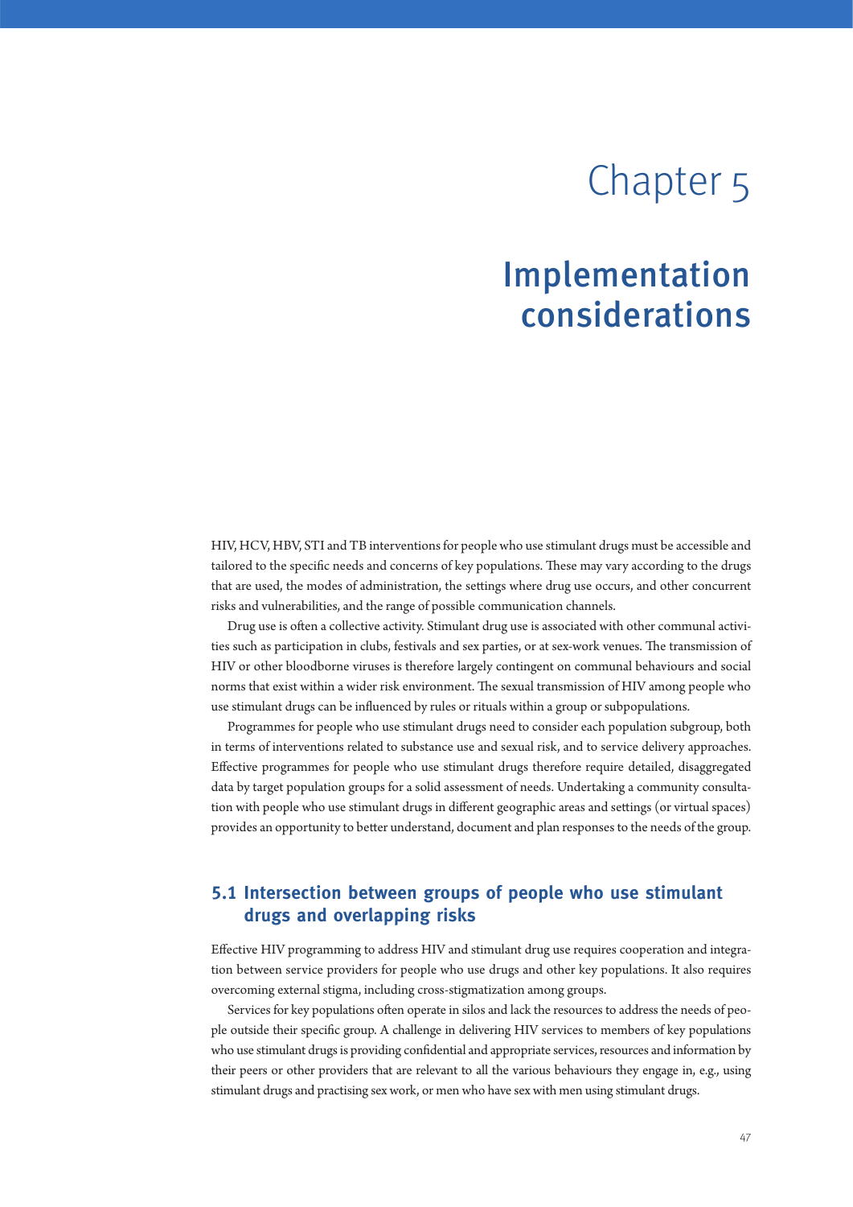# Chapter 5

# Implementation considerations

HIV, HCV, HBV, STI and TB interventions for people who use stimulant drugs must be accessible and tailored to the specific needs and concerns of key populations. These may vary according to the drugs that are used, the modes of administration, the settings where drug use occurs, and other concurrent risks and vulnerabilities, and the range of possible communication channels.

Drug use is often a collective activity. Stimulant drug use is associated with other communal activities such as participation in clubs, festivals and sex parties, or at sex-work venues. The transmission of HIV or other bloodborne viruses is therefore largely contingent on communal behaviours and social norms that exist within a wider risk environment. The sexual transmission of HIV among people who use stimulant drugs can be influenced by rules or rituals within a group or subpopulations.

Programmes for people who use stimulant drugs need to consider each population subgroup, both in terms of interventions related to substance use and sexual risk, and to service delivery approaches. Effective programmes for people who use stimulant drugs therefore require detailed, disaggregated data by target population groups for a solid assessment of needs. Undertaking a community consultation with people who use stimulant drugs in different geographic areas and settings (or virtual spaces) provides an opportunity to better understand, document and plan responses to the needs of the group.

## 5.1 Intersection between groups of people who use stimulant drugs and overlapping risks

Effective HIV programming to address HIV and stimulant drug use requires cooperation and integration between service providers for people who use drugs and other key populations. It also requires overcoming external stigma, including cross-stigmatization among groups.

Services for key populations often operate in silos and lack the resources to address the needs of people outside their specific group. A challenge in delivering HIV services to members of key populations who use stimulant drugs is providing confidential and appropriate services, resources and information by their peers or other providers that are relevant to all the various behaviours they engage in, e.g., using stimulant drugs and practising sex work, or men who have sex with men using stimulant drugs.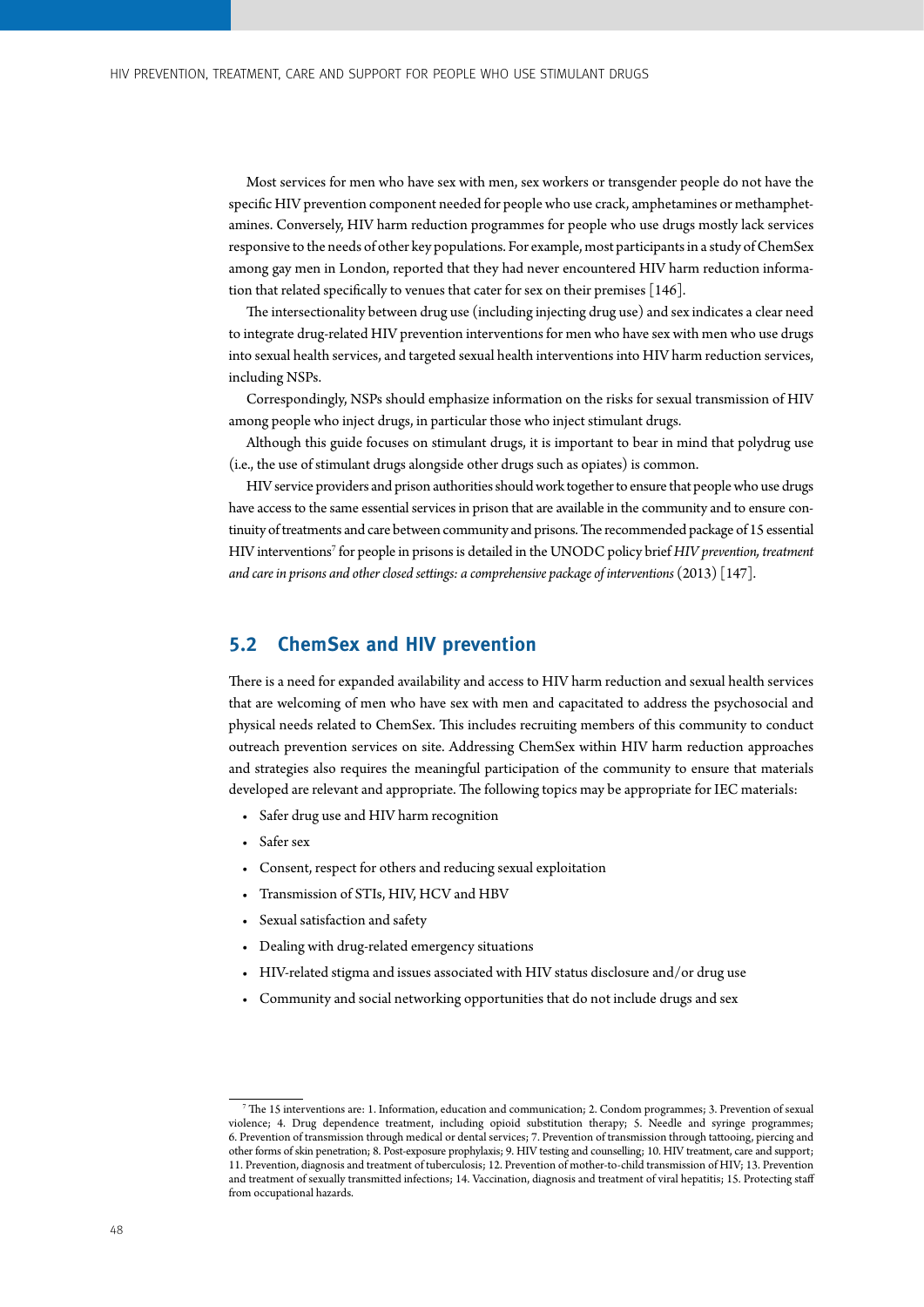Most services for men who have sex with men, sex workers or transgender people do not have the specific HIV prevention component needed for people who use crack, amphetamines or methamphetamines. Conversely, HIV harm reduction programmes for people who use drugs mostly lack services responsive to the needs of other key populations. For example, most participants in a study of ChemSex among gay men in London, reported that they had never encountered HIV harm reduction information that related specifically to venues that cater for sex on their premises [146].

The intersectionality between drug use (including injecting drug use) and sex indicates a clear need to integrate drug-related HIV prevention interventions for men who have sex with men who use drugs into sexual health services, and targeted sexual health interventions into HIV harm reduction services, including NSPs.

Correspondingly, NSPs should emphasize information on the risks for sexual transmission of HIV among people who inject drugs, in particular those who inject stimulant drugs.

Although this guide focuses on stimulant drugs, it is important to bear in mind that polydrug use (i.e., the use of stimulant drugs alongside other drugs such as opiates) is common.

HIV service providers and prison authorities should work together to ensure that people who use drugs have access to the same essential services in prison that are available in the community and to ensure continuity of treatments and care between community and prisons. The recommended package of 15 essential HIV interventions[7] for people in prisons is detailed in the UNODC policy brief *HIV prevention, treatment and care in prisons and other closed settings: a comprehensive package of interventions* (2013) [147].

## 5.2 ChemSex and HIV prevention

There is a need for expanded availability and access to HIV harm reduction and sexual health services that are welcoming of men who have sex with men and capacitated to address the psychosocial and physical needs related to ChemSex. This includes recruiting members of this community to conduct outreach prevention services on site. Addressing ChemSex within HIV harm reduction approaches and strategies also requires the meaningful participation of the community to ensure that materials developed are relevant and appropriate. The following topics may be appropriate for IEC materials:

- Safer drug use and HIV harm recognition
- Safer sex
- Consent, respect for others and reducing sexual exploitation
- Transmission of STIs, HIV, HCV and HBV
- Sexual satisfaction and safety
- Dealing with drug-related emergency situations
- HIV-related stigma and issues associated with HIV status disclosure and/or drug use
- Community and social networking opportunities that do not include drugs and sex

---

[7] The 15 interventions are: 1. Information, education and communication; 2. Condom programmes; 3. Prevention of sexual violence; 4. Drug dependence treatment, including opioid substitution therapy; 5. Needle and syringe programmes; 6. Prevention of transmission through medical or dental services; 7. Prevention of transmission through tattooing, piercing and other forms of skin penetration; 8. Post-exposure prophylaxis; 9. HIV testing and counselling; 10. HIV treatment, care and support; 11. Prevention, diagnosis and treatment of tuberculosis; 12. Prevention of mother-to-child transmission of HIV; 13. Prevention and treatment of sexually transmitted infections; 14. Vaccination, diagnosis and treatment of viral hepatitis; 15. Protecting staff from occupational hazards.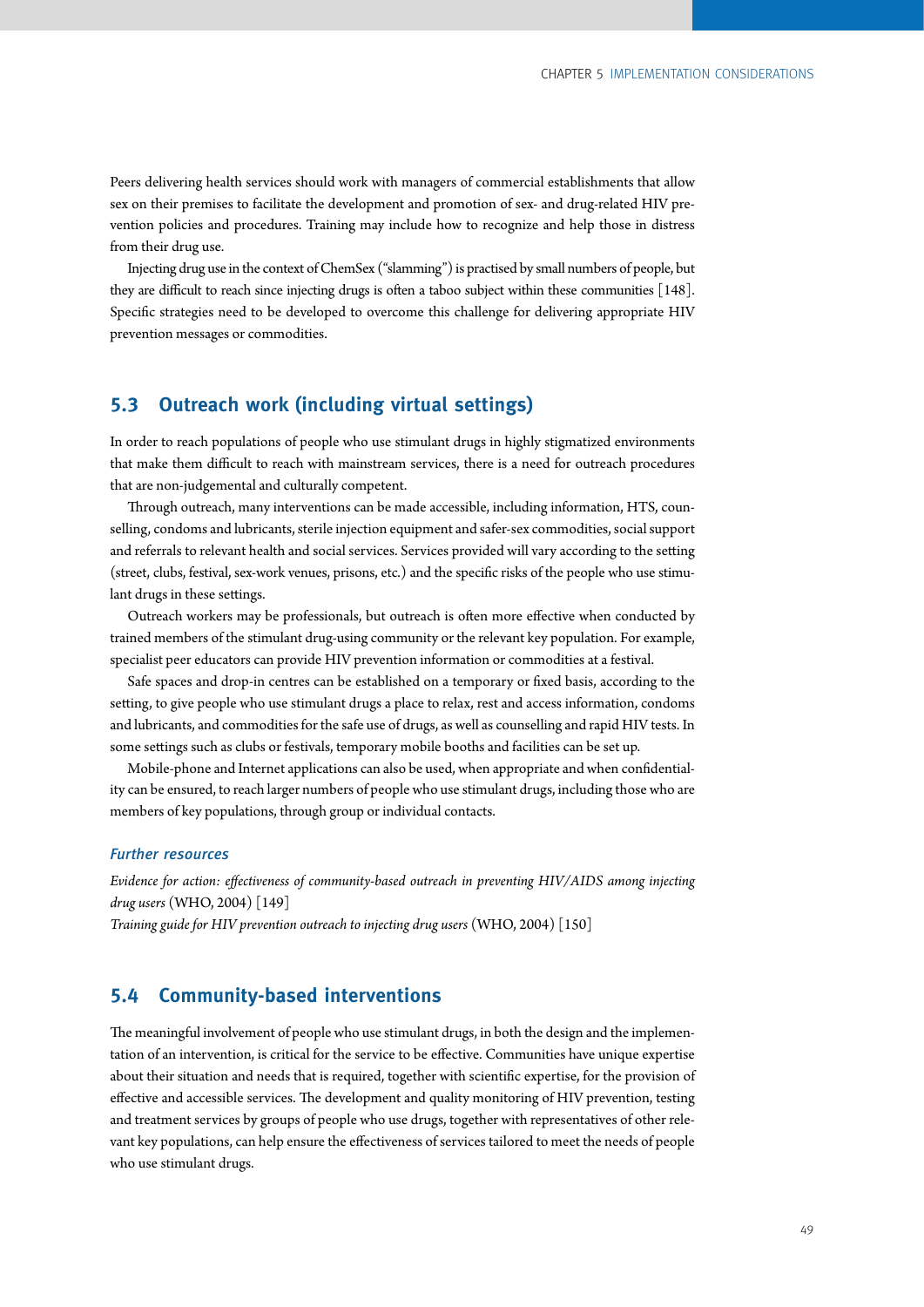Peers delivering health services should work with managers of commercial establishments that allow sex on their premises to facilitate the development and promotion of sex- and drug-related HIV prevention policies and procedures. Training may include how to recognize and help those in distress from their drug use.

Injecting drug use in the context of ChemSex ("slamming") is practised by small numbers of people, but they are difficult to reach since injecting drugs is often a taboo subject within these communities [148]. Specific strategies need to be developed to overcome this challenge for delivering appropriate HIV prevention messages or commodities.

## 5.3 Outreach work (including virtual settings)

In order to reach populations of people who use stimulant drugs in highly stigmatized environments that make them difficult to reach with mainstream services, there is a need for outreach procedures that are non-judgemental and culturally competent.

Through outreach, many interventions can be made accessible, including information, HTS, counselling, condoms and lubricants, sterile injection equipment and safer-sex commodities, social support and referrals to relevant health and social services. Services provided will vary according to the setting (street, clubs, festival, sex-work venues, prisons, etc.) and the specific risks of the people who use stimulant drugs in these settings.

Outreach workers may be professionals, but outreach is often more effective when conducted by trained members of the stimulant drug-using community or the relevant key population. For example, specialist peer educators can provide HIV prevention information or commodities at a festival.

Safe spaces and drop-in centres can be established on a temporary or fixed basis, according to the setting, to give people who use stimulant drugs a place to relax, rest and access information, condoms and lubricants, and commodities for the safe use of drugs, as well as counselling and rapid HIV tests. In some settings such as clubs or festivals, temporary mobile booths and facilities can be set up.

Mobile-phone and Internet applications can also be used, when appropriate and when confidentiality can be ensured, to reach larger numbers of people who use stimulant drugs, including those who are members of key populations, through group or individual contacts.

### *Further resources*

*Evidence for action: effectiveness of community-based outreach in preventing HIV/AIDS among injecting drug users* (WHO, 2004) [149]

*Training guide for HIV prevention outreach to injecting drug users* (WHO, 2004) [150]

## 5.4 Community-based interventions

The meaningful involvement of people who use stimulant drugs, in both the design and the implementation of an intervention, is critical for the service to be effective. Communities have unique expertise about their situation and needs that is required, together with scientific expertise, for the provision of effective and accessible services. The development and quality monitoring of HIV prevention, testing and treatment services by groups of people who use drugs, together with representatives of other relevant key populations, can help ensure the effectiveness of services tailored to meet the needs of people who use stimulant drugs.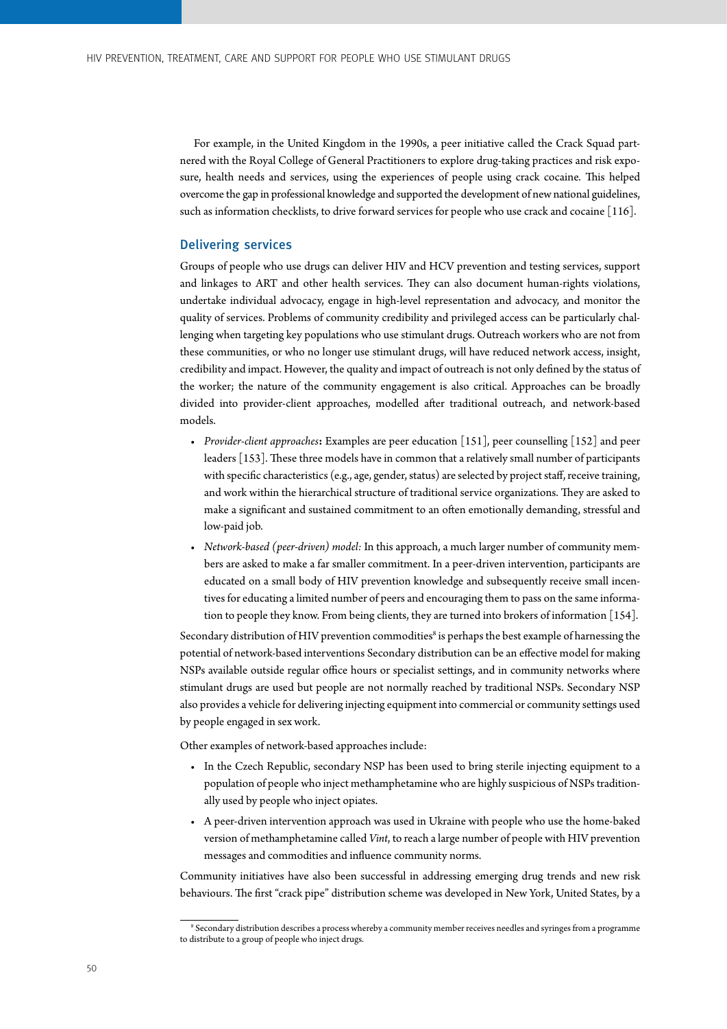For example, in the United Kingdom in the 1990s, a peer initiative called the Crack Squad partnered with the Royal College of General Practitioners to explore drug-taking practices and risk exposure, health needs and services, using the experiences of people using crack cocaine. This helped overcome the gap in professional knowledge and supported the development of new national guidelines, such as information checklists, to drive forward services for people who use crack and cocaine [116].

### Delivering services

Groups of people who use drugs can deliver HIV and HCV prevention and testing services, support and linkages to ART and other health services. They can also document human-rights violations, undertake individual advocacy, engage in high-level representation and advocacy, and monitor the quality of services. Problems of community credibility and privileged access can be particularly challenging when targeting key populations who use stimulant drugs. Outreach workers who are not from these communities, or who no longer use stimulant drugs, will have reduced network access, insight, credibility and impact. However, the quality and impact of outreach is not only defined by the status of the worker; the nature of the community engagement is also critical. Approaches can be broadly divided into provider-client approaches, modelled after traditional outreach, and network-based models.

- *Provider-client approaches***:** Examples are peer education [151], peer counselling [152] and peer leaders [153]. These three models have in common that a relatively small number of participants with specific characteristics (e.g., age, gender, status) are selected by project staff, receive training, and work within the hierarchical structure of traditional service organizations. They are asked to make a significant and sustained commitment to an often emotionally demanding, stressful and low-paid job.
- *Network-based (peer-driven) model:* In this approach, a much larger number of community members are asked to make a far smaller commitment. In a peer-driven intervention, participants are educated on a small body of HIV prevention knowledge and subsequently receive small incentives for educating a limited number of peers and encouraging them to pass on the same information to people they know. From being clients, they are turned into brokers of information [154].

Secondary distribution of HIV prevention commodities[8] is perhaps the best example of harnessing the potential of network-based interventions Secondary distribution can be an effective model for making NSPs available outside regular office hours or specialist settings, and in community networks where stimulant drugs are used but people are not normally reached by traditional NSPs. Secondary NSP also provides a vehicle for delivering injecting equipment into commercial or community settings used by people engaged in sex work.

Other examples of network-based approaches include:

- In the Czech Republic, secondary NSP has been used to bring sterile injecting equipment to a population of people who inject methamphetamine who are highly suspicious of NSPs traditionally used by people who inject opiates.
- A peer-driven intervention approach was used in Ukraine with people who use the home-baked version of methamphetamine called *Vint*, to reach a large number of people with HIV prevention messages and commodities and influence community norms.

Community initiatives have also been successful in addressing emerging drug trends and new risk behaviours. The first "crack pipe" distribution scheme was developed in New York, United States, by a

[8] Secondary distribution describes a process whereby a community member receives needles and syringes from a programme to distribute to a group of people who inject drugs.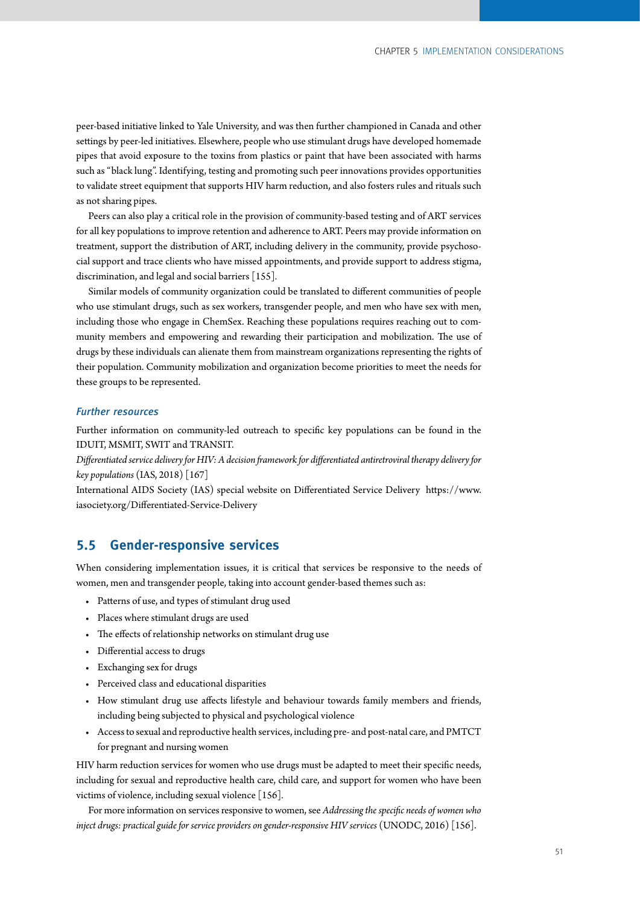peer-based initiative linked to Yale University, and was then further championed in Canada and other settings by peer-led initiatives. Elsewhere, people who use stimulant drugs have developed homemade pipes that avoid exposure to the toxins from plastics or paint that have been associated with harms such as "black lung". Identifying, testing and promoting such peer innovations provides opportunities to validate street equipment that supports HIV harm reduction, and also fosters rules and rituals such as not sharing pipes.

Peers can also play a critical role in the provision of community-based testing and of ART services for all key populations to improve retention and adherence to ART. Peers may provide information on treatment, support the distribution of ART, including delivery in the community, provide psychosocial support and trace clients who have missed appointments, and provide support to address stigma, discrimination, and legal and social barriers [155].

Similar models of community organization could be translated to different communities of people who use stimulant drugs, such as sex workers, transgender people, and men who have sex with men, including those who engage in ChemSex. Reaching these populations requires reaching out to community members and empowering and rewarding their participation and mobilization. The use of drugs by these individuals can alienate them from mainstream organizations representing the rights of their population. Community mobilization and organization become priorities to meet the needs for these groups to be represented.

#### *Further resources*

Further information on community-led outreach to specific key populations can be found in the IDUIT, MSMIT, SWIT and TRANSIT.

*Differentiated service delivery for HIV: A decision framework for differentiated antiretroviral therapy delivery for key populations* (IAS, 2018) [167]

International AIDS Society (IAS) special website on Differentiated Service Delivery https://www.iasociety.org/Differentiated-Service-Delivery

## 5.5 Gender-responsive services

When considering implementation issues, it is critical that services be responsive to the needs of women, men and transgender people, taking into account gender-based themes such as:

- Patterns of use, and types of stimulant drug used
- Places where stimulant drugs are used
- The effects of relationship networks on stimulant drug use
- Differential access to drugs
- Exchanging sex for drugs
- Perceived class and educational disparities
- How stimulant drug use affects lifestyle and behaviour towards family members and friends, including being subjected to physical and psychological violence
- Access to sexual and reproductive health services, including pre- and post-natal care, and PMTCT for pregnant and nursing women

HIV harm reduction services for women who use drugs must be adapted to meet their specific needs, including for sexual and reproductive health care, child care, and support for women who have been victims of violence, including sexual violence [156].

For more information on services responsive to women, see *Addressing the specific needs of women who inject drugs: practical guide for service providers on gender-responsive HIV services* (UNODC, 2016) [156].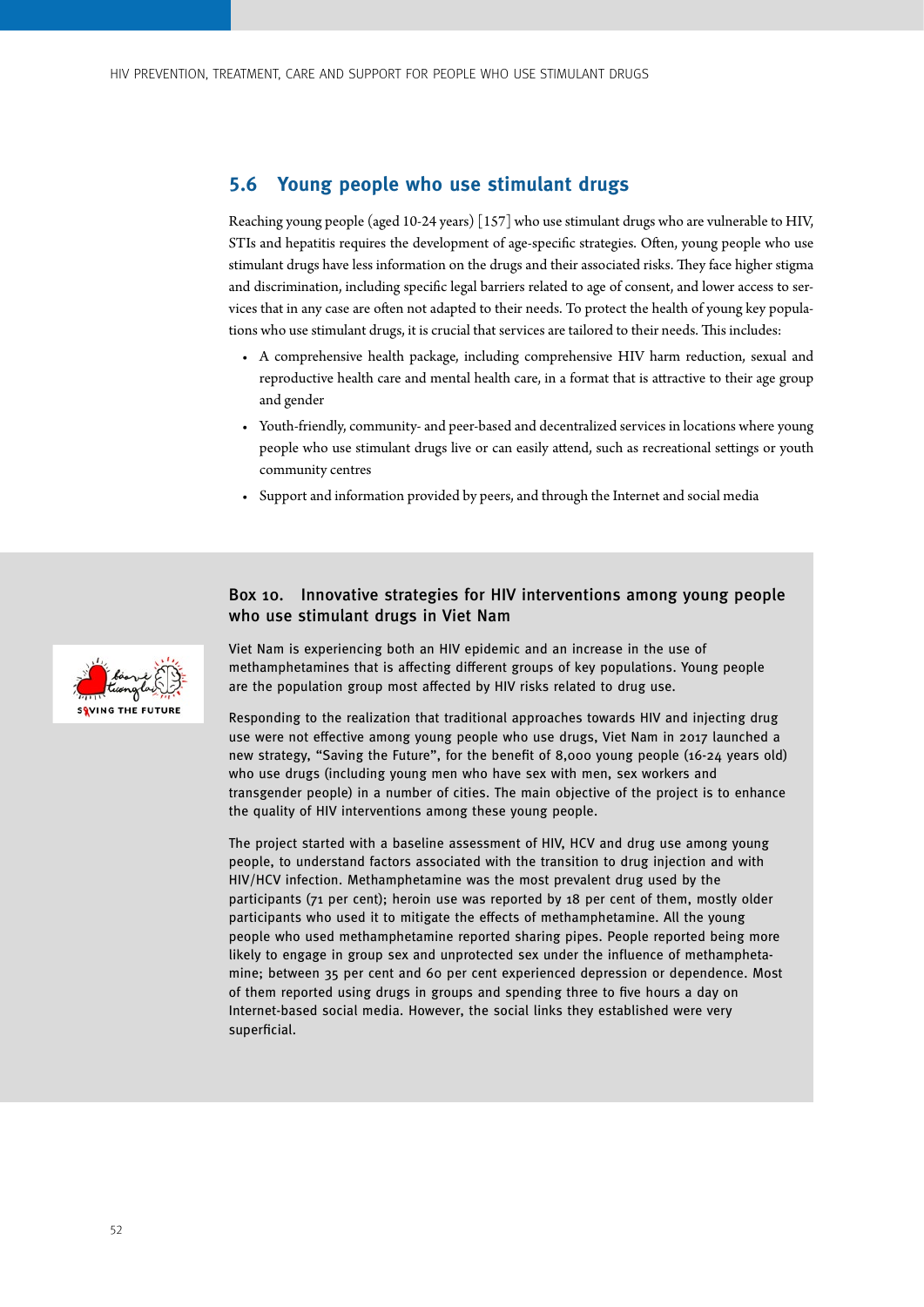## 5.6 Young people who use stimulant drugs

Reaching young people (aged 10-24 years) [157] who use stimulant drugs who are vulnerable to HIV, STIs and hepatitis requires the development of age-specific strategies. Often, young people who use stimulant drugs have less information on the drugs and their associated risks. They face higher stigma and discrimination, including specific legal barriers related to age of consent, and lower access to services that in any case are often not adapted to their needs. To protect the health of young key populations who use stimulant drugs, it is crucial that services are tailored to their needs. This includes:

- A comprehensive health package, including comprehensive HIV harm reduction, sexual and reproductive health care and mental health care, in a format that is attractive to their age group and gender
- Youth-friendly, community- and peer-based and decentralized services in locations where young people who use stimulant drugs live or can easily attend, such as recreational settings or youth community centres
- Support and information provided by peers, and through the Internet and social media

### Box 10. Innovative strategies for HIV interventions among young people who use stimulant drugs in Viet Nam

Viet Nam is experiencing both an HIV epidemic and an increase in the use of methamphetamines that is affecting different groups of key populations. Young people are the population group most affected by HIV risks related to drug use.

Responding to the realization that traditional approaches towards HIV and injecting drug use were not effective among young people who use drugs, Viet Nam in 2017 launched a new strategy, "Saving the Future", for the benefit of 8,000 young people (16-24 years old) who use drugs (including young men who have sex with men, sex workers and transgender people) in a number of cities. The main objective of the project is to enhance the quality of HIV interventions among these young people.

The project started with a baseline assessment of HIV, HCV and drug use among young people, to understand factors associated with the transition to drug injection and with HIV/HCV infection. Methamphetamine was the most prevalent drug used by the participants (71 per cent); heroin use was reported by 18 per cent of them, mostly older participants who used it to mitigate the effects of methamphetamine. All the young people who used methamphetamine reported sharing pipes. People reported being more likely to engage in group sex and unprotected sex under the influence of methamphetamine; between 35 per cent and 60 per cent experienced depression or dependence. Most of them reported using drugs in groups and spending three to five hours a day on Internet-based social media. However, the social links they established were very superficial.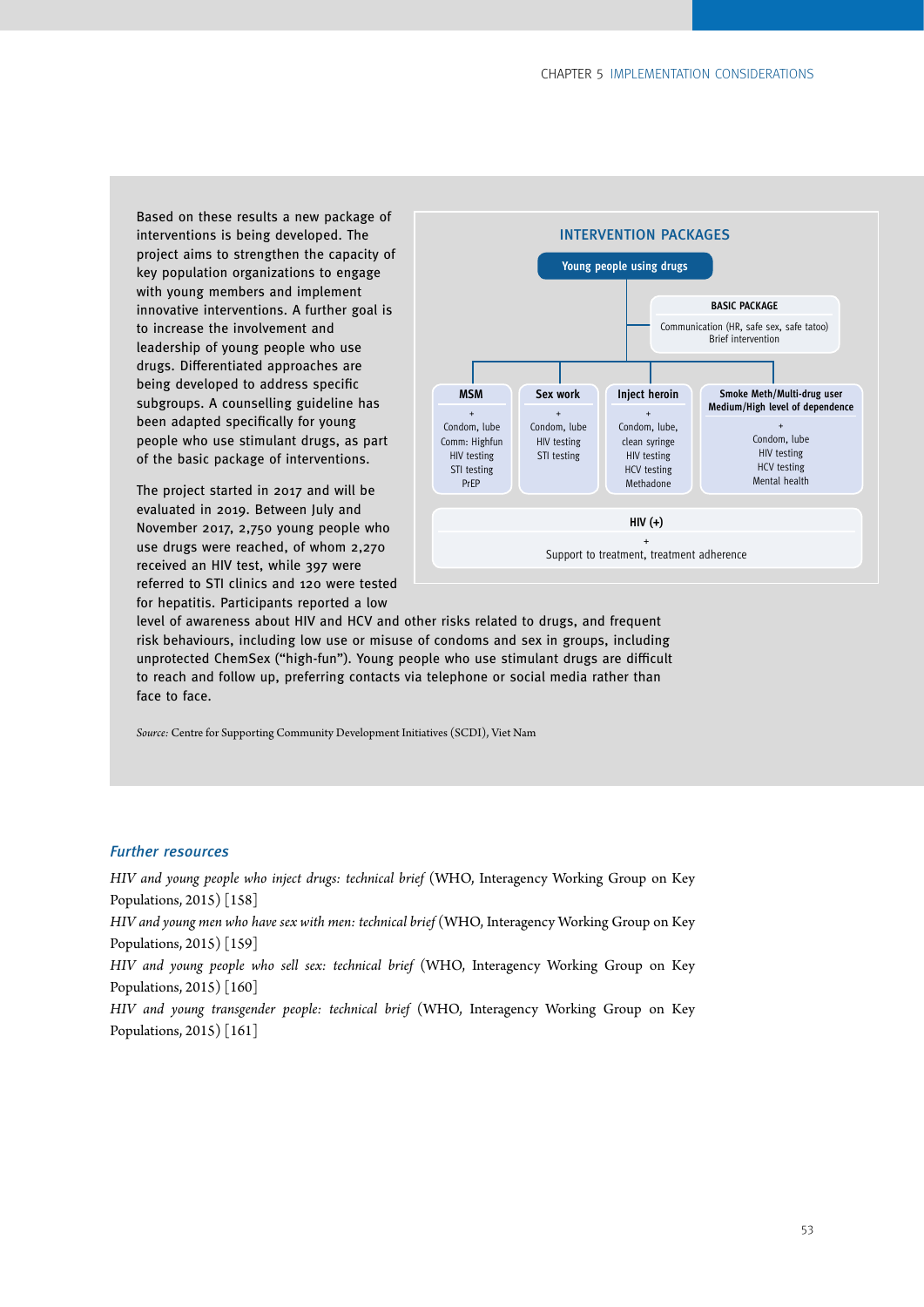Based on these results a new package of interventions is being developed. The project aims to strengthen the capacity of key population organizations to engage with young members and implement innovative interventions. A further goal is to increase the involvement and leadership of young people who use drugs. Differentiated approaches are being developed to address specific subgroups. A counselling guideline has been adapted specifically for young people who use stimulant drugs, as part of the basic package of interventions.

The project started in 2017 and will be evaluated in 2019. Between July and November 2017, 2,750 young people who use drugs were reached, of whom 2,270 received an HIV test, while 397 were referred to STI clinics and 120 were tested for hepatitis. Participants reported a low level of awareness about HIV and HCV and other risks related to drugs, and frequent risk behaviours, including low use or misuse of condoms and sex in groups, including unprotected ChemSex ("high-fun"). Young people who use stimulant drugs are difficult to reach and follow up, preferring contacts via telephone or social media rather than face to face.

**INTERVENTION PACKAGES**

**Young people using drugs**

**BASIC PACKAGE**
Communication (HR, safe sex, safe tatoo)
Brief intervention

| MSM | Sex work | Inject heroin | Smoke Meth/Multi-drug user Medium/High level of dependence |
|---|---|---|---|
| + | + | + | + |
| Condom, lube<br>Comm: Highfun<br>HIV testing<br>STI testing<br>PrEP | Condom, lube<br>HIV testing<br>STI testing | Condom, lube,<br>clean syringe<br>HIV testing<br>HCV testing<br>Methadone | Condom, lube<br>HIV testing<br>HCV testing<br>Mental health |

**HIV (+)**
+
Support to treatment, treatment adherence

*Source:* Centre for Supporting Community Development Initiatives (SCDI), Viet Nam

### *Further resources*

*HIV and young people who inject drugs: technical brief* (WHO, Interagency Working Group on Key Populations, 2015) [158]

*HIV and young men who have sex with men: technical brief* (WHO, Interagency Working Group on Key Populations, 2015) [159]

*HIV and young people who sell sex: technical brief* (WHO, Interagency Working Group on Key Populations, 2015) [160]

*HIV and young transgender people: technical brief* (WHO, Interagency Working Group on Key Populations, 2015) [161]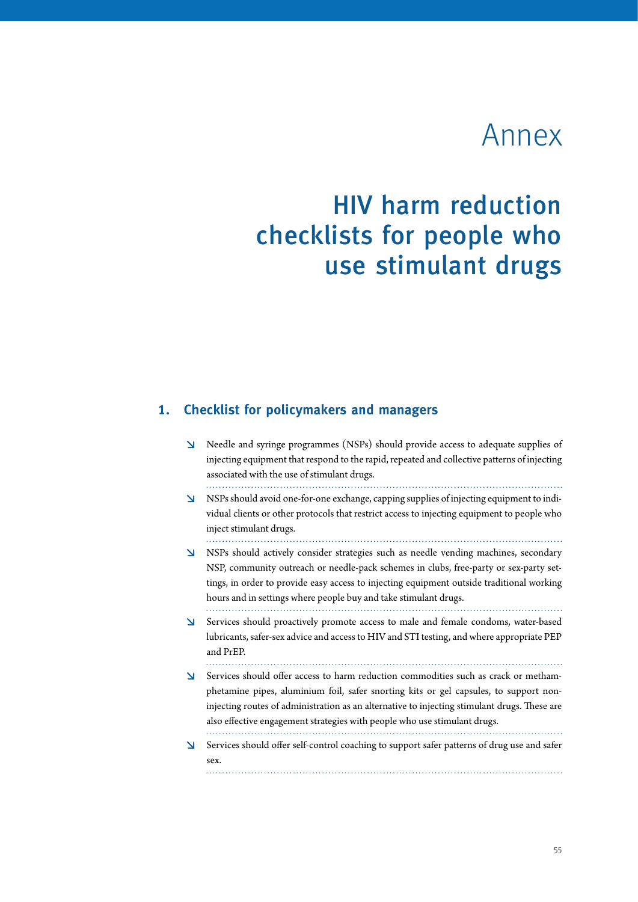# Annex

# HIV harm reduction checklists for people who use stimulant drugs

## 1. Checklist for policymakers and managers

- Needle and syringe programmes (NSPs) should provide access to adequate supplies of injecting equipment that respond to the rapid, repeated and collective patterns of injecting associated with the use of stimulant drugs.
- NSPs should avoid one-for-one exchange, capping supplies of injecting equipment to individual clients or other protocols that restrict access to injecting equipment to people who inject stimulant drugs.
- NSPs should actively consider strategies such as needle vending machines, secondary NSP, community outreach or needle-pack schemes in clubs, free-party or sex-party settings, in order to provide easy access to injecting equipment outside traditional working hours and in settings where people buy and take stimulant drugs.
- Services should proactively promote access to male and female condoms, water-based lubricants, safer-sex advice and access to HIV and STI testing, and where appropriate PEP and PrEP.
- Services should offer access to harm reduction commodities such as crack or methamphetamine pipes, aluminium foil, safer snorting kits or gel capsules, to support non-injecting routes of administration as an alternative to injecting stimulant drugs. These are also effective engagement strategies with people who use stimulant drugs.
- Services should offer self-control coaching to support safer patterns of drug use and safer sex.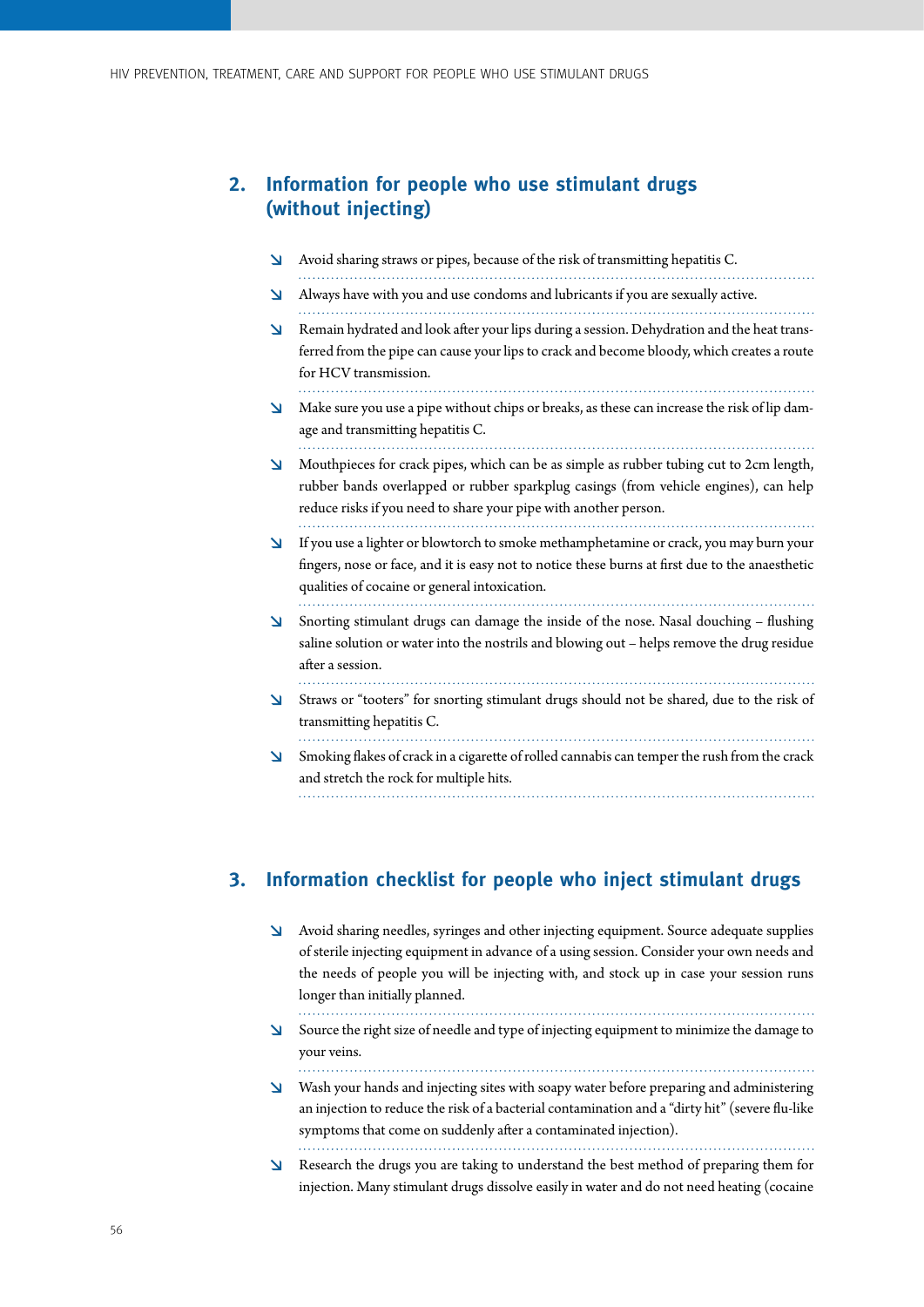## 2. Information for people who use stimulant drugs (without injecting)

- Avoid sharing straws or pipes, because of the risk of transmitting hepatitis C.
- Always have with you and use condoms and lubricants if you are sexually active.
- Remain hydrated and look after your lips during a session. Dehydration and the heat transferred from the pipe can cause your lips to crack and become bloody, which creates a route for HCV transmission.
- Make sure you use a pipe without chips or breaks, as these can increase the risk of lip damage and transmitting hepatitis C.
- Mouthpieces for crack pipes, which can be as simple as rubber tubing cut to 2cm length, rubber bands overlapped or rubber sparkplug casings (from vehicle engines), can help reduce risks if you need to share your pipe with another person.
- If you use a lighter or blowtorch to smoke methamphetamine or crack, you may burn your fingers, nose or face, and it is easy not to notice these burns at first due to the anaesthetic qualities of cocaine or general intoxication.
- Snorting stimulant drugs can damage the inside of the nose. Nasal douching – flushing saline solution or water into the nostrils and blowing out – helps remove the drug residue after a session.
- Straws or "tooters" for snorting stimulant drugs should not be shared, due to the risk of transmitting hepatitis C.
- Smoking flakes of crack in a cigarette of rolled cannabis can temper the rush from the crack and stretch the rock for multiple hits.

## 3. Information checklist for people who inject stimulant drugs

- Avoid sharing needles, syringes and other injecting equipment. Source adequate supplies of sterile injecting equipment in advance of a using session. Consider your own needs and the needs of people you will be injecting with, and stock up in case your session runs longer than initially planned.
- Source the right size of needle and type of injecting equipment to minimize the damage to your veins.
- Wash your hands and injecting sites with soapy water before preparing and administering an injection to reduce the risk of a bacterial contamination and a "dirty hit" (severe flu-like symptoms that come on suddenly after a contaminated injection).
- Research the drugs you are taking to understand the best method of preparing them for injection. Many stimulant drugs dissolve easily in water and do not need heating (cocaine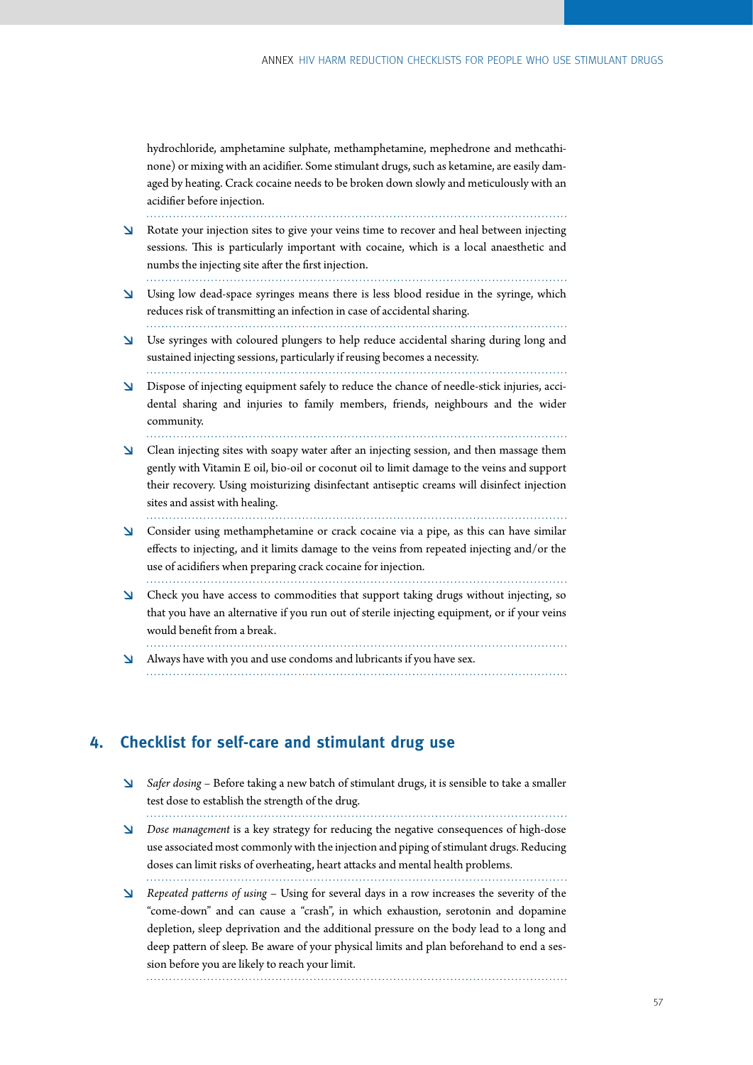hydrochloride, amphetamine sulphate, methamphetamine, mephedrone and methcathinone) or mixing with an acidifier. Some stimulant drugs, such as ketamine, are easily damaged by heating. Crack cocaine needs to be broken down slowly and meticulously with an acidifier before injection.

- Rotate your injection sites to give your veins time to recover and heal between injecting sessions. This is particularly important with cocaine, which is a local anaesthetic and numbs the injecting site after the first injection.
- Using low dead-space syringes means there is less blood residue in the syringe, which reduces risk of transmitting an infection in case of accidental sharing.
- Use syringes with coloured plungers to help reduce accidental sharing during long and sustained injecting sessions, particularly if reusing becomes a necessity.
- Dispose of injecting equipment safely to reduce the chance of needle-stick injuries, accidental sharing and injuries to family members, friends, neighbours and the wider community.
- Clean injecting sites with soapy water after an injecting session, and then massage them gently with Vitamin E oil, bio-oil or coconut oil to limit damage to the veins and support their recovery. Using moisturizing disinfectant antiseptic creams will disinfect injection sites and assist with healing.
- Consider using methamphetamine or crack cocaine via a pipe, as this can have similar effects to injecting, and it limits damage to the veins from repeated injecting and/or the use of acidifiers when preparing crack cocaine for injection.
- Check you have access to commodities that support taking drugs without injecting, so that you have an alternative if you run out of sterile injecting equipment, or if your veins would benefit from a break.
- Always have with you and use condoms and lubricants if you have sex.

## 4. Checklist for self-care and stimulant drug use

- *Safer dosing* – Before taking a new batch of stimulant drugs, it is sensible to take a smaller test dose to establish the strength of the drug.
- *Dose management* is a key strategy for reducing the negative consequences of high-dose use associated most commonly with the injection and piping of stimulant drugs. Reducing doses can limit risks of overheating, heart attacks and mental health problems.
- *Repeated patterns of using* – Using for several days in a row increases the severity of the "come-down" and can cause a "crash", in which exhaustion, serotonin and dopamine depletion, sleep deprivation and the additional pressure on the body lead to a long and deep pattern of sleep. Be aware of your physical limits and plan beforehand to end a session before you are likely to reach your limit.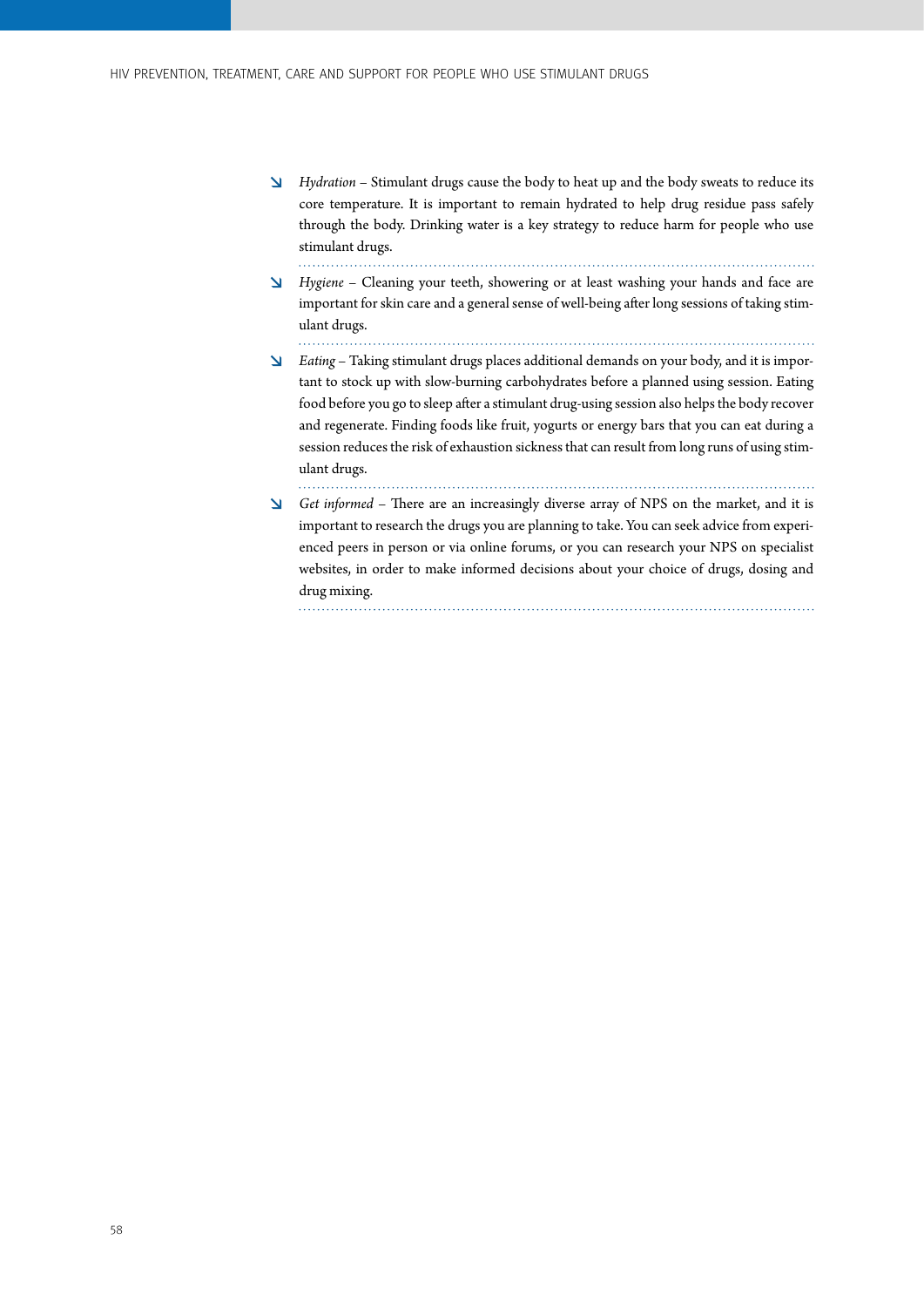- *Hydration* – Stimulant drugs cause the body to heat up and the body sweats to reduce its core temperature. It is important to remain hydrated to help drug residue pass safely through the body. Drinking water is a key strategy to reduce harm for people who use stimulant drugs.

- *Hygiene* – Cleaning your teeth, showering or at least washing your hands and face are important for skin care and a general sense of well-being after long sessions of taking stimulant drugs.

- *Eating* – Taking stimulant drugs places additional demands on your body, and it is important to stock up with slow-burning carbohydrates before a planned using session. Eating food before you go to sleep after a stimulant drug-using session also helps the body recover and regenerate. Finding foods like fruit, yogurts or energy bars that you can eat during a session reduces the risk of exhaustion sickness that can result from long runs of using stimulant drugs.

- *Get informed* – There are an increasingly diverse array of NPS on the market, and it is important to research the drugs you are planning to take. You can seek advice from experienced peers in person or via online forums, or you can research your NPS on specialist websites, in order to make informed decisions about your choice of drugs, dosing and drug mixing.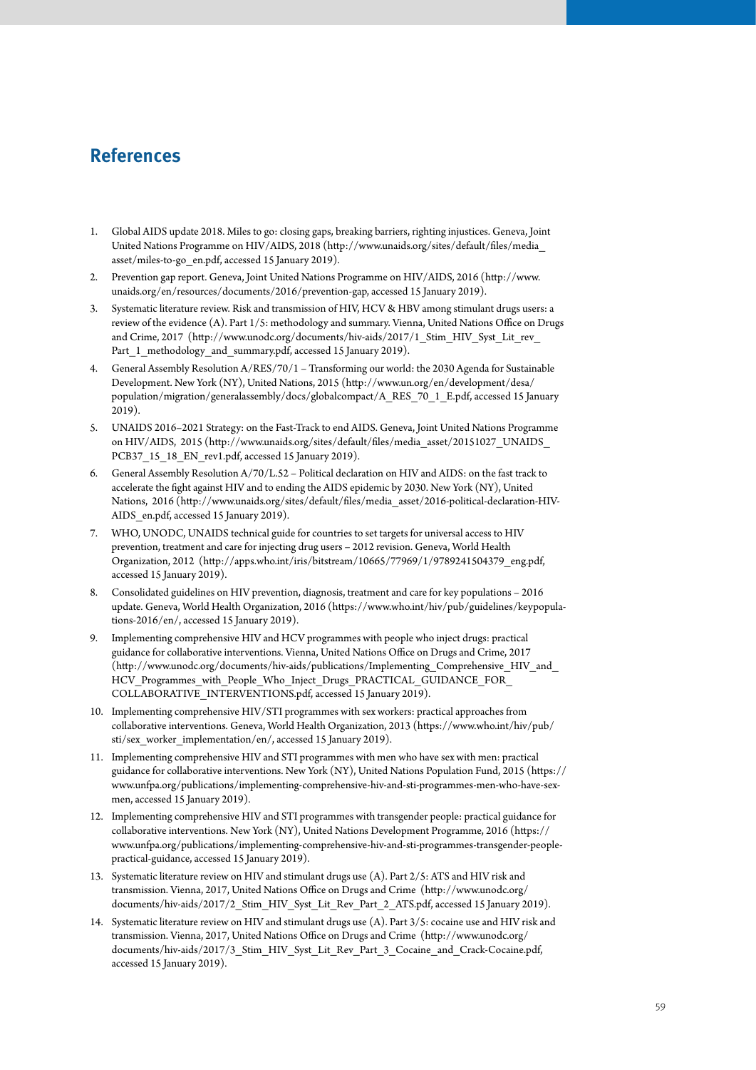# References

1. Global AIDS update 2018. Miles to go: closing gaps, breaking barriers, righting injustices. Geneva, Joint United Nations Programme on HIV/AIDS, 2018 (http://www.unaids.org/sites/default/files/media_asset/miles-to-go_en.pdf, accessed 15 January 2019).
2. Prevention gap report. Geneva, Joint United Nations Programme on HIV/AIDS, 2016 (http://www.unaids.org/en/resources/documents/2016/prevention-gap, accessed 15 January 2019).
3. Systematic literature review. Risk and transmission of HIV, HCV & HBV among stimulant drugs users: a review of the evidence (A). Part 1/5: methodology and summary. Vienna, United Nations Office on Drugs and Crime, 2017 (http://www.unodc.org/documents/hiv-aids/2017/1_Stim_HIV_Syst_Lit_rev_Part_1_methodology_and_summary.pdf, accessed 15 January 2019).
4. General Assembly Resolution A/RES/70/1 – Transforming our world: the 2030 Agenda for Sustainable Development. New York (NY), United Nations, 2015 (http://www.un.org/en/development/desa/population/migration/generalassembly/docs/globalcompact/A_RES_70_1_E.pdf, accessed 15 January 2019).
5. UNAIDS 2016–2021 Strategy: on the Fast-Track to end AIDS. Geneva, Joint United Nations Programme on HIV/AIDS, 2015 (http://www.unaids.org/sites/default/files/media_asset/20151027_UNAIDS_PCB37_15_18_EN_rev1.pdf, accessed 15 January 2019).
6. General Assembly Resolution A/70/L.52 – Political declaration on HIV and AIDS: on the fast track to accelerate the fight against HIV and to ending the AIDS epidemic by 2030. New York (NY), United Nations, 2016 (http://www.unaids.org/sites/default/files/media_asset/2016-political-declaration-HIV-AIDS_en.pdf, accessed 15 January 2019).
7. WHO, UNODC, UNAIDS technical guide for countries to set targets for universal access to HIV prevention, treatment and care for injecting drug users – 2012 revision. Geneva, World Health Organization, 2012 (http://apps.who.int/iris/bitstream/10665/77969/1/9789241504379_eng.pdf, accessed 15 January 2019).
8. Consolidated guidelines on HIV prevention, diagnosis, treatment and care for key populations – 2016 update. Geneva, World Health Organization, 2016 (https://www.who.int/hiv/pub/guidelines/keypopulations-2016/en/, accessed 15 January 2019).
9. Implementing comprehensive HIV and HCV programmes with people who inject drugs: practical guidance for collaborative interventions. Vienna, United Nations Office on Drugs and Crime, 2017 (http://www.unodc.org/documents/hiv-aids/publications/Implementing_Comprehensive_HIV_and_HCV_Programmes_with_People_Who_Inject_Drugs_PRACTICAL_GUIDANCE_FOR_COLLABORATIVE_INTERVENTIONS.pdf, accessed 15 January 2019).
10. Implementing comprehensive HIV/STI programmes with sex workers: practical approaches from collaborative interventions. Geneva, World Health Organization, 2013 (https://www.who.int/hiv/pub/sti/sex_worker_implementation/en/, accessed 15 January 2019).
11. Implementing comprehensive HIV and STI programmes with men who have sex with men: practical guidance for collaborative interventions. New York (NY), United Nations Population Fund, 2015 (https://www.unfpa.org/publications/implementing-comprehensive-hiv-and-sti-programmes-men-who-have-sex-men, accessed 15 January 2019).
12. Implementing comprehensive HIV and STI programmes with transgender people: practical guidance for collaborative interventions. New York (NY), United Nations Development Programme, 2016 (https://www.unfpa.org/publications/implementing-comprehensive-hiv-and-sti-programmes-transgender-people-practical-guidance, accessed 15 January 2019).
13. Systematic literature review on HIV and stimulant drugs use (A). Part 2/5: ATS and HIV risk and transmission. Vienna, 2017, United Nations Office on Drugs and Crime (http://www.unodc.org/documents/hiv-aids/2017/2_Stim_HIV_Syst_Lit_Rev_Part_2_ATS.pdf, accessed 15 January 2019).
14. Systematic literature review on HIV and stimulant drugs use (A). Part 3/5: cocaine use and HIV risk and transmission. Vienna, 2017, United Nations Office on Drugs and Crime (http://www.unodc.org/documents/hiv-aids/2017/3_Stim_HIV_Syst_Lit_Rev_Part_3_Cocaine_and_Crack-Cocaine.pdf, accessed 15 January 2019).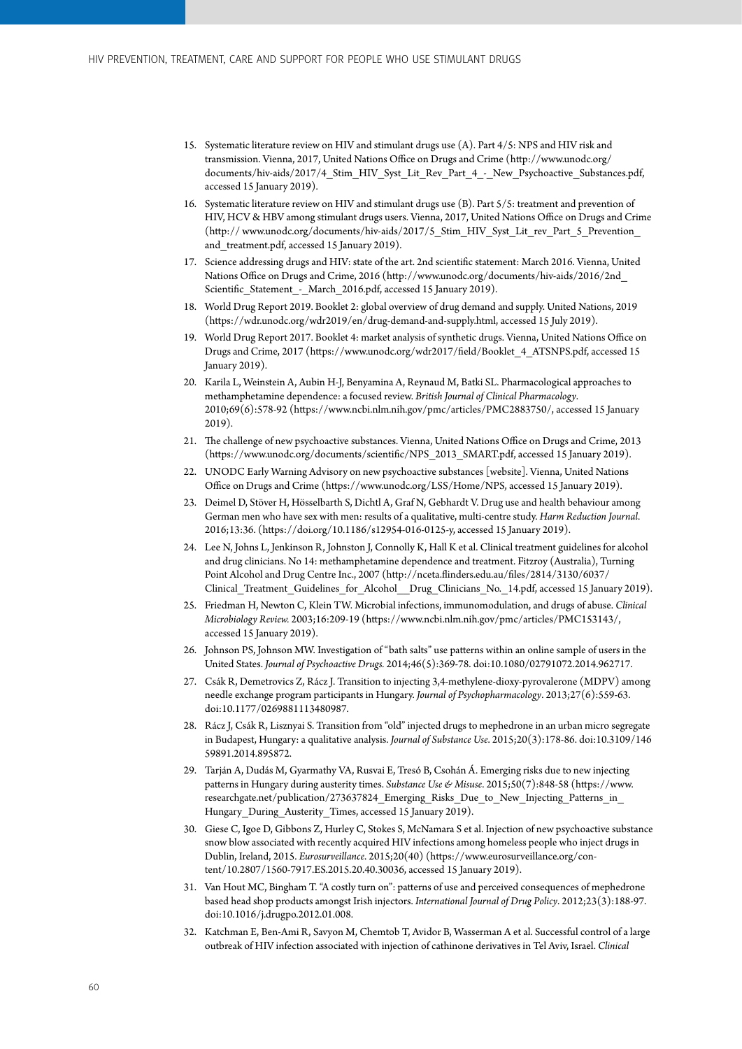15. Systematic literature review on HIV and stimulant drugs use (A). Part 4/5: NPS and HIV risk and transmission. Vienna, 2017, United Nations Office on Drugs and Crime (http://www.unodc.org/documents/hiv-aids/2017/4_Stim_HIV_Syst_Lit_Rev_Part_4_-_New_Psychoactive_Substances.pdf, accessed 15 January 2019).
16. Systematic literature review on HIV and stimulant drugs use (B). Part 5/5: treatment and prevention of HIV, HCV & HBV among stimulant drugs users. Vienna, 2017, United Nations Office on Drugs and Crime (http:// www.unodc.org/documents/hiv-aids/2017/5_Stim_HIV_Syst_Lit_rev_Part_5_Prevention_and_treatment.pdf, accessed 15 January 2019).
17. Science addressing drugs and HIV: state of the art. 2nd scientific statement: March 2016. Vienna, United Nations Office on Drugs and Crime, 2016 (http://www.unodc.org/documents/hiv-aids/2016/2nd_Scientific_Statement_-_March_2016.pdf, accessed 15 January 2019).
18. World Drug Report 2019. Booklet 2: global overview of drug demand and supply. United Nations, 2019 (https://wdr.unodc.org/wdr2019/en/drug-demand-and-supply.html, accessed 15 July 2019).
19. World Drug Report 2017. Booklet 4: market analysis of synthetic drugs. Vienna, United Nations Office on Drugs and Crime, 2017 (https://www.unodc.org/wdr2017/field/Booklet_4_ATSNPS.pdf, accessed 15 January 2019).
20. Karila L, Weinstein A, Aubin H-J, Benyamina A, Reynaud M, Batki SL. Pharmacological approaches to methamphetamine dependence: a focused review. *British Journal of Clinical Pharmacology*. 2010;69(6):578-92 (https://www.ncbi.nlm.nih.gov/pmc/articles/PMC2883750/, accessed 15 January 2019).
21. The challenge of new psychoactive substances. Vienna, United Nations Office on Drugs and Crime, 2013 (https://www.unodc.org/documents/scientific/NPS_2013_SMART.pdf, accessed 15 January 2019).
22. UNODC Early Warning Advisory on new psychoactive substances [website]. Vienna, United Nations Office on Drugs and Crime (https://www.unodc.org/LSS/Home/NPS, accessed 15 January 2019).
23. Deimel D, Stöver H, Hösselbarth S, Dichtl A, Graf N, Gebhardt V. Drug use and health behaviour among German men who have sex with men: results of a qualitative, multi-centre study. *Harm Reduction Journal*. 2016;13:36. (https://doi.org/10.1186/s12954-016-0125-y, accessed 15 January 2019).
24. Lee N, Johns L, Jenkinson R, Johnston J, Connolly K, Hall K et al. Clinical treatment guidelines for alcohol and drug clinicians. No 14: methamphetamine dependence and treatment. Fitzroy (Australia), Turning Point Alcohol and Drug Centre Inc., 2007 (http://nceta.flinders.edu.au/files/2814/3130/6037/Clinical_Treatment_Guidelines_for_Alcohol__Drug_Clinicians_No._14.pdf, accessed 15 January 2019).
25. Friedman H, Newton C, Klein TW. Microbial infections, immunomodulation, and drugs of abuse. *Clinical Microbiology Review*. 2003;16:209-19 (https://www.ncbi.nlm.nih.gov/pmc/articles/PMC153143/, accessed 15 January 2019).
26. Johnson PS, Johnson MW. Investigation of "bath salts" use patterns within an online sample of users in the United States. *Journal of Psychoactive Drugs*. 2014;46(5):369-78. doi:10.1080/02791072.2014.962717.
27. Csák R, Demetrovics Z, Rácz J. Transition to injecting 3,4-methylene-dioxy-pyrovalerone (MDPV) among needle exchange program participants in Hungary. *Journal of Psychopharmacology*. 2013;27(6):559-63. doi:10.1177/0269881113480987.
28. Rácz J, Csák R, Lisznyai S. Transition from "old" injected drugs to mephedrone in an urban micro segregate in Budapest, Hungary: a qualitative analysis. *Journal of Substance Use*. 2015;20(3):178-86. doi:10.3109/14659891.2014.895872.
29. Tarján A, Dudás M, Gyarmathy VA, Rusvai E, Tresó B, Csohán Á. Emerging risks due to new injecting patterns in Hungary during austerity times. *Substance Use & Misuse*. 2015;50(7):848-58 (https://www.researchgate.net/publication/273637824_Emerging_Risks_Due_to_New_Injecting_Patterns_in_Hungary_During_Austerity_Times, accessed 15 January 2019).
30. Giese C, Igoe D, Gibbons Z, Hurley C, Stokes S, McNamara S et al. Injection of new psychoactive substance snow blow associated with recently acquired HIV infections among homeless people who inject drugs in Dublin, Ireland, 2015. *Eurosurveillance*. 2015;20(40) (https://www.eurosurveillance.org/content/10.2807/1560-7917.ES.2015.20.40.30036, accessed 15 January 2019).
31. Van Hout MC, Bingham T. "A costly turn on": patterns of use and perceived consequences of mephedrone based head shop products amongst Irish injectors. *International Journal of Drug Policy*. 2012;23(3):188-97. doi:10.1016/j.drugpo.2012.01.008.
32. Katchman E, Ben-Ami R, Savyon M, Chemtob T, Avidor B, Wasserman A et al. Successful control of a large outbreak of HIV infection associated with injection of cathinone derivatives in Tel Aviv, Israel. *Clinical*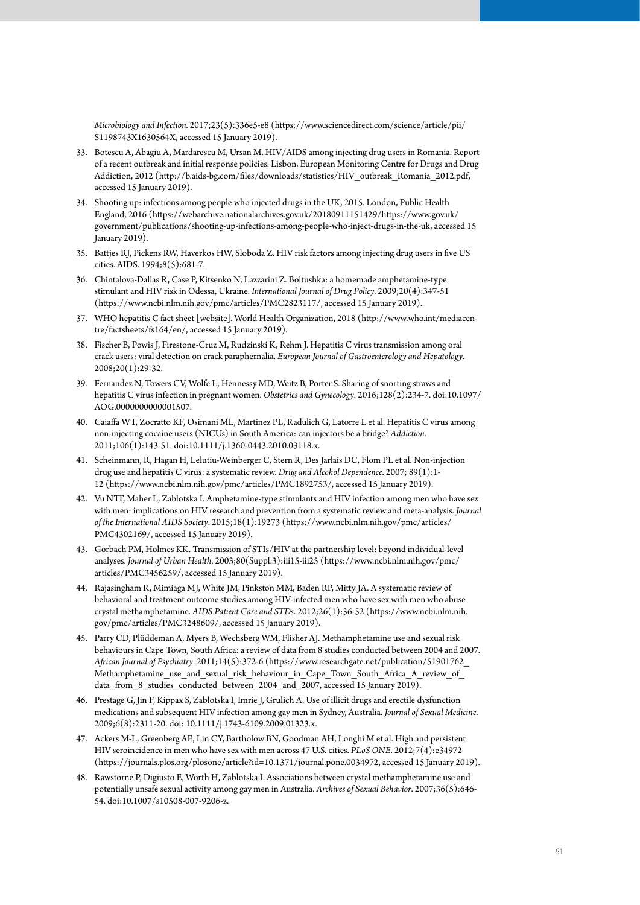*Microbiology and Infection*. 2017;23(5):336e5-e8 (https://www.sciencedirect.com/science/article/pii/S1198743X1630564X, accessed 15 January 2019).

33. Botescu A, Abagiu A, Mardarescu M, Ursan M. HIV/AIDS among injecting drug users in Romania. Report of a recent outbreak and initial response policies. Lisbon, European Monitoring Centre for Drugs and Drug Addiction, 2012 (http://b.aids-bg.com/files/downloads/statistics/HIV_outbreak_Romania_2012.pdf, accessed 15 January 2019).
34. Shooting up: infections among people who injected drugs in the UK, 2015. London, Public Health England, 2016 (https://webarchive.nationalarchives.gov.uk/20180911151429/https://www.gov.uk/government/publications/shooting-up-infections-among-people-who-inject-drugs-in-the-uk, accessed 15 January 2019).
35. Battjes RJ, Pickens RW, Haverkos HW, Sloboda Z. HIV risk factors among injecting drug users in five US cities. AIDS. 1994;8(5):681-7.
36. Chintalova-Dallas R, Case P, Kitsenko N, Lazzarini Z. Boltushka: a homemade amphetamine-type stimulant and HIV risk in Odessa, Ukraine. *International Journal of Drug Policy*. 2009;20(4):347-51 (https://www.ncbi.nlm.nih.gov/pmc/articles/PMC2823117/, accessed 15 January 2019).
37. WHO hepatitis C fact sheet [website]. World Health Organization, 2018 (http://www.who.int/mediacentre/factsheets/fs164/en/, accessed 15 January 2019).
38. Fischer B, Powis J, Firestone-Cruz M, Rudzinski K, Rehm J. Hepatitis C virus transmission among oral crack users: viral detection on crack paraphernalia. *European Journal of Gastroenterology and Hepatology*. 2008;20(1):29-32.
39. Fernandez N, Towers CV, Wolfe L, Hennessy MD, Weitz B, Porter S. Sharing of snorting straws and hepatitis C virus infection in pregnant women. *Obstetrics and Gynecology*. 2016;128(2):234-7. doi:10.1097/AOG.0000000000001507.
40. Caiaffa WT, Zocratto KF, Osimani ML, Martinez PL, Radulich G, Latorre L et al. Hepatitis C virus among non-injecting cocaine users (NICUs) in South America: can injectors be a bridge? *Addiction*. 2011;106(1):143-51. doi:10.1111/j.1360-0443.2010.03118.x.
41. Scheinmann, R, Hagan H, Lelutiu-Weinberger C, Stern R, Des Jarlais DC, Flom PL et al. Non-injection drug use and hepatitis C virus: a systematic review. *Drug and Alcohol Dependence*. 2007; 89(1):1-12 (https://www.ncbi.nlm.nih.gov/pmc/articles/PMC1892753/, accessed 15 January 2019).
42. Vu NTT, Maher L, Zablotska I. Amphetamine-type stimulants and HIV infection among men who have sex with men: implications on HIV research and prevention from a systematic review and meta-analysis. *Journal of the International AIDS Society*. 2015;18(1):19273 (https://www.ncbi.nlm.nih.gov/pmc/articles/PMC4302169/, accessed 15 January 2019).
43. Gorbach PM, Holmes KK. Transmission of STIs/HIV at the partnership level: beyond individual-level analyses. *Journal of Urban Health*. 2003;80(Suppl.3):iii15-iii25 (https://www.ncbi.nlm.nih.gov/pmc/articles/PMC3456259/, accessed 15 January 2019).
44. Rajasingham R, Mimiaga MJ, White JM, Pinkston MM, Baden RP, Mitty JA. A systematic review of behavioral and treatment outcome studies among HIV-infected men who have sex with men who abuse crystal methamphetamine. *AIDS Patient Care and STDs*. 2012;26(1):36-52 (https://www.ncbi.nlm.nih.gov/pmc/articles/PMC3248609/, accessed 15 January 2019).
45. Parry CD, Plüddeman A, Myers B, Wechsberg WM, Flisher AJ. Methamphetamine use and sexual risk behaviours in Cape Town, South Africa: a review of data from 8 studies conducted between 2004 and 2007. *African Journal of Psychiatry*. 2011;14(5):372-6 (https://www.researchgate.net/publication/51901762_Methamphetamine_use_and_sexual_risk_behaviour_in_Cape_Town_South_Africa_A_review_of_data_from_8_studies_conducted_between_2004_and_2007, accessed 15 January 2019).
46. Prestage G, Jin F, Kippax S, Zablotska I, Imrie J, Grulich A. Use of illicit drugs and erectile dysfunction medications and subsequent HIV infection among gay men in Sydney, Australia. *Journal of Sexual Medicine*. 2009;6(8):2311-20. doi: 10.1111/j.1743-6109.2009.01323.x.
47. Ackers M-L, Greenberg AE, Lin CY, Bartholow BN, Goodman AH, Longhi M et al. High and persistent HIV seroincidence in men who have sex with men across 47 U.S. cities. *PLoS ONE*. 2012;7(4):e34972 (https://journals.plos.org/plosone/article?id=10.1371/journal.pone.0034972, accessed 15 January 2019).
48. Rawstorne P, Digiusto E, Worth H, Zablotska I. Associations between crystal methamphetamine use and potentially unsafe sexual activity among gay men in Australia. *Archives of Sexual Behavior*. 2007;36(5):646-54. doi:10.1007/s10508-007-9206-z.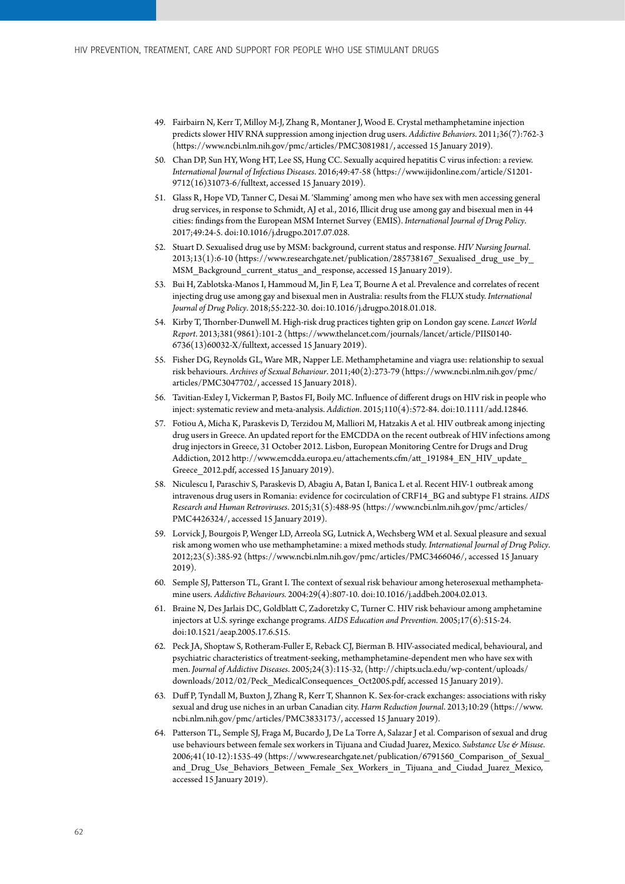49. Fairbairn N, Kerr T, Milloy M-J, Zhang R, Montaner J, Wood E. Crystal methamphetamine injection predicts slower HIV RNA suppression among injection drug users. *Addictive Behaviors*. 2011;36(7):762-3 (https://www.ncbi.nlm.nih.gov/pmc/articles/PMC3081981/, accessed 15 January 2019).
50. Chan DP, Sun HY, Wong HT, Lee SS, Hung CC. Sexually acquired hepatitis C virus infection: a review. *International Journal of Infectious Diseases*. 2016;49:47-58 (https://www.ijidonline.com/article/S1201-9712(16)31073-6/fulltext, accessed 15 January 2019).
51. Glass R, Hope VD, Tanner C, Desai M. 'Slamming' among men who have sex with men accessing general drug services, in response to Schmidt, AJ et al., 2016, Illicit drug use among gay and bisexual men in 44 cities: findings from the European MSM Internet Survey (EMIS). *International Journal of Drug Policy*. 2017;49:24-5. doi:10.1016/j.drugpo.2017.07.028.
52. Stuart D. Sexualised drug use by MSM: background, current status and response. *HIV Nursing Journal*. 2013;13(1):6-10 (https://www.researchgate.net/publication/285738167_Sexualised_drug_use_by_MSM_Background_current_status_and_response, accessed 15 January 2019).
53. Bui H, Zablotska-Manos I, Hammoud M, Jin F, Lea T, Bourne A et al. Prevalence and correlates of recent injecting drug use among gay and bisexual men in Australia: results from the FLUX study. *International Journal of Drug Policy*. 2018;55:222-30. doi:10.1016/j.drugpo.2018.01.018.
54. Kirby T, Thornber-Dunwell M. High-risk drug practices tighten grip on London gay scene. *Lancet World Report*. 2013;381(9861):101-2 (https://www.thelancet.com/journals/lancet/article/PIIS0140-6736(13)60032-X/fulltext, accessed 15 January 2019).
55. Fisher DG, Reynolds GL, Ware MR, Napper LE. Methamphetamine and viagra use: relationship to sexual risk behaviours. *Archives of Sexual Behaviour*. 2011;40(2):273-79 (https://www.ncbi.nlm.nih.gov/pmc/articles/PMC3047702/, accessed 15 January 2018).
56. Tavitian-Exley I, Vickerman P, Bastos FI, Boily MC. Influence of different drugs on HIV risk in people who inject: systematic review and meta-analysis. *Addiction*. 2015;110(4):572-84. doi:10.1111/add.12846.
57. Fotiou A, Micha K, Paraskevis D, Terzidou M, Malliori M, Hatzakis A et al. HIV outbreak among injecting drug users in Greece. An updated report for the EMCDDA on the recent outbreak of HIV infections among drug injectors in Greece, 31 October 2012. Lisbon, European Monitoring Centre for Drugs and Drug Addiction, 2012 http://www.emcdda.europa.eu/attachements.cfm/att_191984_EN_HIV_update_Greece_2012.pdf, accessed 15 January 2019).
58. Niculescu I, Paraschiv S, Paraskevis D, Abagiu A, Batan I, Banica L et al. Recent HIV-1 outbreak among intravenous drug users in Romania: evidence for cocirculation of CRF14_BG and subtype F1 strains. *AIDS Research and Human Retroviruses*. 2015;31(5):488-95 (https://www.ncbi.nlm.nih.gov/pmc/articles/PMC4426324/, accessed 15 January 2019).
59. Lorvick J, Bourgois P, Wenger LD, Arreola SG, Lutnick A, Wechsberg WM et al. Sexual pleasure and sexual risk among women who use methamphetamine: a mixed methods study. *International Journal of Drug Policy*. 2012;23(5):385-92 (https://www.ncbi.nlm.nih.gov/pmc/articles/PMC3466046/, accessed 15 January 2019).
60. Semple SJ, Patterson TL, Grant I. The context of sexual risk behaviour among heterosexual methamphetamine users. *Addictive Behaviours*. 2004:29(4):807-10. doi:10.1016/j.addbeh.2004.02.013.
61. Braine N, Des Jarlais DC, Goldblatt C, Zadoretzky C, Turner C. HIV risk behaviour among amphetamine injectors at U.S. syringe exchange programs. *AIDS Education and Prevention*. 2005;17(6):515-24. doi:10.1521/aeap.2005.17.6.515.
62. Peck JA, Shoptaw S, Rotheram-Fuller E, Reback CJ, Bierman B. HIV-associated medical, behavioural, and psychiatric characteristics of treatment-seeking, methamphetamine-dependent men who have sex with men. *Journal of Addictive Diseases*. 2005;24(3):115-32, (http://chipts.ucla.edu/wp-content/uploads/downloads/2012/02/Peck_MedicalConsequences_Oct2005.pdf, accessed 15 January 2019).
63. Duff P, Tyndall M, Buxton J, Zhang R, Kerr T, Shannon K. Sex-for-crack exchanges: associations with risky sexual and drug use niches in an urban Canadian city. *Harm Reduction Journal*. 2013;10:29 (https://www.ncbi.nlm.nih.gov/pmc/articles/PMC3833173/, accessed 15 January 2019).
64. Patterson TL, Semple SJ, Fraga M, Bucardo J, De La Torre A, Salazar J et al. Comparison of sexual and drug use behaviours between female sex workers in Tijuana and Ciudad Juarez, Mexico. *Substance Use & Misuse*. 2006;41(10-12):1535-49 (https://www.researchgate.net/publication/6791560_Comparison_of_Sexual_and_Drug_Use_Behaviors_Between_Female_Sex_Workers_in_Tijuana_and_Ciudad_Juarez_Mexico, accessed 15 January 2019).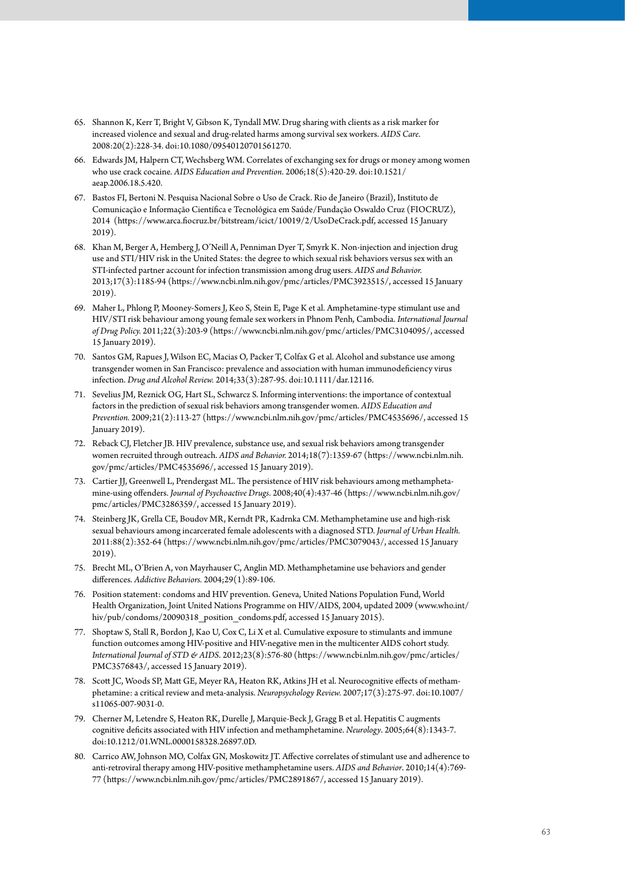65. Shannon K, Kerr T, Bright V, Gibson K, Tyndall MW. Drug sharing with clients as a risk marker for increased violence and sexual and drug-related harms among survival sex workers. *AIDS Care.* 2008:20(2):228-34. doi:10.1080/09540120701561270.
66. Edwards JM, Halpern CT, Wechsberg WM. Correlates of exchanging sex for drugs or money among women who use crack cocaine. *AIDS Education and Prevention.* 2006;18(5):420-29. doi:10.1521/aeap.2006.18.5.420.
67. Bastos FI, Bertoni N. Pesquisa Nacional Sobre o Uso de Crack. Rio de Janeiro (Brazil), Instituto de Comunicação e Informação Científica e Tecnológica em Saúde/Fundação Oswaldo Cruz (FIOCRUZ), 2014 (https://www.arca.fiocruz.br/bitstream/icict/10019/2/UsoDeCrack.pdf, accessed 15 January 2019).
68. Khan M, Berger A, Hemberg J, O'Neill A, Penniman Dyer T, Smyrk K. Non-injection and injection drug use and STI/HIV risk in the United States: the degree to which sexual risk behaviors versus sex with an STI-infected partner account for infection transmission among drug users. *AIDS and Behavior.* 2013;17(3):1185-94 (https://www.ncbi.nlm.nih.gov/pmc/articles/PMC3923515/, accessed 15 January 2019).
69. Maher L, Phlong P, Mooney-Somers J, Keo S, Stein E, Page K et al. Amphetamine-type stimulant use and HIV/STI risk behaviour among young female sex workers in Phnom Penh, Cambodia. *International Journal of Drug Policy.* 2011;22(3):203-9 (https://www.ncbi.nlm.nih.gov/pmc/articles/PMC3104095/, accessed 15 January 2019).
70. Santos GM, Rapues J, Wilson EC, Macias O, Packer T, Colfax G et al. Alcohol and substance use among transgender women in San Francisco: prevalence and association with human immunodeficiency virus infection. *Drug and Alcohol Review.* 2014;33(3):287-95. doi:10.1111/dar.12116.
71. Sevelius JM, Reznick OG, Hart SL, Schwarcz S. Informing interventions: the importance of contextual factors in the prediction of sexual risk behaviors among transgender women. *AIDS Education and Prevention.* 2009;21(2):113-27 (https://www.ncbi.nlm.nih.gov/pmc/articles/PMC4535696/, accessed 15 January 2019).
72. Reback CJ, Fletcher JB. HIV prevalence, substance use, and sexual risk behaviors among transgender women recruited through outreach. *AIDS and Behavior.* 2014;18(7):1359-67 (https://www.ncbi.nlm.nih.gov/pmc/articles/PMC4535696/, accessed 15 January 2019).
73. Cartier JJ, Greenwell L, Prendergast ML. The persistence of HIV risk behaviours among methamphetamine-using offenders. *Journal of Psychoactive Drugs.* 2008;40(4):437-46 (https://www.ncbi.nlm.nih.gov/pmc/articles/PMC3286359/, accessed 15 January 2019).
74. Steinberg JK, Grella CE, Boudov MR, Kerndt PR, Kadrnka CM. Methamphetamine use and high-risk sexual behaviours among incarcerated female adolescents with a diagnosed STD. *Journal of Urban Health.* 2011:88(2):352-64 (https://www.ncbi.nlm.nih.gov/pmc/articles/PMC3079043/, accessed 15 January 2019).
75. Brecht ML, O'Brien A, von Mayrhauser C, Anglin MD. Methamphetamine use behaviors and gender differences. *Addictive Behaviors.* 2004;29(1):89-106.
76. Position statement: condoms and HIV prevention. Geneva, United Nations Population Fund, World Health Organization, Joint United Nations Programme on HIV/AIDS, 2004, updated 2009 (www.who.int/hiv/pub/condoms/20090318_position_condoms.pdf, accessed 15 January 2015).
77. Shoptaw S, Stall R, Bordon J, Kao U, Cox C, Li X et al. Cumulative exposure to stimulants and immune function outcomes among HIV-positive and HIV-negative men in the multicenter AIDS cohort study. *International Journal of STD & AIDS.* 2012;23(8):576-80 (https://www.ncbi.nlm.nih.gov/pmc/articles/PMC3576843/, accessed 15 January 2019).
78. Scott JC, Woods SP, Matt GE, Meyer RA, Heaton RK, Atkins JH et al. Neurocognitive effects of methamphetamine: a critical review and meta-analysis. *Neuropsychology Review.* 2007;17(3):275-97. doi:10.1007/s11065-007-9031-0.
79. Cherner M, Letendre S, Heaton RK, Durelle J, Marquie-Beck J, Gragg B et al. Hepatitis C augments cognitive deficits associated with HIV infection and methamphetamine. *Neurology.* 2005;64(8):1343-7. doi:10.1212/01.WNL.0000158328.26897.0D.
80. Carrico AW, Johnson MO, Colfax GN, Moskowitz JT. Affective correlates of stimulant use and adherence to anti-retroviral therapy among HIV-positive methamphetamine users. *AIDS and Behavior.* 2010;14(4):769-77 (https://www.ncbi.nlm.nih.gov/pmc/articles/PMC2891867/, accessed 15 January 2019).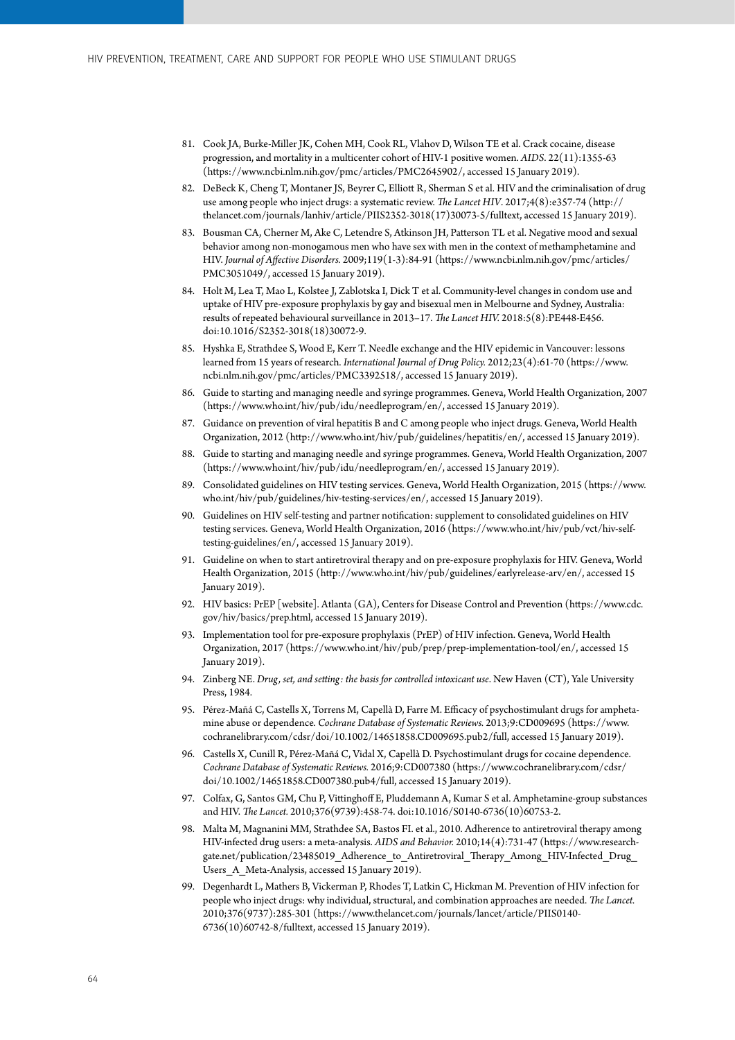81. Cook JA, Burke-Miller JK, Cohen MH, Cook RL, Vlahov D, Wilson TE et al. Crack cocaine, disease progression, and mortality in a multicenter cohort of HIV-1 positive women. *AIDS*. 22(11):1355-63 (https://www.ncbi.nlm.nih.gov/pmc/articles/PMC2645902/, accessed 15 January 2019).
82. DeBeck K, Cheng T, Montaner JS, Beyrer C, Elliott R, Sherman S et al. HIV and the criminalisation of drug use among people who inject drugs: a systematic review. *The Lancet HIV*. 2017;4(8):e357-74 (http://thelancet.com/journals/lanhiv/article/PIIS2352-3018(17)30073-5/fulltext, accessed 15 January 2019).
83. Bousman CA, Cherner M, Ake C, Letendre S, Atkinson JH, Patterson TL et al. Negative mood and sexual behavior among non-monogamous men who have sex with men in the context of methamphetamine and HIV. *Journal of Affective Disorders*. 2009;119(1-3):84-91 (https://www.ncbi.nlm.nih.gov/pmc/articles/PMC3051049/, accessed 15 January 2019).
84. Holt M, Lea T, Mao L, Kolstee J, Zablotska I, Dick T et al. Community-level changes in condom use and uptake of HIV pre-exposure prophylaxis by gay and bisexual men in Melbourne and Sydney, Australia: results of repeated behavioural surveillance in 2013–17. *The Lancet HIV*. 2018:5(8):PE448-E456. doi:10.1016/S2352-3018(18)30072-9.
85. Hyshka E, Strathdee S, Wood E, Kerr T. Needle exchange and the HIV epidemic in Vancouver: lessons learned from 15 years of research. *International Journal of Drug Policy*. 2012;23(4):61-70 (https://www.ncbi.nlm.nih.gov/pmc/articles/PMC3392518/, accessed 15 January 2019).
86. Guide to starting and managing needle and syringe programmes. Geneva, World Health Organization, 2007 (https://www.who.int/hiv/pub/idu/needleprogram/en/, accessed 15 January 2019).
87. Guidance on prevention of viral hepatitis B and C among people who inject drugs. Geneva, World Health Organization, 2012 (http://www.who.int/hiv/pub/guidelines/hepatitis/en/, accessed 15 January 2019).
88. Guide to starting and managing needle and syringe programmes. Geneva, World Health Organization, 2007 (https://www.who.int/hiv/pub/idu/needleprogram/en/, accessed 15 January 2019).
89. Consolidated guidelines on HIV testing services. Geneva, World Health Organization, 2015 (https://www.who.int/hiv/pub/guidelines/hiv-testing-services/en/, accessed 15 January 2019).
90. Guidelines on HIV self-testing and partner notification: supplement to consolidated guidelines on HIV testing services. Geneva, World Health Organization, 2016 (https://www.who.int/hiv/pub/vct/hiv-self-testing-guidelines/en/, accessed 15 January 2019).
91. Guideline on when to start antiretroviral therapy and on pre-exposure prophylaxis for HIV. Geneva, World Health Organization, 2015 (http://www.who.int/hiv/pub/guidelines/earlyrelease-arv/en/, accessed 15 January 2019).
92. HIV basics: PrEP [website]. Atlanta (GA), Centers for Disease Control and Prevention (https://www.cdc.gov/hiv/basics/prep.html, accessed 15 January 2019).
93. Implementation tool for pre-exposure prophylaxis (PrEP) of HIV infection. Geneva, World Health Organization, 2017 (https://www.who.int/hiv/pub/prep/prep-implementation-tool/en/, accessed 15 January 2019).
94. Zinberg NE. *Drug, set, and setting: the basis for controlled intoxicant use*. New Haven (CT), Yale University Press, 1984.
95. Pérez-Mañá C, Castells X, Torrens M, Capellà D, Farre M. Efficacy of psychostimulant drugs for amphetamine abuse or dependence. *Cochrane Database of Systematic Reviews*. 2013;9:CD009695 (https://www.cochranelibrary.com/cdsr/doi/10.1002/14651858.CD009695.pub2/full, accessed 15 January 2019).
96. Castells X, Cunill R, Pérez-Mañá C, Vidal X, Capellà D. Psychostimulant drugs for cocaine dependence. *Cochrane Database of Systematic Reviews*. 2016;9:CD007380 (https://www.cochranelibrary.com/cdsr/doi/10.1002/14651858.CD007380.pub4/full, accessed 15 January 2019).
97. Colfax, G, Santos GM, Chu P, Vittinghoff E, Pluddemann A, Kumar S et al. Amphetamine-group substances and HIV. *The Lancet*. 2010;376(9739):458-74. doi:10.1016/S0140-6736(10)60753-2.
98. Malta M, Magnanini MM, Strathdee SA, Bastos FI. et al., 2010. Adherence to antiretroviral therapy among HIV-infected drug users: a meta-analysis. *AIDS and Behavior*. 2010;14(4):731-47 (https://www.researchgate.net/publication/23485019_Adherence_to_Antiretroviral_Therapy_Among_HIV-Infected_Drug_Users_A_Meta-Analysis, accessed 15 January 2019).
99. Degenhardt L, Mathers B, Vickerman P, Rhodes T, Latkin C, Hickman M. Prevention of HIV infection for people who inject drugs: why individual, structural, and combination approaches are needed. *The Lancet*. 2010;376(9737):285-301 (https://www.thelancet.com/journals/lancet/article/PIIS0140-6736(10)60742-8/fulltext, accessed 15 January 2019).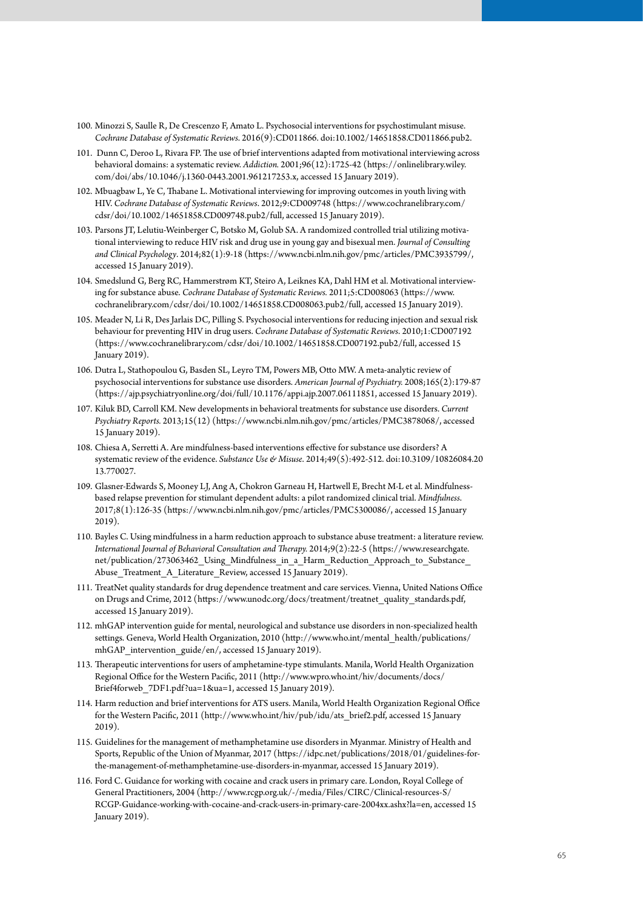100. Minozzi S, Saulle R, De Crescenzo F, Amato L. Psychosocial interventions for psychostimulant misuse. *Cochrane Database of Systematic Reviews*. 2016(9):CD011866. doi:10.1002/14651858.CD011866.pub2.

101. Dunn C, Deroo L, Rivara FP. The use of brief interventions adapted from motivational interviewing across behavioral domains: a systematic review. *Addiction.* 2001;96(12):1725-42 (https://onlinelibrary.wiley.com/doi/abs/10.1046/j.1360-0443.2001.961217253.x, accessed 15 January 2019).

102. Mbuagbaw L, Ye C, Thabane L. Motivational interviewing for improving outcomes in youth living with HIV. *Cochrane Database of Systematic Reviews*. 2012;9:CD009748 (https://www.cochranelibrary.com/cdsr/doi/10.1002/14651858.CD009748.pub2/full, accessed 15 January 2019).

103. Parsons JT, Lelutiu-Weinberger C, Botsko M, Golub SA. A randomized controlled trial utilizing motivational interviewing to reduce HIV risk and drug use in young gay and bisexual men. *Journal of Consulting and Clinical Psychology*. 2014;82(1):9-18 (https://www.ncbi.nlm.nih.gov/pmc/articles/PMC3935799/, accessed 15 January 2019).

104. Smedslund G, Berg RC, Hammerstrøm KT, Steiro A, Leiknes KA, Dahl HM et al. Motivational interviewing for substance abuse. *Cochrane Database of Systematic Reviews.* 2011;5:CD008063 (https://www.cochranelibrary.com/cdsr/doi/10.1002/14651858.CD008063.pub2/full, accessed 15 January 2019).

105. Meader N, Li R, Des Jarlais DC, Pilling S. Psychosocial interventions for reducing injection and sexual risk behaviour for preventing HIV in drug users. *Cochrane Database of Systematic Reviews.* 2010;1:CD007192 (https://www.cochranelibrary.com/cdsr/doi/10.1002/14651858.CD007192.pub2/full, accessed 15 January 2019).

106. Dutra L, Stathopoulou G, Basden SL, Leyro TM, Powers MB, Otto MW. A meta-analytic review of psychosocial interventions for substance use disorders. *American Journal of Psychiatry.* 2008;165(2):179-87 (https://ajp.psychiatryonline.org/doi/full/10.1176/appi.ajp.2007.06111851, accessed 15 January 2019).

107. Kiluk BD, Carroll KM. New developments in behavioral treatments for substance use disorders. *Current Psychiatry Reports.* 2013;15(12) (https://www.ncbi.nlm.nih.gov/pmc/articles/PMC3878068/, accessed 15 January 2019).

108. Chiesa A, Serretti A. Are mindfulness-based interventions effective for substance use disorders? A systematic review of the evidence. *Substance Use & Misuse*. 2014;49(5):492-512. doi:10.3109/10826084.2013.770027.

109. Glasner-Edwards S, Mooney LJ, Ang A, Chokron Garneau H, Hartwell E, Brecht M-L et al. Mindfulness-based relapse prevention for stimulant dependent adults: a pilot randomized clinical trial. *Mindfulness*. 2017;8(1):126-35 (https://www.ncbi.nlm.nih.gov/pmc/articles/PMC5300086/, accessed 15 January 2019).

110. Bayles C. Using mindfulness in a harm reduction approach to substance abuse treatment: a literature review. *International Journal of Behavioral Consultation and Therapy.* 2014;9(2):22-5 (https://www.researchgate.net/publication/273063462_Using_Mindfulness_in_a_Harm_Reduction_Approach_to_Substance_Abuse_Treatment_A_Literature_Review, accessed 15 January 2019).

111. TreatNet quality standards for drug dependence treatment and care services. Vienna, United Nations Office on Drugs and Crime, 2012 (https://www.unodc.org/docs/treatment/treatnet_quality_standards.pdf, accessed 15 January 2019).

112. mhGAP intervention guide for mental, neurological and substance use disorders in non-specialized health settings. Geneva, World Health Organization, 2010 (http://www.who.int/mental_health/publications/mhGAP_intervention_guide/en/, accessed 15 January 2019).

113. Therapeutic interventions for users of amphetamine-type stimulants. Manila, World Health Organization Regional Office for the Western Pacific, 2011 (http://www.wpro.who.int/hiv/documents/docs/Brief4forweb_7DF1.pdf?ua=1&ua=1, accessed 15 January 2019).

114. Harm reduction and brief interventions for ATS users. Manila, World Health Organization Regional Office for the Western Pacific, 2011 (http://www.who.int/hiv/pub/idu/ats_brief2.pdf, accessed 15 January 2019).

115. Guidelines for the management of methamphetamine use disorders in Myanmar. Ministry of Health and Sports, Republic of the Union of Myanmar, 2017 (https://idpc.net/publications/2018/01/guidelines-for-the-management-of-methamphetamine-use-disorders-in-myanmar, accessed 15 January 2019).

116. Ford C. Guidance for working with cocaine and crack users in primary care. London, Royal College of General Practitioners, 2004 (http://www.rcgp.org.uk/-/media/Files/CIRC/Clinical-resources-S/RCGP-Guidance-working-with-cocaine-and-crack-users-in-primary-care-2004xx.ashx?la=en, accessed 15 January 2019).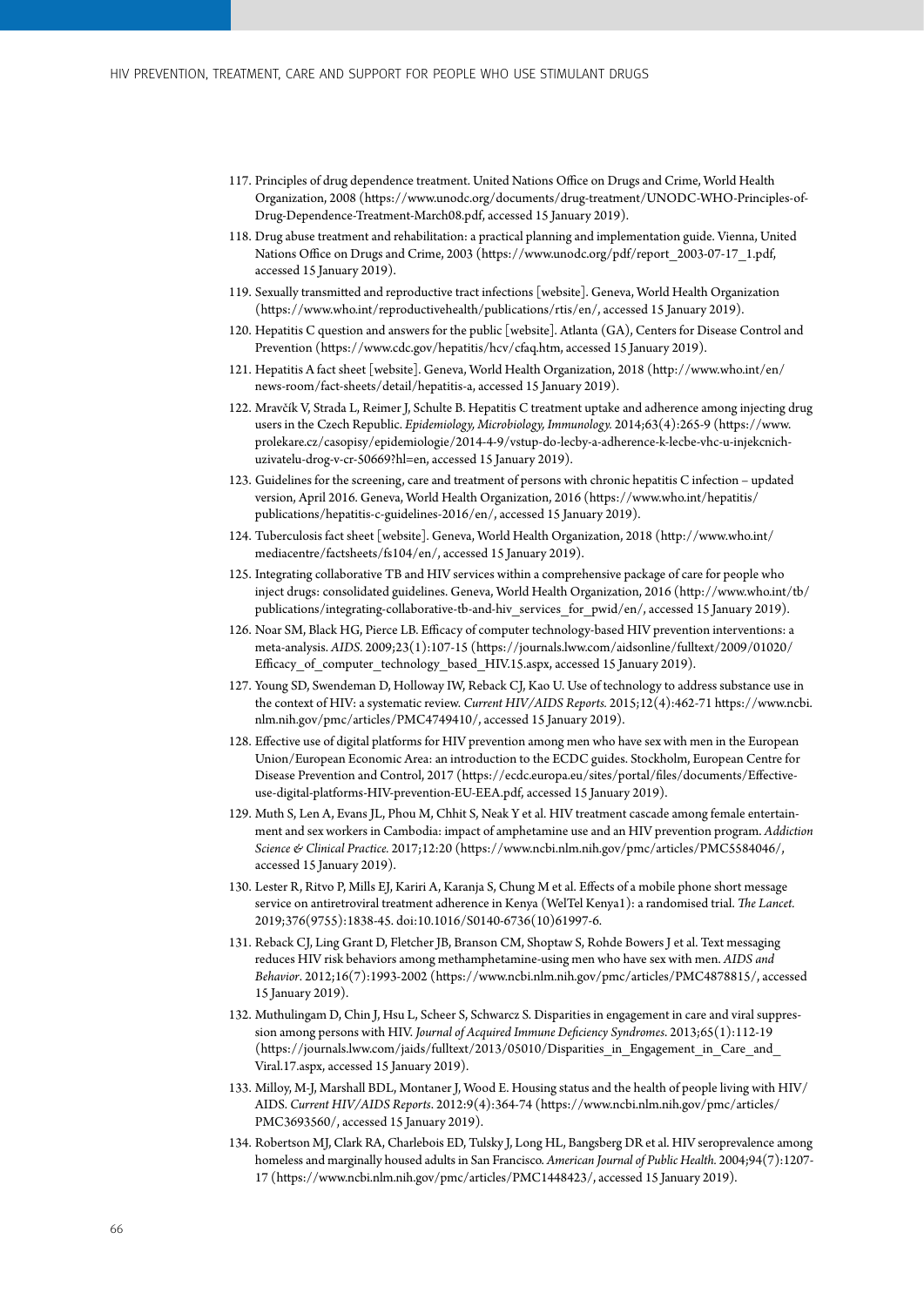117. Principles of drug dependence treatment. United Nations Office on Drugs and Crime, World Health Organization, 2008 (https://www.unodc.org/documents/drug-treatment/UNODC-WHO-Principles-of-Drug-Dependence-Treatment-March08.pdf, accessed 15 January 2019).
118. Drug abuse treatment and rehabilitation: a practical planning and implementation guide. Vienna, United Nations Office on Drugs and Crime, 2003 (https://www.unodc.org/pdf/report_2003-07-17_1.pdf, accessed 15 January 2019).
119. Sexually transmitted and reproductive tract infections [website]. Geneva, World Health Organization (https://www.who.int/reproductivehealth/publications/rtis/en/, accessed 15 January 2019).
120. Hepatitis C question and answers for the public [website]. Atlanta (GA), Centers for Disease Control and Prevention (https://www.cdc.gov/hepatitis/hcv/cfaq.htm, accessed 15 January 2019).
121. Hepatitis A fact sheet [website]. Geneva, World Health Organization, 2018 (http://www.who.int/en/news-room/fact-sheets/detail/hepatitis-a, accessed 15 January 2019).
122. Mravčík V, Strada L, Reimer J, Schulte B. Hepatitis C treatment uptake and adherence among injecting drug users in the Czech Republic. *Epidemiology, Microbiology, Immunology.* 2014;63(4):265-9 (https://www.prolekare.cz/casopisy/epidemiologie/2014-4-9/vstup-do-lecby-a-adherence-k-lecbe-vhc-u-injekcnich-uzivatelu-drog-v-cr-50669?hl=en, accessed 15 January 2019).
123. Guidelines for the screening, care and treatment of persons with chronic hepatitis C infection – updated version, April 2016. Geneva, World Health Organization, 2016 (https://www.who.int/hepatitis/publications/hepatitis-c-guidelines-2016/en/, accessed 15 January 2019).
124. Tuberculosis fact sheet [website]. Geneva, World Health Organization, 2018 (http://www.who.int/mediacentre/factsheets/fs104/en/, accessed 15 January 2019).
125. Integrating collaborative TB and HIV services within a comprehensive package of care for people who inject drugs: consolidated guidelines. Geneva, World Health Organization, 2016 (http://www.who.int/tb/publications/integrating-collaborative-tb-and-hiv_services_for_pwid/en/, accessed 15 January 2019).
126. Noar SM, Black HG, Pierce LB. Efficacy of computer technology-based HIV prevention interventions: a meta-analysis. *AIDS.* 2009;23(1):107-15 (https://journals.lww.com/aidsonline/fulltext/2009/01020/Efficacy_of_computer_technology_based_HIV.15.aspx, accessed 15 January 2019).
127. Young SD, Swendeman D, Holloway IW, Reback CJ, Kao U. Use of technology to address substance use in the context of HIV: a systematic review. *Current HIV/AIDS Reports.* 2015;12(4):462-71 https://www.ncbi.nlm.nih.gov/pmc/articles/PMC4749410/, accessed 15 January 2019).
128. Effective use of digital platforms for HIV prevention among men who have sex with men in the European Union/European Economic Area: an introduction to the ECDC guides. Stockholm, European Centre for Disease Prevention and Control, 2017 (https://ecdc.europa.eu/sites/portal/files/documents/Effective-use-digital-platforms-HIV-prevention-EU-EEA.pdf, accessed 15 January 2019).
129. Muth S, Len A, Evans JL, Phou M, Chhit S, Neak Y et al. HIV treatment cascade among female entertainment and sex workers in Cambodia: impact of amphetamine use and an HIV prevention program. *Addiction Science & Clinical Practice.* 2017;12:20 (https://www.ncbi.nlm.nih.gov/pmc/articles/PMC5584046/, accessed 15 January 2019).
130. Lester R, Ritvo P, Mills EJ, Kariri A, Karanja S, Chung M et al. Effects of a mobile phone short message service on antiretroviral treatment adherence in Kenya (WelTel Kenya1): a randomised trial. *The Lancet.* 2019;376(9755):1838-45. doi:10.1016/S0140-6736(10)61997-6.
131. Reback CJ, Ling Grant D, Fletcher JB, Branson CM, Shoptaw S, Rohde Bowers J et al. Text messaging reduces HIV risk behaviors among methamphetamine-using men who have sex with men. *AIDS and Behavior*. 2012;16(7):1993-2002 (https://www.ncbi.nlm.nih.gov/pmc/articles/PMC4878815/, accessed 15 January 2019).
132. Muthulingam D, Chin J, Hsu L, Scheer S, Schwarcz S. Disparities in engagement in care and viral suppression among persons with HIV. *Journal of Acquired Immune Deficiency Syndromes.* 2013;65(1):112-19 (https://journals.lww.com/jaids/fulltext/2013/05010/Disparities_in_Engagement_in_Care_and_Viral.17.aspx, accessed 15 January 2019).
133. Milloy, M-J, Marshall BDL, Montaner J, Wood E. Housing status and the health of people living with HIV/AIDS. *Current HIV/AIDS Reports.* 2012:9(4):364-74 (https://www.ncbi.nlm.nih.gov/pmc/articles/PMC3693560/, accessed 15 January 2019).
134. Robertson MJ, Clark RA, Charlebois ED, Tulsky J, Long HL, Bangsberg DR et al. HIV seroprevalence among homeless and marginally housed adults in San Francisco. *American Journal of Public Health.* 2004;94(7):1207-17 (https://www.ncbi.nlm.nih.gov/pmc/articles/PMC1448423/, accessed 15 January 2019).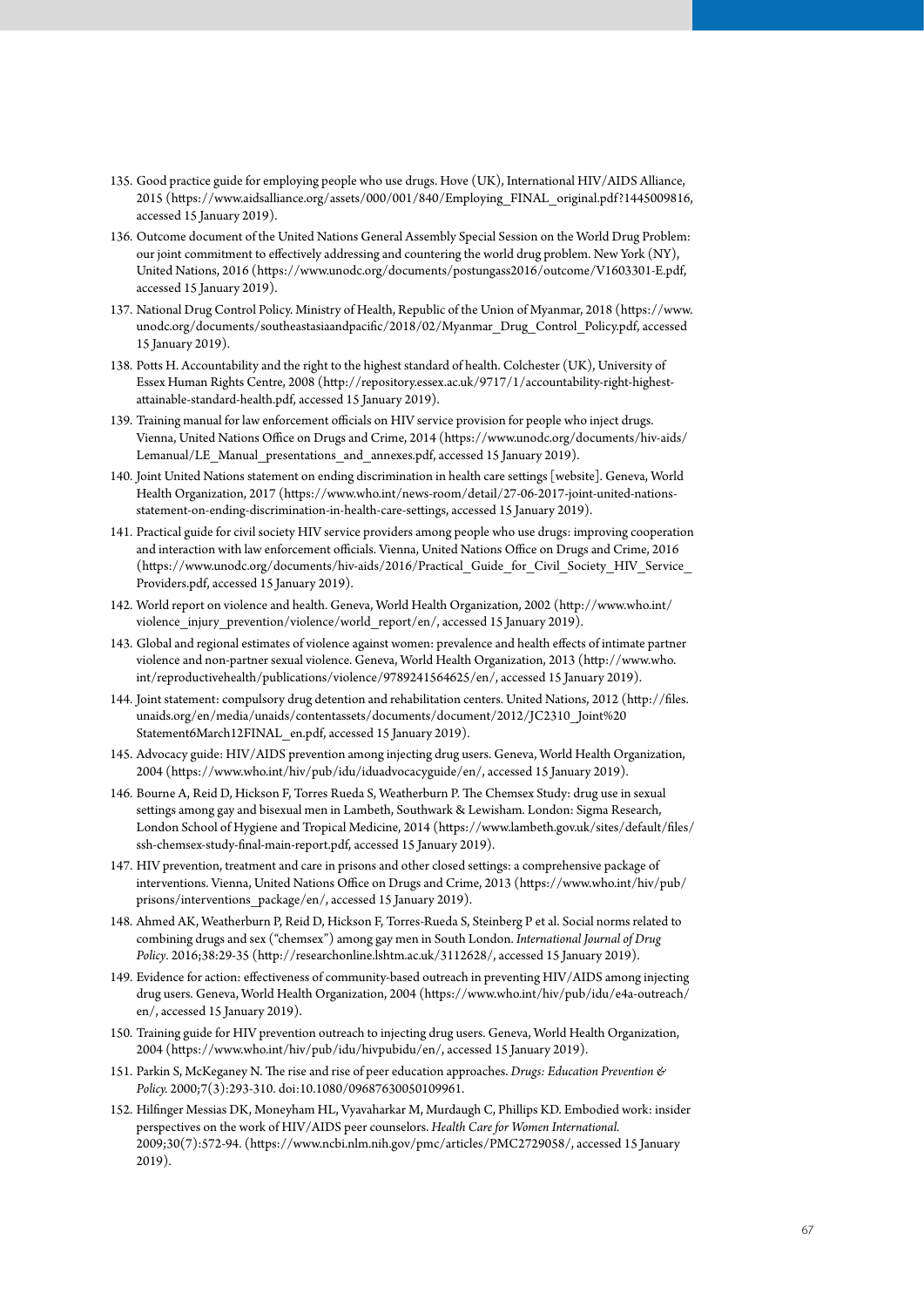135. Good practice guide for employing people who use drugs. Hove (UK), International HIV/AIDS Alliance, 2015 (https://www.aidsalliance.org/assets/000/001/840/Employing_FINAL_original.pdf?1445009816, accessed 15 January 2019).
136. Outcome document of the United Nations General Assembly Special Session on the World Drug Problem: our joint commitment to effectively addressing and countering the world drug problem. New York (NY), United Nations, 2016 (https://www.unodc.org/documents/postungass2016/outcome/V1603301-E.pdf, accessed 15 January 2019).
137. National Drug Control Policy. Ministry of Health, Republic of the Union of Myanmar, 2018 (https://www.unodc.org/documents/southeastasiaandpacific/2018/02/Myanmar_Drug_Control_Policy.pdf, accessed 15 January 2019).
138. Potts H. Accountability and the right to the highest standard of health. Colchester (UK), University of Essex Human Rights Centre, 2008 (http://repository.essex.ac.uk/9717/1/accountability-right-highest-attainable-standard-health.pdf, accessed 15 January 2019).
139. Training manual for law enforcement officials on HIV service provision for people who inject drugs. Vienna, United Nations Office on Drugs and Crime, 2014 (https://www.unodc.org/documents/hiv-aids/Lemanual/LE_Manual_presentations_and_annexes.pdf, accessed 15 January 2019).
140. Joint United Nations statement on ending discrimination in health care settings [website]. Geneva, World Health Organization, 2017 (https://www.who.int/news-room/detail/27-06-2017-joint-united-nations-statement-on-ending-discrimination-in-health-care-settings, accessed 15 January 2019).
141. Practical guide for civil society HIV service providers among people who use drugs: improving cooperation and interaction with law enforcement officials. Vienna, United Nations Office on Drugs and Crime, 2016 (https://www.unodc.org/documents/hiv-aids/2016/Practical_Guide_for_Civil_Society_HIV_Service_Providers.pdf, accessed 15 January 2019).
142. World report on violence and health. Geneva, World Health Organization, 2002 (http://www.who.int/violence_injury_prevention/violence/world_report/en/, accessed 15 January 2019).
143. Global and regional estimates of violence against women: prevalence and health effects of intimate partner violence and non-partner sexual violence. Geneva, World Health Organization, 2013 (http://www.who.int/reproductivehealth/publications/violence/9789241564625/en/, accessed 15 January 2019).
144. Joint statement: compulsory drug detention and rehabilitation centers. United Nations, 2012 (http://files.unaids.org/en/media/unaids/contentassets/documents/document/2012/JC2310_Joint%20Statement6March12FINAL_en.pdf, accessed 15 January 2019).
145. Advocacy guide: HIV/AIDS prevention among injecting drug users. Geneva, World Health Organization, 2004 (https://www.who.int/hiv/pub/idu/iduadvocacyguide/en/, accessed 15 January 2019).
146. Bourne A, Reid D, Hickson F, Torres Rueda S, Weatherburn P. The Chemsex Study: drug use in sexual settings among gay and bisexual men in Lambeth, Southwark & Lewisham. London: Sigma Research, London School of Hygiene and Tropical Medicine, 2014 (https://www.lambeth.gov.uk/sites/default/files/ssh-chemsex-study-final-main-report.pdf, accessed 15 January 2019).
147. HIV prevention, treatment and care in prisons and other closed settings: a comprehensive package of interventions. Vienna, United Nations Office on Drugs and Crime, 2013 (https://www.who.int/hiv/pub/prisons/interventions_package/en/, accessed 15 January 2019).
148. Ahmed AK, Weatherburn P, Reid D, Hickson F, Torres-Rueda S, Steinberg P et al. Social norms related to combining drugs and sex ("chemsex") among gay men in South London. *International Journal of Drug Policy*. 2016;38:29-35 (http://researchonline.lshtm.ac.uk/3112628/, accessed 15 January 2019).
149. Evidence for action: effectiveness of community-based outreach in preventing HIV/AIDS among injecting drug users. Geneva, World Health Organization, 2004 (https://www.who.int/hiv/pub/idu/e4a-outreach/en/, accessed 15 January 2019).
150. Training guide for HIV prevention outreach to injecting drug users. Geneva, World Health Organization, 2004 (https://www.who.int/hiv/pub/idu/hivpubidu/en/, accessed 15 January 2019).
151. Parkin S, McKeganey N. The rise and rise of peer education approaches. *Drugs: Education Prevention & Policy.* 2000;7(3):293-310. doi:10.1080/09687630050109961.
152. Hilfinger Messias DK, Moneyham HL, Vyavaharkar M, Murdaugh C, Phillips KD. Embodied work: insider perspectives on the work of HIV/AIDS peer counselors. *Health Care for Women International.* 2009;30(7):572-94. (https://www.ncbi.nlm.nih.gov/pmc/articles/PMC2729058/, accessed 15 January 2019).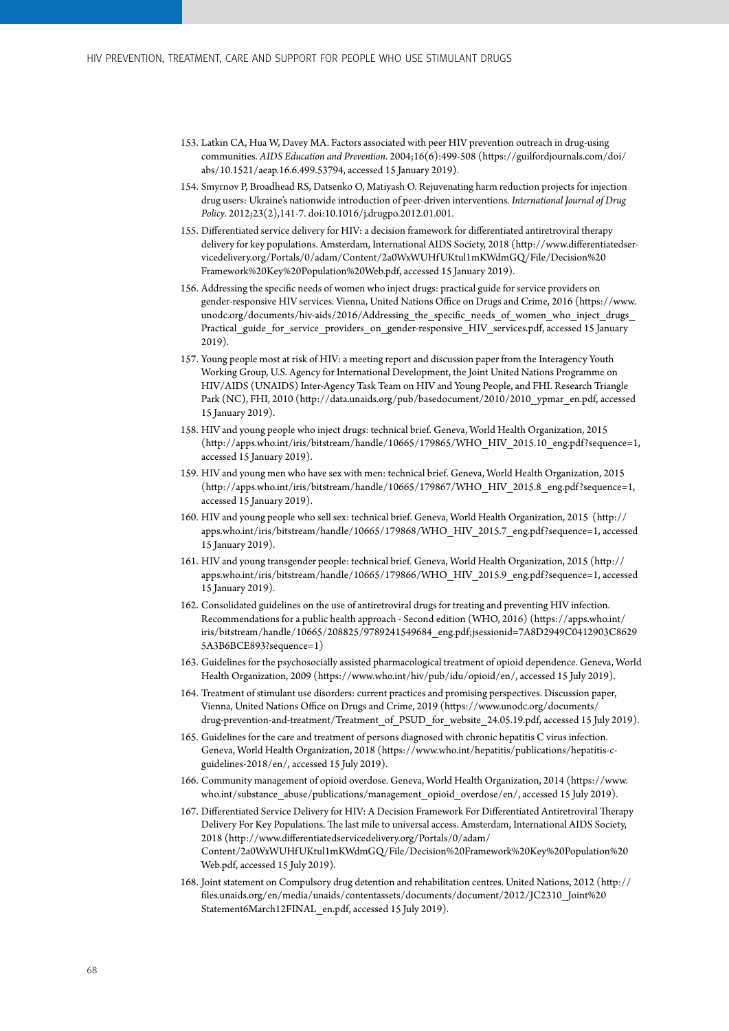153. Latkin CA, Hua W, Davey MA. Factors associated with peer HIV prevention outreach in drug-using communities. *AIDS Education and Prevention*. 2004;16(6):499-508 (https://guilfordjournals.com/doi/abs/10.1521/aeap.16.6.499.53794, accessed 15 January 2019).

154. Smyrnov P, Broadhead RS, Datsenko O, Matiyash O. Rejuvenating harm reduction projects for injection drug users: Ukraine's nationwide introduction of peer-driven interventions. *International Journal of Drug Policy*. 2012;23(2),141-7. doi:10.1016/j.drugpo.2012.01.001.

155. Differentiated service delivery for HIV: a decision framework for differentiated antiretroviral therapy delivery for key populations. Amsterdam, International AIDS Society, 2018 (http://www.differentiatedservicedelivery.org/Portals/0/adam/Content/2a0WxWUHfUKtul1mKWdmGQ/File/Decision%20Framework%20Key%20Population%20Web.pdf, accessed 15 January 2019).

156. Addressing the specific needs of women who inject drugs: practical guide for service providers on gender-responsive HIV services. Vienna, United Nations Office on Drugs and Crime, 2016 (https://www.unodc.org/documents/hiv-aids/2016/Addressing_the_specific_needs_of_women_who_inject_drugs_Practical_guide_for_service_providers_on_gender-responsive_HIV_services.pdf, accessed 15 January 2019).

157. Young people most at risk of HIV: a meeting report and discussion paper from the Interagency Youth Working Group, U.S. Agency for International Development, the Joint United Nations Programme on HIV/AIDS (UNAIDS) Inter-Agency Task Team on HIV and Young People, and FHI. Research Triangle Park (NC), FHI, 2010 (http://data.unaids.org/pub/basedocument/2010/2010_ypmar_en.pdf, accessed 15 January 2019).

158. HIV and young people who inject drugs: technical brief. Geneva, World Health Organization, 2015 (http://apps.who.int/iris/bitstream/handle/10665/179865/WHO_HIV_2015.10_eng.pdf?sequence=1, accessed 15 January 2019).

159. HIV and young men who have sex with men: technical brief. Geneva, World Health Organization, 2015 (http://apps.who.int/iris/bitstream/handle/10665/179867/WHO_HIV_2015.8_eng.pdf?sequence=1, accessed 15 January 2019).

160. HIV and young people who sell sex: technical brief. Geneva, World Health Organization, 2015 (http://apps.who.int/iris/bitstream/handle/10665/179868/WHO_HIV_2015.7_eng.pdf?sequence=1, accessed 15 January 2019).

161. HIV and young transgender people: technical brief. Geneva, World Health Organization, 2015 (http://apps.who.int/iris/bitstream/handle/10665/179866/WHO_HIV_2015.9_eng.pdf?sequence=1, accessed 15 January 2019).

162. Consolidated guidelines on the use of antiretroviral drugs for treating and preventing HIV infection. Recommendations for a public health approach - Second edition (WHO, 2016) (https://apps.who.int/iris/bitstream/handle/10665/208825/9789241549684_eng.pdf;jsessionid=7A8D2949C0412903C86295A3B6BCE893?sequence=1)

163. Guidelines for the psychosocially assisted pharmacological treatment of opioid dependence. Geneva, World Health Organization, 2009 (https://www.who.int/hiv/pub/idu/opioid/en/, accessed 15 January 2019).

164. Treatment of stimulant use disorders: current practices and promising perspectives. Discussion paper, Vienna, United Nations Office on Drugs and Crime, 2019 (https://www.unodc.org/documents/drug-prevention-and-treatment/Treatment_of_PSUD_for_website_24.05.19.pdf, accessed 15 July 2019).

165. Guidelines for the care and treatment of persons diagnosed with chronic hepatitis C virus infection. Geneva, World Health Organization, 2018 (https://www.who.int/hepatitis/publications/hepatitis-c-guidelines-2018/en/, accessed 15 July 2019).

166. Community management of opioid overdose. Geneva, World Health Organization, 2014 (https://www.who.int/substance_abuse/publications/management_opioid_overdose/en/, accessed 15 July 2019).

167. Differentiated Service Delivery for HIV: A Decision Framework For Differentiated Antiretroviral Therapy Delivery For Key Populations. The last mile to universal access. Amsterdam, International AIDS Society, 2018 (http://www.differentiatedservicedelivery.org/Portals/0/adam/Content/2a0WxWUHfUKtul1mKWdmGQ/File/Decision%20Framework%20Key%20Population%20Web.pdf, accessed 15 July 2019).

168. Joint statement on Compulsory drug detention and rehabilitation centres. United Nations, 2012 (http://files.unaids.org/en/media/unaids/contentassets/documents/document/2012/JC2310_Joint%20Statement6March12FINAL_en.pdf, accessed 15 July 2019).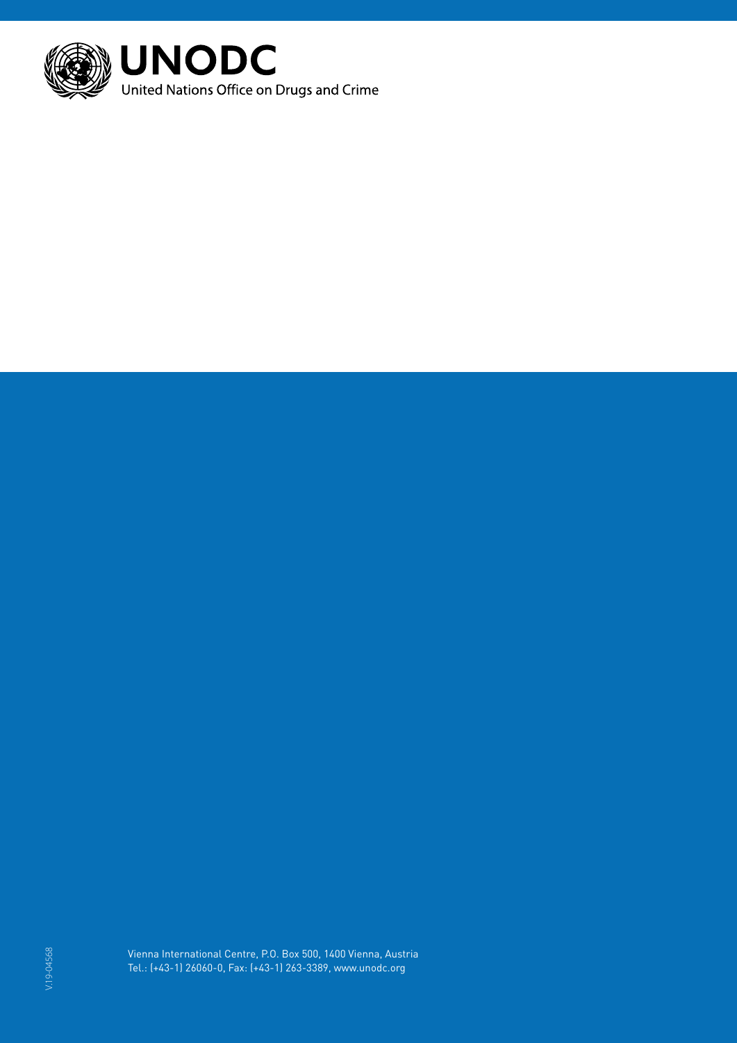# UNODC

United Nations Office on Drugs and Crime

Vienna International Centre, P.O. Box 500, 1400 Vienna, Austria
Tel.: (+43-1) 26060-0, Fax: (+43-1) 263-3389, www.unodc.org

V.19-04568